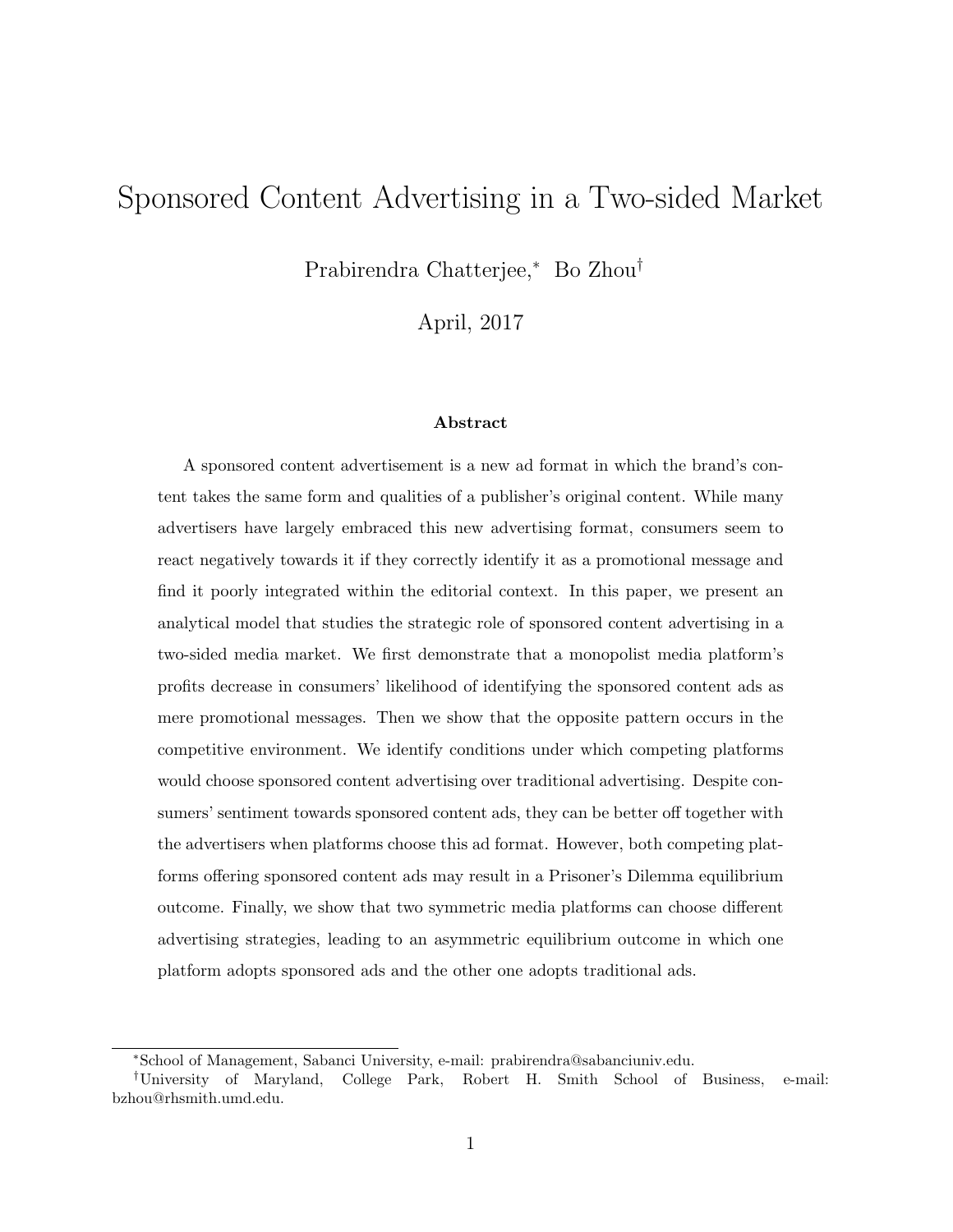# Sponsored Content Advertising in a Two-sided Market

Prabirendra Chatterjee,[*] Bo Zhou[†]

April, 2017

**Abstract**

A sponsored content advertisement is a new ad format in which the brand's content takes the same form and qualities of a publisher's original content. While many advertisers have largely embraced this new advertising format, consumers seem to react negatively towards it if they correctly identify it as a promotional message and find it poorly integrated within the editorial context. In this paper, we present an analytical model that studies the strategic role of sponsored content advertising in a two-sided media market. We first demonstrate that a monopolist media platform's profits decrease in consumers' likelihood of identifying the sponsored content ads as mere promotional messages. Then we show that the opposite pattern occurs in the competitive environment. We identify conditions under which competing platforms would choose sponsored content advertising over traditional advertising. Despite consumers' sentiment towards sponsored content ads, they can be better off together with the advertisers when platforms choose this ad format. However, both competing platforms offering sponsored content ads may result in a Prisoner's Dilemma equilibrium outcome. Finally, we show that two symmetric media platforms can choose different advertising strategies, leading to an asymmetric equilibrium outcome in which one platform adopts sponsored ads and the other one adopts traditional ads.

---

[*] School of Management, Sabanci University, e-mail: prabirendra@sabanciuniv.edu.

[†] University of Maryland, College Park, Robert H. Smith School of Business, e-mail: bzhou@rhsmith.umd.edu.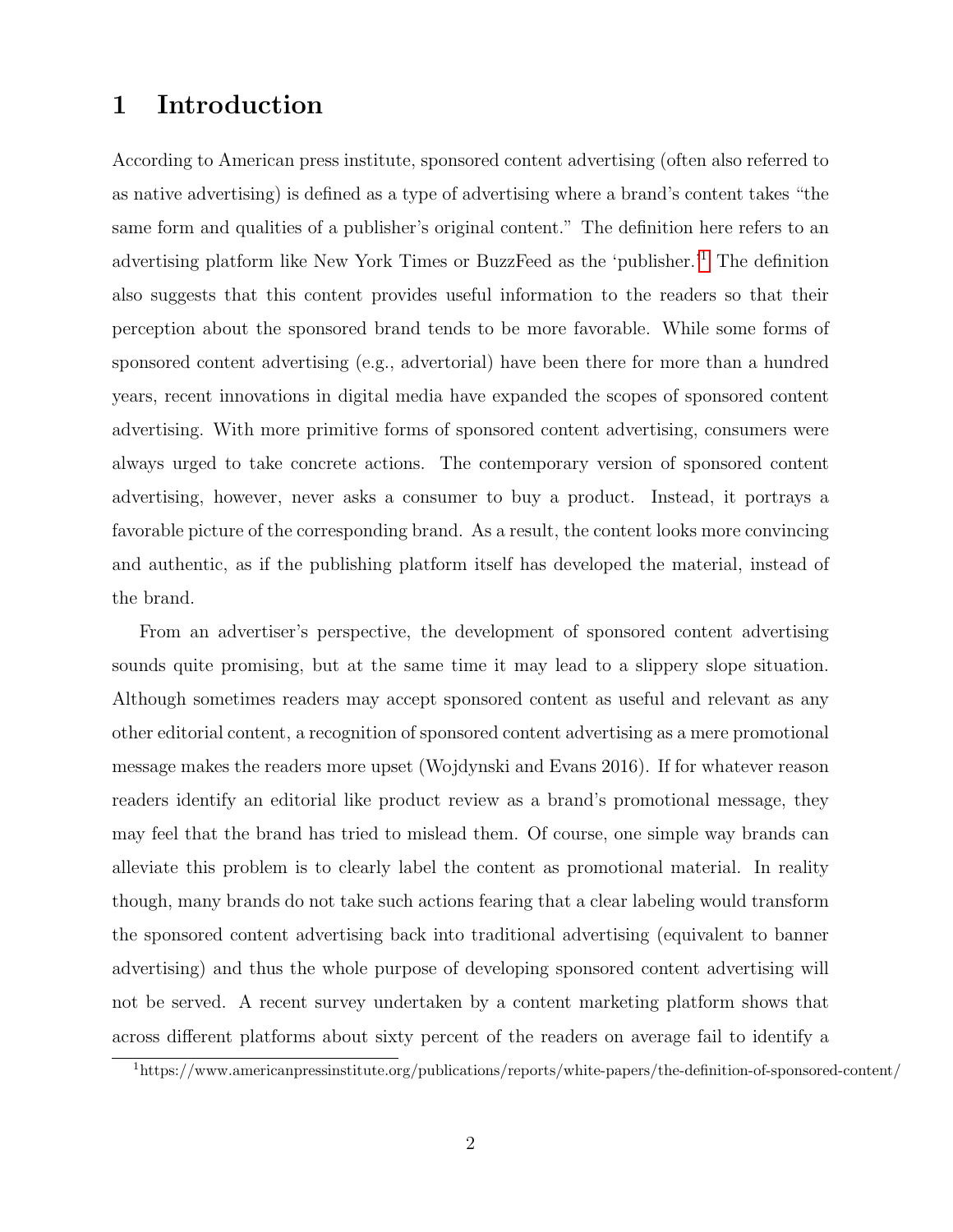# 1 Introduction

According to American press institute, sponsored content advertising (often also referred to as native advertising) is defined as a type of advertising where a brand's content takes "the same form and qualities of a publisher's original content." The definition here refers to an advertising platform like New York Times or BuzzFeed as the 'publisher.'[1] The definition also suggests that this content provides useful information to the readers so that their perception about the sponsored brand tends to be more favorable. While some forms of sponsored content advertising (e.g., advertorial) have been there for more than a hundred years, recent innovations in digital media have expanded the scopes of sponsored content advertising. With more primitive forms of sponsored content advertising, consumers were always urged to take concrete actions. The contemporary version of sponsored content advertising, however, never asks a consumer to buy a product. Instead, it portrays a favorable picture of the corresponding brand. As a result, the content looks more convincing and authentic, as if the publishing platform itself has developed the material, instead of the brand.

From an advertiser's perspective, the development of sponsored content advertising sounds quite promising, but at the same time it may lead to a slippery slope situation. Although sometimes readers may accept sponsored content as useful and relevant as any other editorial content, a recognition of sponsored content advertising as a mere promotional message makes the readers more upset (Wojdynski and Evans 2016). If for whatever reason readers identify an editorial like product review as a brand's promotional message, they may feel that the brand has tried to mislead them. Of course, one simple way brands can alleviate this problem is to clearly label the content as promotional material. In reality though, many brands do not take such actions fearing that a clear labeling would transform the sponsored content advertising back into traditional advertising (equivalent to banner advertising) and thus the whole purpose of developing sponsored content advertising will not be served. A recent survey undertaken by a content marketing platform shows that across different platforms about sixty percent of the readers on average fail to identify a

[1] https://www.americanpressinstitute.org/publications/reports/white-papers/the-definition-of-sponsored-content/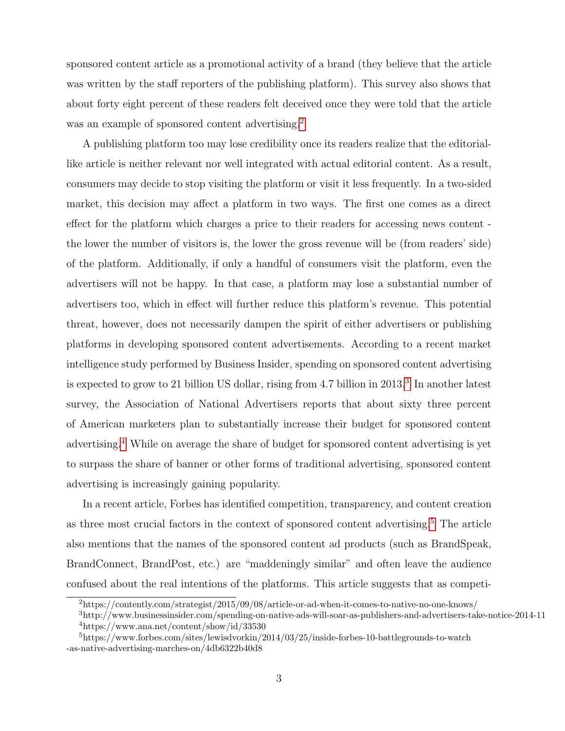sponsored content article as a promotional activity of a brand (they believe that the article was written by the staff reporters of the publishing platform). This survey also shows that about forty eight percent of these readers felt deceived once they were told that the article was an example of sponsored content advertising.[2]

A publishing platform too may lose credibility once its readers realize that the editorial-like article is neither relevant nor well integrated with actual editorial content. As a result, consumers may decide to stop visiting the platform or visit it less frequently. In a two-sided market, this decision may affect a platform in two ways. The first one comes as a direct effect for the platform which charges a price to their readers for accessing news content - the lower the number of visitors is, the lower the gross revenue will be (from readers' side) of the platform. Additionally, if only a handful of consumers visit the platform, even the advertisers will not be happy. In that case, a platform may lose a substantial number of advertisers too, which in effect will further reduce this platform's revenue. This potential threat, however, does not necessarily dampen the spirit of either advertisers or publishing platforms in developing sponsored content advertisements. According to a recent market intelligence study performed by Business Insider, spending on sponsored content advertising is expected to grow to 21 billion US dollar, rising from 4.7 billion in 2013.[3] In another latest survey, the Association of National Advertisers reports that about sixty three percent of American marketers plan to substantially increase their budget for sponsored content advertising.[4] While on average the share of budget for sponsored content advertising is yet to surpass the share of banner or other forms of traditional advertising, sponsored content advertising is increasingly gaining popularity.

In a recent article, Forbes has identified competition, transparency, and content creation as three most crucial factors in the context of sponsored content advertising.[5] The article also mentions that the names of the sponsored content ad products (such as BrandSpeak, BrandConnect, BrandPost, etc.) are "maddeningly similar" and often leave the audience confused about the real intentions of the platforms. This article suggests that as competi-

[2] https://contently.com/strategist/2015/09/08/article-or-ad-when-it-comes-to-native-no-one-knows/

[3] http://www.businessinsider.com/spending-on-native-ads-will-soar-as-publishers-and-advertisers-take-notice-2014-11

[4] https://www.ana.net/content/show/id/33530

[5] https://www.forbes.com/sites/lewisdvorkin/2014/03/25/inside-forbes-10-battlegrounds-to-watch-as-native-advertising-marches-on/4db6322b40d8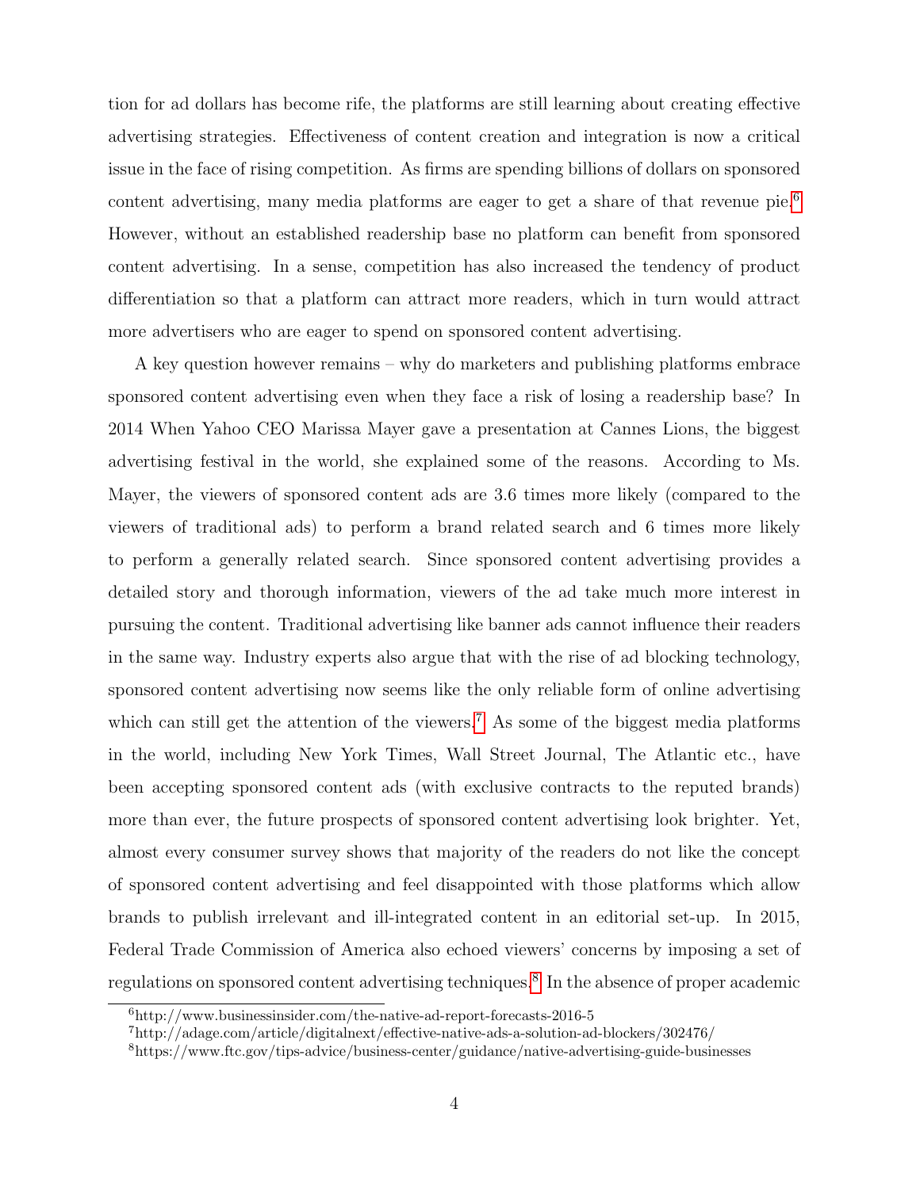tion for ad dollars has become rife, the platforms are still learning about creating effective advertising strategies. Effectiveness of content creation and integration is now a critical issue in the face of rising competition. As firms are spending billions of dollars on sponsored content advertising, many media platforms are eager to get a share of that revenue pie.[6] However, without an established readership base no platform can benefit from sponsored content advertising. In a sense, competition has also increased the tendency of product differentiation so that a platform can attract more readers, which in turn would attract more advertisers who are eager to spend on sponsored content advertising.

A key question however remains – why do marketers and publishing platforms embrace sponsored content advertising even when they face a risk of losing a readership base? In 2014 When Yahoo CEO Marissa Mayer gave a presentation at Cannes Lions, the biggest advertising festival in the world, she explained some of the reasons. According to Ms. Mayer, the viewers of sponsored content ads are 3.6 times more likely (compared to the viewers of traditional ads) to perform a brand related search and 6 times more likely to perform a generally related search. Since sponsored content advertising provides a detailed story and thorough information, viewers of the ad take much more interest in pursuing the content. Traditional advertising like banner ads cannot influence their readers in the same way. Industry experts also argue that with the rise of ad blocking technology, sponsored content advertising now seems like the only reliable form of online advertising which can still get the attention of the viewers.[7] As some of the biggest media platforms in the world, including New York Times, Wall Street Journal, The Atlantic etc., have been accepting sponsored content ads (with exclusive contracts to the reputed brands) more than ever, the future prospects of sponsored content advertising look brighter. Yet, almost every consumer survey shows that majority of the readers do not like the concept of sponsored content advertising and feel disappointed with those platforms which allow brands to publish irrelevant and ill-integrated content in an editorial set-up. In 2015, Federal Trade Commission of America also echoed viewers' concerns by imposing a set of regulations on sponsored content advertising techniques.[8] In the absence of proper academic

[6] http://www.businessinsider.com/the-native-ad-report-forecasts-2016-5

[7] http://adage.com/article/digitalnext/effective-native-ads-a-solution-ad-blockers/302476/

[8] https://www.ftc.gov/tips-advice/business-center/guidance/native-advertising-guide-businesses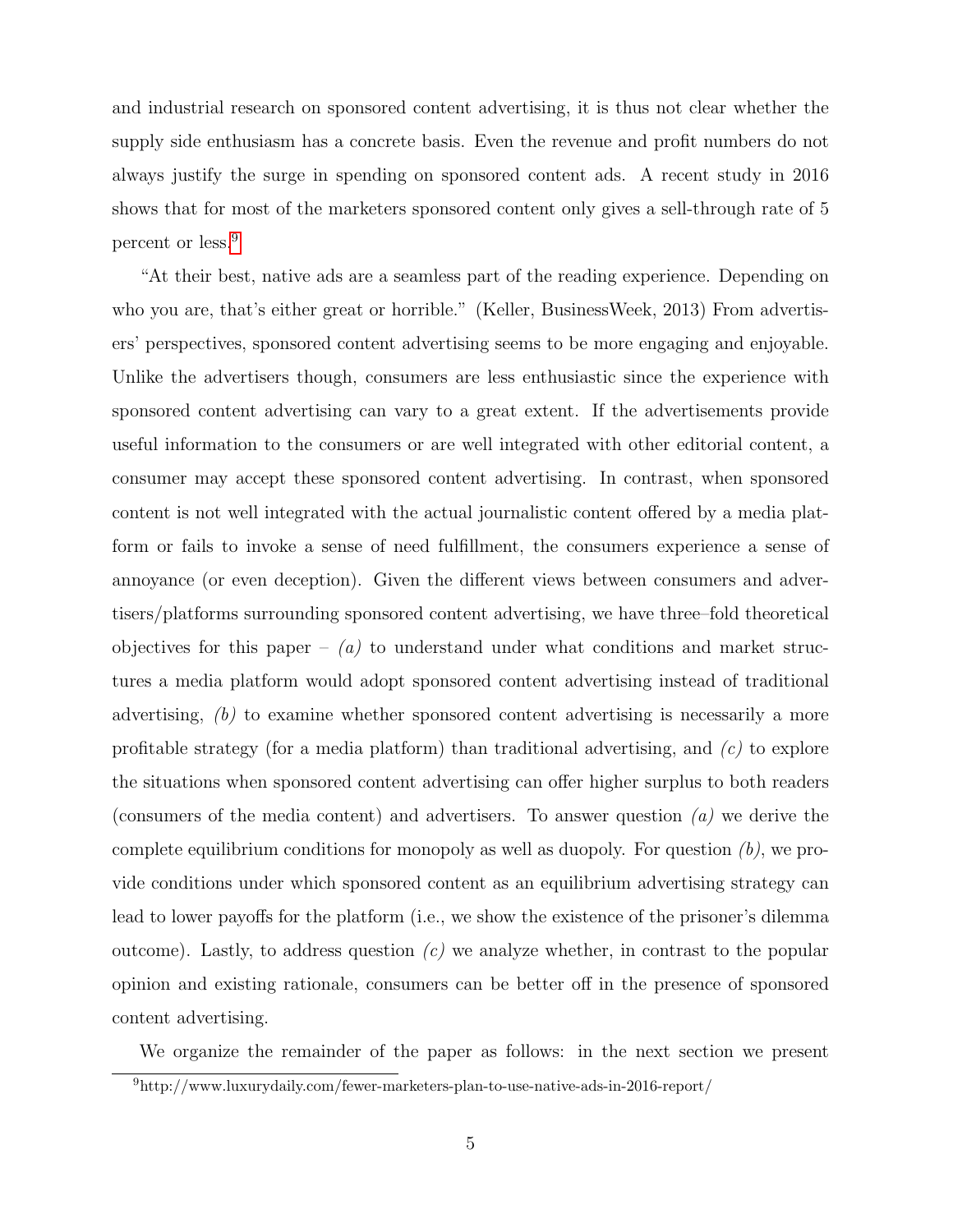and industrial research on sponsored content advertising, it is thus not clear whether the supply side enthusiasm has a concrete basis. Even the revenue and profit numbers do not always justify the surge in spending on sponsored content ads. A recent study in 2016 shows that for most of the marketers sponsored content only gives a sell-through rate of 5 percent or less.[9]

"At their best, native ads are a seamless part of the reading experience. Depending on who you are, that's either great or horrible." (Keller, BusinessWeek, 2013) From advertisers' perspectives, sponsored content advertising seems to be more engaging and enjoyable. Unlike the advertisers though, consumers are less enthusiastic since the experience with sponsored content advertising can vary to a great extent. If the advertisements provide useful information to the consumers or are well integrated with other editorial content, a consumer may accept these sponsored content advertising. In contrast, when sponsored content is not well integrated with the actual journalistic content offered by a media platform or fails to invoke a sense of need fulfillment, the consumers experience a sense of annoyance (or even deception). Given the different views between consumers and advertisers/platforms surrounding sponsored content advertising, we have three–fold theoretical objectives for this paper – *(a)* to understand under what conditions and market structures a media platform would adopt sponsored content advertising instead of traditional advertising, *(b)* to examine whether sponsored content advertising is necessarily a more profitable strategy (for a media platform) than traditional advertising, and *(c)* to explore the situations when sponsored content advertising can offer higher surplus to both readers (consumers of the media content) and advertisers. To answer question *(a)* we derive the complete equilibrium conditions for monopoly as well as duopoly. For question *(b)*, we provide conditions under which sponsored content as an equilibrium advertising strategy can lead to lower payoffs for the platform (i.e., we show the existence of the prisoner's dilemma outcome). Lastly, to address question *(c)* we analyze whether, in contrast to the popular opinion and existing rationale, consumers can be better off in the presence of sponsored content advertising.

We organize the remainder of the paper as follows: in the next section we present

[9] http://www.luxurydaily.com/fewer-marketers-plan-to-use-native-ads-in-2016-report/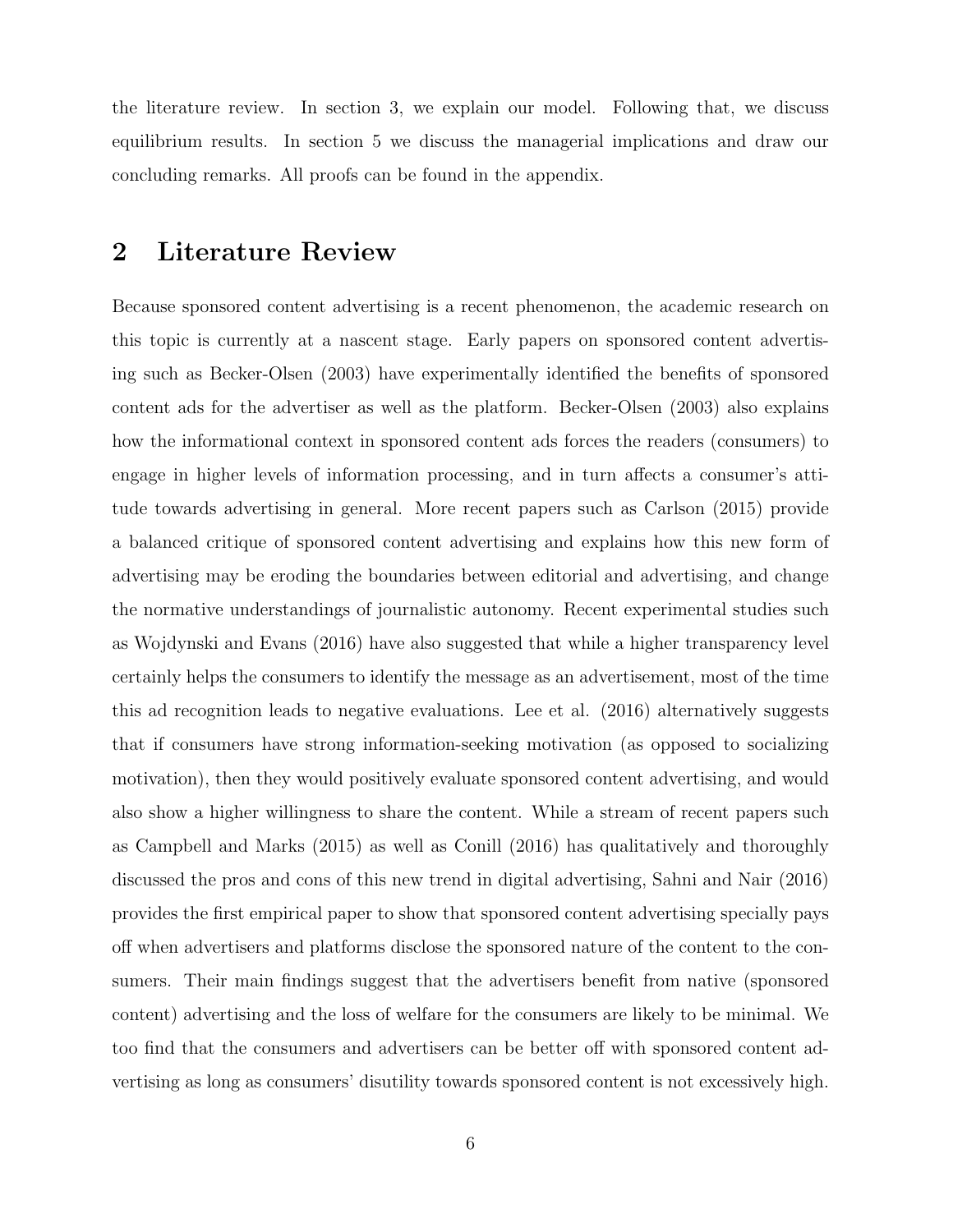the literature review. In section 3, we explain our model. Following that, we discuss equilibrium results. In section 5 we discuss the managerial implications and draw our concluding remarks. All proofs can be found in the appendix.

## 2 Literature Review

Because sponsored content advertising is a recent phenomenon, the academic research on this topic is currently at a nascent stage. Early papers on sponsored content advertising such as Becker-Olsen (2003) have experimentally identified the benefits of sponsored content ads for the advertiser as well as the platform. Becker-Olsen (2003) also explains how the informational context in sponsored content ads forces the readers (consumers) to engage in higher levels of information processing, and in turn affects a consumer's attitude towards advertising in general. More recent papers such as Carlson (2015) provide a balanced critique of sponsored content advertising and explains how this new form of advertising may be eroding the boundaries between editorial and advertising, and change the normative understandings of journalistic autonomy. Recent experimental studies such as Wojdynski and Evans (2016) have also suggested that while a higher transparency level certainly helps the consumers to identify the message as an advertisement, most of the time this ad recognition leads to negative evaluations. Lee et al. (2016) alternatively suggests that if consumers have strong information-seeking motivation (as opposed to socializing motivation), then they would positively evaluate sponsored content advertising, and would also show a higher willingness to share the content. While a stream of recent papers such as Campbell and Marks (2015) as well as Conill (2016) has qualitatively and thoroughly discussed the pros and cons of this new trend in digital advertising, Sahni and Nair (2016) provides the first empirical paper to show that sponsored content advertising specially pays off when advertisers and platforms disclose the sponsored nature of the content to the consumers. Their main findings suggest that the advertisers benefit from native (sponsored content) advertising and the loss of welfare for the consumers are likely to be minimal. We too find that the consumers and advertisers can be better off with sponsored content advertising as long as consumers' disutility towards sponsored content is not excessively high.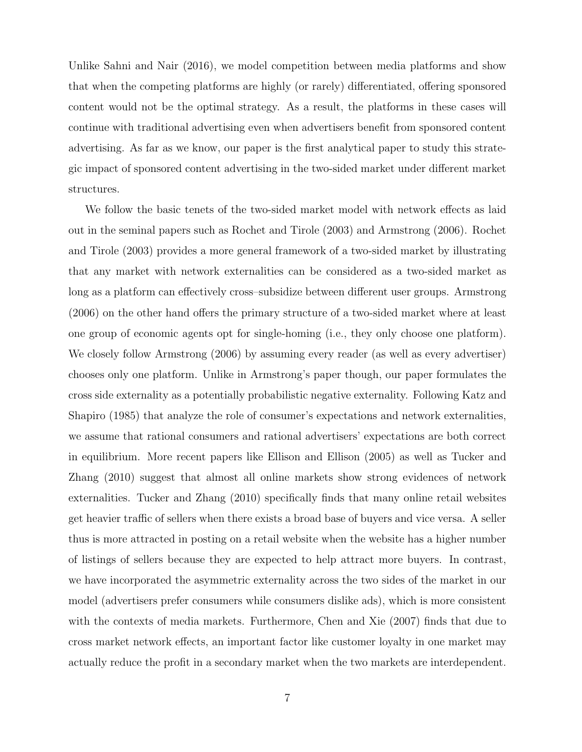Unlike Sahni and Nair (2016), we model competition between media platforms and show that when the competing platforms are highly (or rarely) differentiated, offering sponsored content would not be the optimal strategy. As a result, the platforms in these cases will continue with traditional advertising even when advertisers benefit from sponsored content advertising. As far as we know, our paper is the first analytical paper to study this strategic impact of sponsored content advertising in the two-sided market under different market structures.

We follow the basic tenets of the two-sided market model with network effects as laid out in the seminal papers such as Rochet and Tirole (2003) and Armstrong (2006). Rochet and Tirole (2003) provides a more general framework of a two-sided market by illustrating that any market with network externalities can be considered as a two-sided market as long as a platform can effectively cross–subsidize between different user groups. Armstrong (2006) on the other hand offers the primary structure of a two-sided market where at least one group of economic agents opt for single-homing (i.e., they only choose one platform). We closely follow Armstrong (2006) by assuming every reader (as well as every advertiser) chooses only one platform. Unlike in Armstrong's paper though, our paper formulates the cross side externality as a potentially probabilistic negative externality. Following Katz and Shapiro (1985) that analyze the role of consumer's expectations and network externalities, we assume that rational consumers and rational advertisers' expectations are both correct in equilibrium. More recent papers like Ellison and Ellison (2005) as well as Tucker and Zhang (2010) suggest that almost all online markets show strong evidences of network externalities. Tucker and Zhang (2010) specifically finds that many online retail websites get heavier traffic of sellers when there exists a broad base of buyers and vice versa. A seller thus is more attracted in posting on a retail website when the website has a higher number of listings of sellers because they are expected to help attract more buyers. In contrast, we have incorporated the asymmetric externality across the two sides of the market in our model (advertisers prefer consumers while consumers dislike ads), which is more consistent with the contexts of media markets. Furthermore, Chen and Xie (2007) finds that due to cross market network effects, an important factor like customer loyalty in one market may actually reduce the profit in a secondary market when the two markets are interdependent.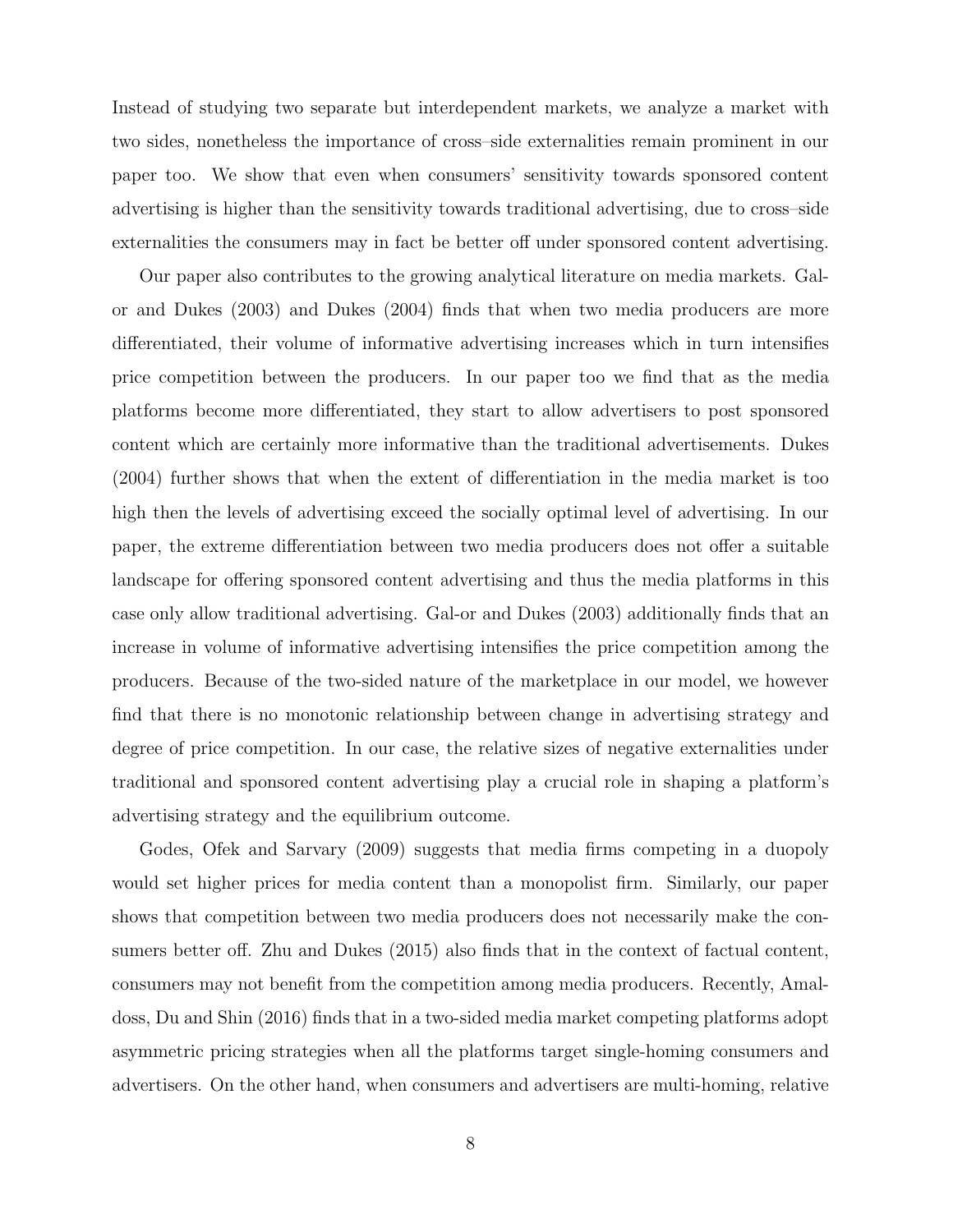Instead of studying two separate but interdependent markets, we analyze a market with two sides, nonetheless the importance of cross–side externalities remain prominent in our paper too. We show that even when consumers' sensitivity towards sponsored content advertising is higher than the sensitivity towards traditional advertising, due to cross–side externalities the consumers may in fact be better off under sponsored content advertising.

Our paper also contributes to the growing analytical literature on media markets. Gal-or and Dukes (2003) and Dukes (2004) finds that when two media producers are more differentiated, their volume of informative advertising increases which in turn intensifies price competition between the producers. In our paper too we find that as the media platforms become more differentiated, they start to allow advertisers to post sponsored content which are certainly more informative than the traditional advertisements. Dukes (2004) further shows that when the extent of differentiation in the media market is too high then the levels of advertising exceed the socially optimal level of advertising. In our paper, the extreme differentiation between two media producers does not offer a suitable landscape for offering sponsored content advertising and thus the media platforms in this case only allow traditional advertising. Gal-or and Dukes (2003) additionally finds that an increase in volume of informative advertising intensifies the price competition among the producers. Because of the two-sided nature of the marketplace in our model, we however find that there is no monotonic relationship between change in advertising strategy and degree of price competition. In our case, the relative sizes of negative externalities under traditional and sponsored content advertising play a crucial role in shaping a platform's advertising strategy and the equilibrium outcome.

Godes, Ofek and Sarvary (2009) suggests that media firms competing in a duopoly would set higher prices for media content than a monopolist firm. Similarly, our paper shows that competition between two media producers does not necessarily make the consumers better off. Zhu and Dukes (2015) also finds that in the context of factual content, consumers may not benefit from the competition among media producers. Recently, Amaldoss, Du and Shin (2016) finds that in a two-sided media market competing platforms adopt asymmetric pricing strategies when all the platforms target single-homing consumers and advertisers. On the other hand, when consumers and advertisers are multi-homing, relative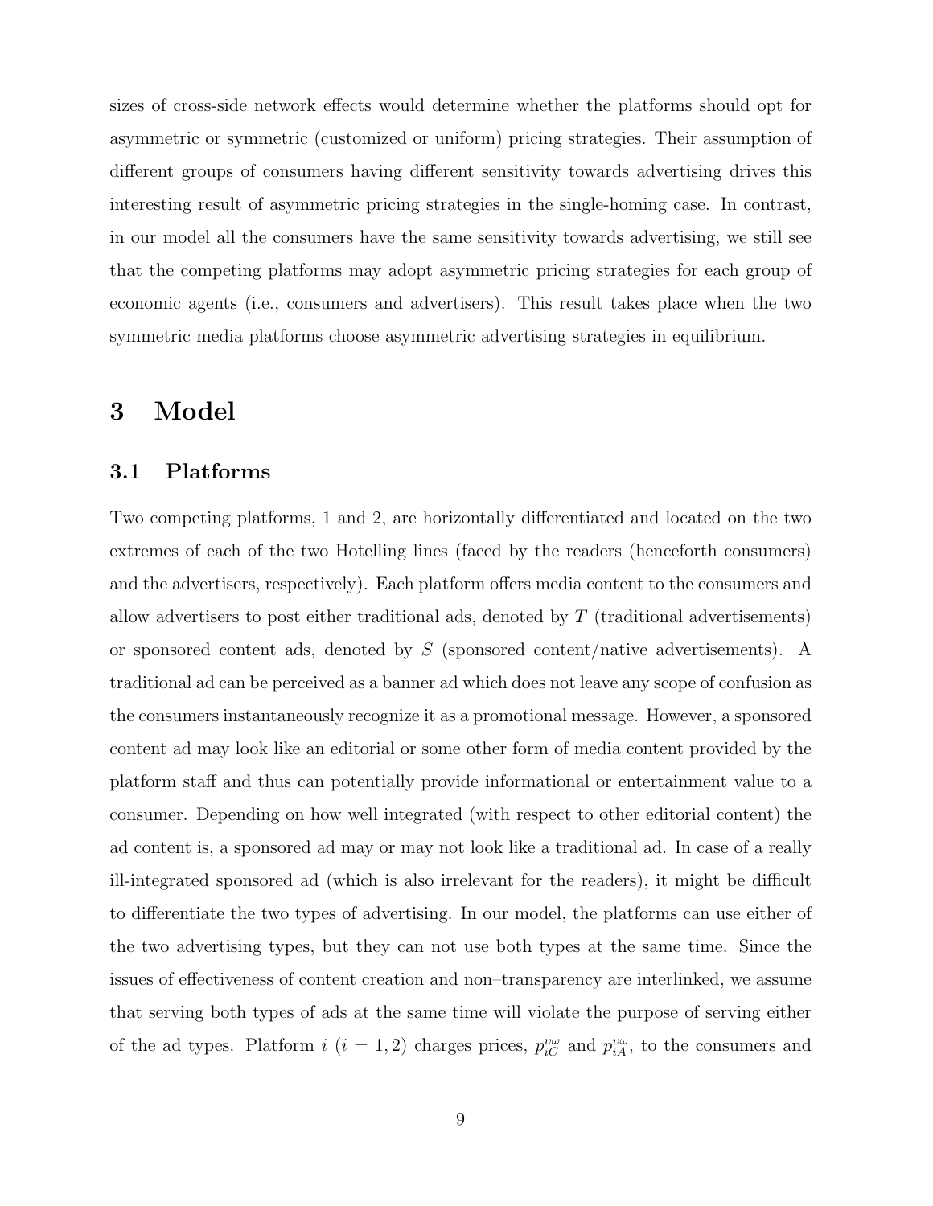sizes of cross-side network effects would determine whether the platforms should opt for asymmetric or symmetric (customized or uniform) pricing strategies. Their assumption of different groups of consumers having different sensitivity towards advertising drives this interesting result of asymmetric pricing strategies in the single-homing case. In contrast, in our model all the consumers have the same sensitivity towards advertising, we still see that the competing platforms may adopt asymmetric pricing strategies for each group of economic agents (i.e., consumers and advertisers). This result takes place when the two symmetric media platforms choose asymmetric advertising strategies in equilibrium.

# 3 Model

## 3.1 Platforms

Two competing platforms, 1 and 2, are horizontally differentiated and located on the two extremes of each of the two Hotelling lines (faced by the readers (henceforth consumers) and the advertisers, respectively). Each platform offers media content to the consumers and allow advertisers to post either traditional ads, denoted by $T$ (traditional advertisements) or sponsored content ads, denoted by $S$ (sponsored content/native advertisements). A traditional ad can be perceived as a banner ad which does not leave any scope of confusion as the consumers instantaneously recognize it as a promotional message. However, a sponsored content ad may look like an editorial or some other form of media content provided by the platform staff and thus can potentially provide informational or entertainment value to a consumer. Depending on how well integrated (with respect to other editorial content) the ad content is, a sponsored ad may or may not look like a traditional ad. In case of a really ill-integrated sponsored ad (which is also irrelevant for the readers), it might be difficult to differentiate the two types of advertising. In our model, the platforms can use either of the two advertising types, but they can not use both types at the same time. Since the issues of effectiveness of content creation and non–transparency are interlinked, we assume that serving both types of ads at the same time will violate the purpose of serving either of the ad types. Platform $i$ ($i = 1, 2$) charges prices, $p_{iC}^{\upsilon\omega}$ and $p_{iA}^{\upsilon\omega}$, to the consumers and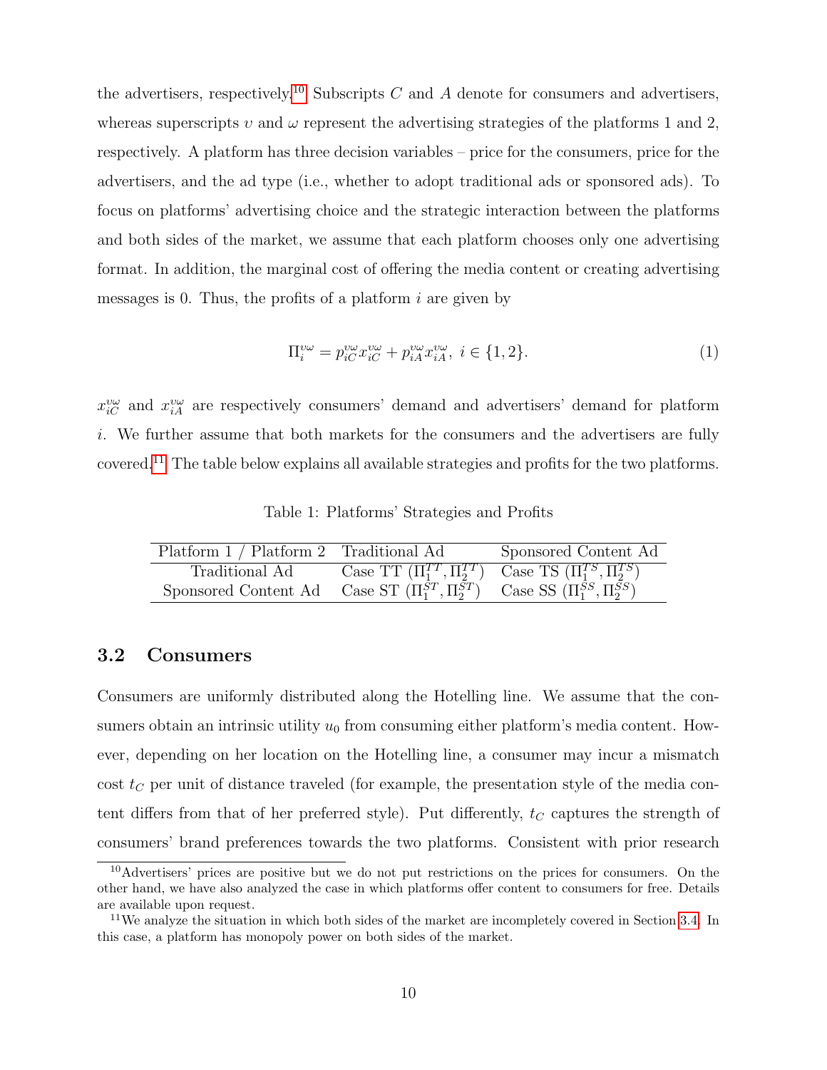the advertisers, respectively.[10] Subscripts $C$ and $A$ denote for consumers and advertisers, whereas superscripts $\upsilon$ and $\omega$ represent the advertising strategies of the platforms 1 and 2, respectively. A platform has three decision variables – price for the consumers, price for the advertisers, and the ad type (i.e., whether to adopt traditional ads or sponsored ads). To focus on platforms' advertising choice and the strategic interaction between the platforms and both sides of the market, we assume that each platform chooses only one advertising format. In addition, the marginal cost of offering the media content or creating advertising messages is 0. Thus, the profits of a platform $i$ are given by

$$\Pi_i^{\upsilon\omega} = p_{iC}^{\upsilon\omega} x_{iC}^{\upsilon\omega} + p_{iA}^{\upsilon\omega} x_{iA}^{\upsilon\omega}, \; i \in \{1, 2\}. \tag{1}$$

$x_{iC}^{\upsilon\omega}$ and $x_{iA}^{\upsilon\omega}$ are respectively consumers' demand and advertisers' demand for platform $i$. We further assume that both markets for the consumers and the advertisers are fully covered.[11] The table below explains all available strategies and profits for the two platforms.

Table 1: Platforms' Strategies and Profits

| Platform 1 / Platform 2 | Traditional Ad | Sponsored Content Ad |
|---|---|---|
| Traditional Ad | Case TT ($\Pi_1^{TT}, \Pi_2^{TT}$) | Case TS ($\Pi_1^{TS}, \Pi_2^{TS}$) |
| Sponsored Content Ad | Case ST ($\Pi_1^{ST}, \Pi_2^{ST}$) | Case SS ($\Pi_1^{SS}, \Pi_2^{SS}$) |

### 3.2 Consumers

Consumers are uniformly distributed along the Hotelling line. We assume that the consumers obtain an intrinsic utility $u_0$ from consuming either platform's media content. However, depending on her location on the Hotelling line, a consumer may incur a mismatch cost $t_C$ per unit of distance traveled (for example, the presentation style of the media content differs from that of her preferred style). Put differently, $t_C$ captures the strength of consumers' brand preferences towards the two platforms. Consistent with prior research

[10] Advertisers' prices are positive but we do not put restrictions on the prices for consumers. On the other hand, we have also analyzed the case in which platforms offer content to consumers for free. Details are available upon request.

[11] We analyze the situation in which both sides of the market are incompletely covered in Section 3.4. In this case, a platform has monopoly power on both sides of the market.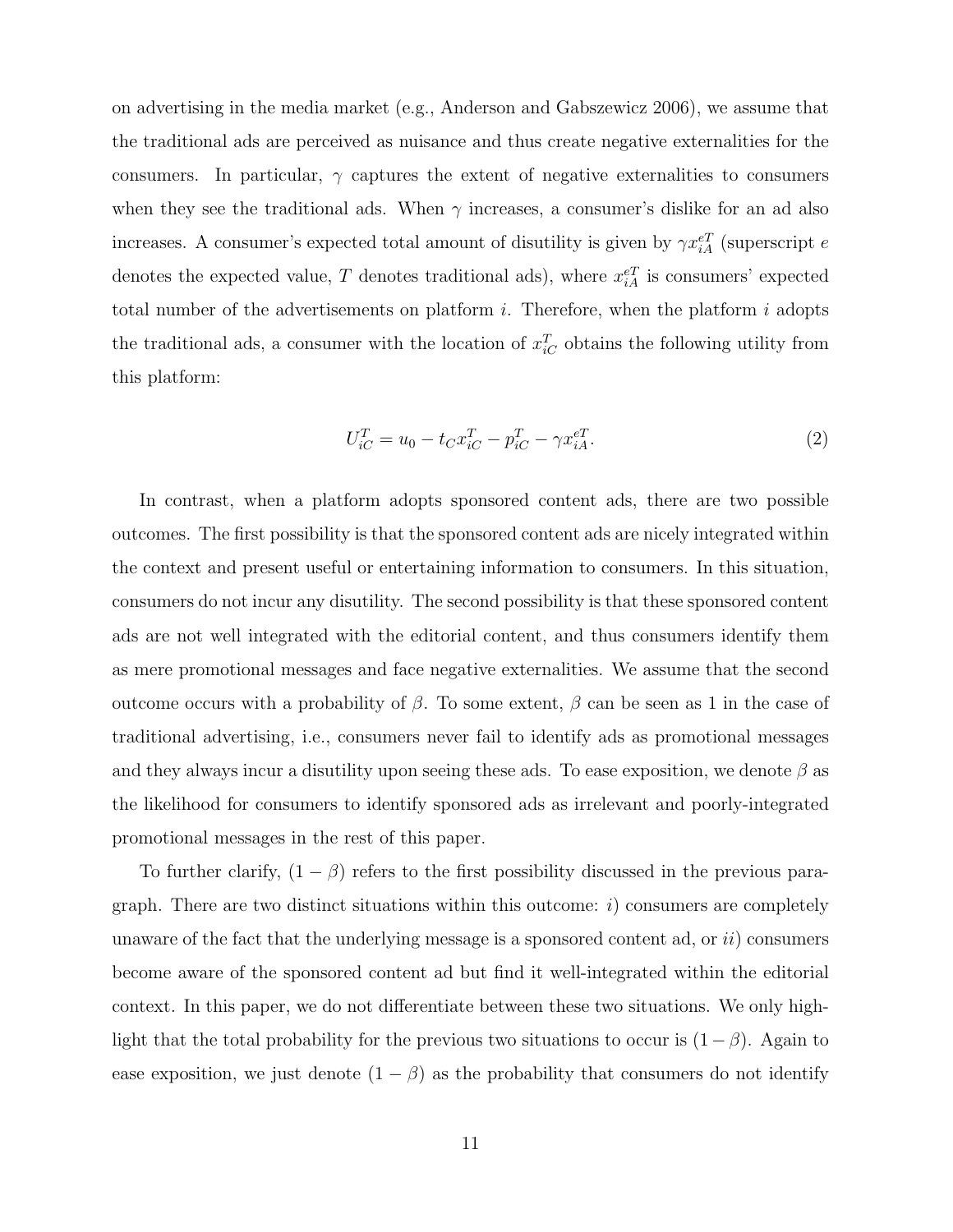on advertising in the media market (e.g., Anderson and Gabszewicz 2006), we assume that the traditional ads are perceived as nuisance and thus create negative externalities for the consumers. In particular, $\gamma$ captures the extent of negative externalities to consumers when they see the traditional ads. When $\gamma$ increases, a consumer's dislike for an ad also increases. A consumer's expected total amount of disutility is given by $\gamma x_{iA}^{eT}$ (superscript $e$ denotes the expected value, $T$ denotes traditional ads), where $x_{iA}^{eT}$ is consumers' expected total number of the advertisements on platform $i$. Therefore, when the platform $i$ adopts the traditional ads, a consumer with the location of $x_{iC}^{T}$ obtains the following utility from this platform:

$$U_{iC}^{T} = u_0 - t_C x_{iC}^{T} - p_{iC}^{T} - \gamma x_{iA}^{eT}. \tag{2}$$

In contrast, when a platform adopts sponsored content ads, there are two possible outcomes. The first possibility is that the sponsored content ads are nicely integrated within the context and present useful or entertaining information to consumers. In this situation, consumers do not incur any disutility. The second possibility is that these sponsored content ads are not well integrated with the editorial content, and thus consumers identify them as mere promotional messages and face negative externalities. We assume that the second outcome occurs with a probability of $\beta$. To some extent, $\beta$ can be seen as 1 in the case of traditional advertising, i.e., consumers never fail to identify ads as promotional messages and they always incur a disutility upon seeing these ads. To ease exposition, we denote $\beta$ as the likelihood for consumers to identify sponsored ads as irrelevant and poorly-integrated promotional messages in the rest of this paper.

To further clarify, $(1 - \beta)$ refers to the first possibility discussed in the previous paragraph. There are two distinct situations within this outcome: *i*) consumers are completely unaware of the fact that the underlying message is a sponsored content ad, or *ii*) consumers become aware of the sponsored content ad but find it well-integrated within the editorial context. In this paper, we do not differentiate between these two situations. We only highlight that the total probability for the previous two situations to occur is $(1 - \beta)$. Again to ease exposition, we just denote $(1 - \beta)$ as the probability that consumers do not identify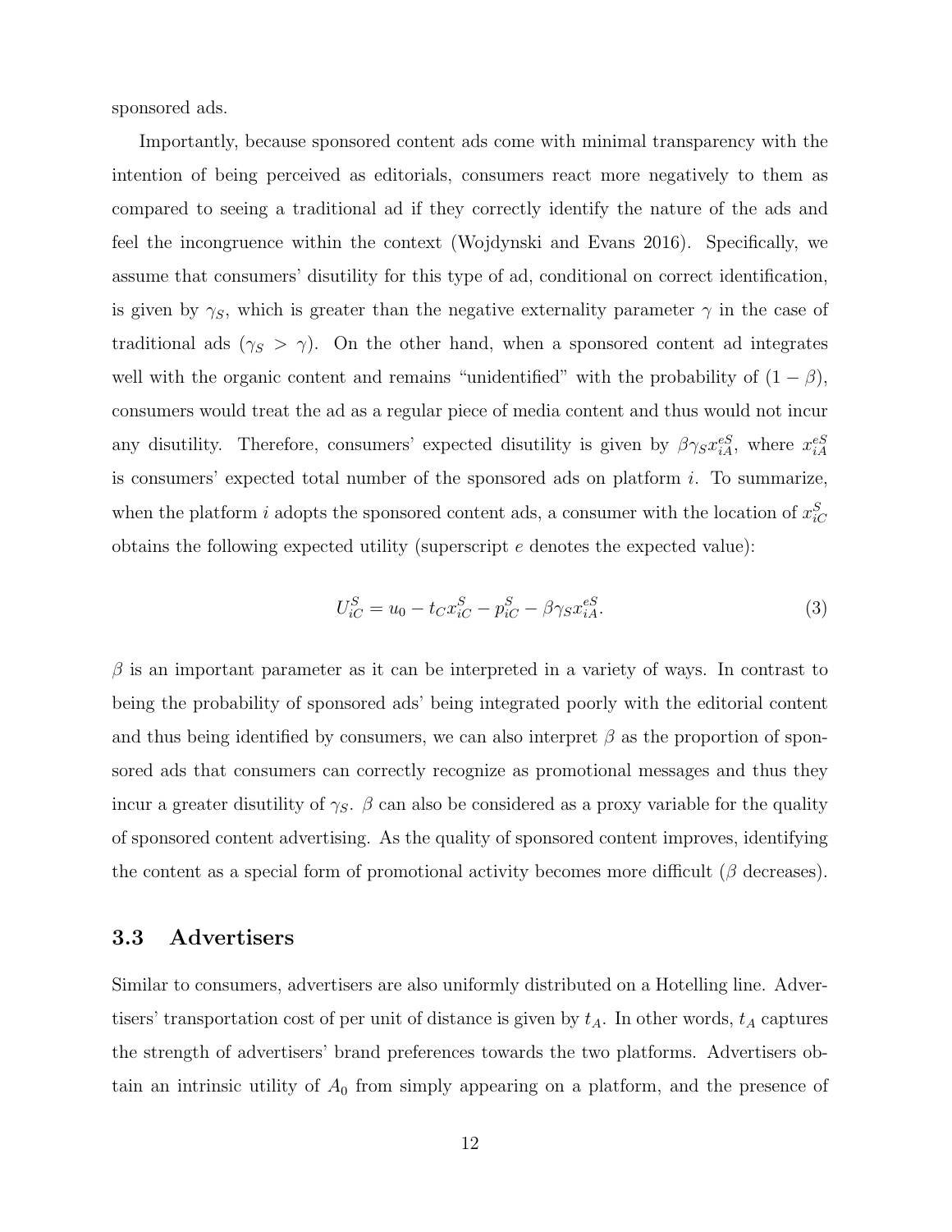sponsored ads.

Importantly, because sponsored content ads come with minimal transparency with the intention of being perceived as editorials, consumers react more negatively to them as compared to seeing a traditional ad if they correctly identify the nature of the ads and feel the incongruence within the context (Wojdynski and Evans 2016). Specifically, we assume that consumers' disutility for this type of ad, conditional on correct identification, is given by $\gamma_S$, which is greater than the negative externality parameter $\gamma$ in the case of traditional ads ($\gamma_S > \gamma$). On the other hand, when a sponsored content ad integrates well with the organic content and remains "unidentified" with the probability of $(1 - \beta)$, consumers would treat the ad as a regular piece of media content and thus would not incur any disutility. Therefore, consumers' expected disutility is given by $\beta \gamma_S x_{iA}^{eS}$, where $x_{iA}^{eS}$ is consumers' expected total number of the sponsored ads on platform $i$. To summarize, when the platform $i$ adopts the sponsored content ads, a consumer with the location of $x_{iC}^{S}$ obtains the following expected utility (superscript $e$ denotes the expected value):

$$U_{iC}^{S} = u_0 - t_C x_{iC}^{S} - p_{iC}^{S} - \beta \gamma_S x_{iA}^{eS}. \tag{3}$$

$\beta$ is an important parameter as it can be interpreted in a variety of ways. In contrast to being the probability of sponsored ads' being integrated poorly with the editorial content and thus being identified by consumers, we can also interpret $\beta$ as the proportion of sponsored ads that consumers can correctly recognize as promotional messages and thus they incur a greater disutility of $\gamma_S$. $\beta$ can also be considered as a proxy variable for the quality of sponsored content advertising. As the quality of sponsored content improves, identifying the content as a special form of promotional activity becomes more difficult ($\beta$ decreases).

### 3.3 Advertisers

Similar to consumers, advertisers are also uniformly distributed on a Hotelling line. Advertisers' transportation cost of per unit of distance is given by $t_A$. In other words, $t_A$ captures the strength of advertisers' brand preferences towards the two platforms. Advertisers obtain an intrinsic utility of $A_0$ from simply appearing on a platform, and the presence of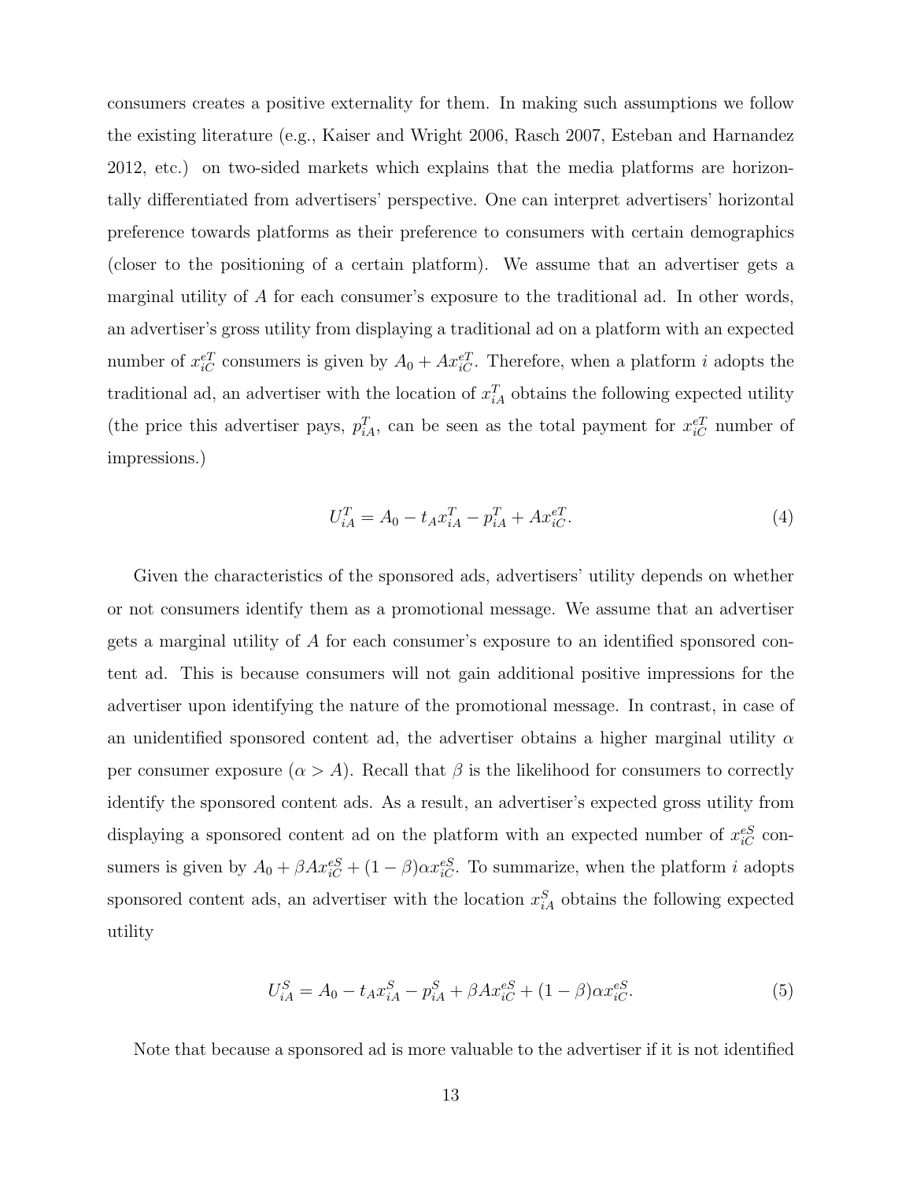consumers creates a positive externality for them. In making such assumptions we follow the existing literature (e.g., Kaiser and Wright 2006, Rasch 2007, Esteban and Harnandez 2012, etc.) on two-sided markets which explains that the media platforms are horizontally differentiated from advertisers' perspective. One can interpret advertisers' horizontal preference towards platforms as their preference to consumers with certain demographics (closer to the positioning of a certain platform). We assume that an advertiser gets a marginal utility of $A$ for each consumer's exposure to the traditional ad. In other words, an advertiser's gross utility from displaying a traditional ad on a platform with an expected number of $x_{iC}^{eT}$ consumers is given by $A_0 + Ax_{iC}^{eT}$. Therefore, when a platform $i$ adopts the traditional ad, an advertiser with the location of $x_{iA}^{T}$ obtains the following expected utility (the price this advertiser pays, $p_{iA}^{T}$, can be seen as the total payment for $x_{iC}^{eT}$ number of impressions.)

$$U_{iA}^{T} = A_0 - t_A x_{iA}^{T} - p_{iA}^{T} + Ax_{iC}^{eT}. \tag{4}$$

Given the characteristics of the sponsored ads, advertisers' utility depends on whether or not consumers identify them as a promotional message. We assume that an advertiser gets a marginal utility of $A$ for each consumer's exposure to an identified sponsored content ad. This is because consumers will not gain additional positive impressions for the advertiser upon identifying the nature of the promotional message. In contrast, in case of an unidentified sponsored content ad, the advertiser obtains a higher marginal utility $\alpha$ per consumer exposure ($\alpha > A$). Recall that $\beta$ is the likelihood for consumers to correctly identify the sponsored content ads. As a result, an advertiser's expected gross utility from displaying a sponsored content ad on the platform with an expected number of $x_{iC}^{eS}$ consumers is given by $A_0 + \beta Ax_{iC}^{eS} + (1-\beta)\alpha x_{iC}^{eS}$. To summarize, when the platform $i$ adopts sponsored content ads, an advertiser with the location $x_{iA}^{S}$ obtains the following expected utility

$$U_{iA}^{S} = A_0 - t_A x_{iA}^{S} - p_{iA}^{S} + \beta Ax_{iC}^{eS} + (1-\beta)\alpha x_{iC}^{eS}. \tag{5}$$

Note that because a sponsored ad is more valuable to the advertiser if it is not identified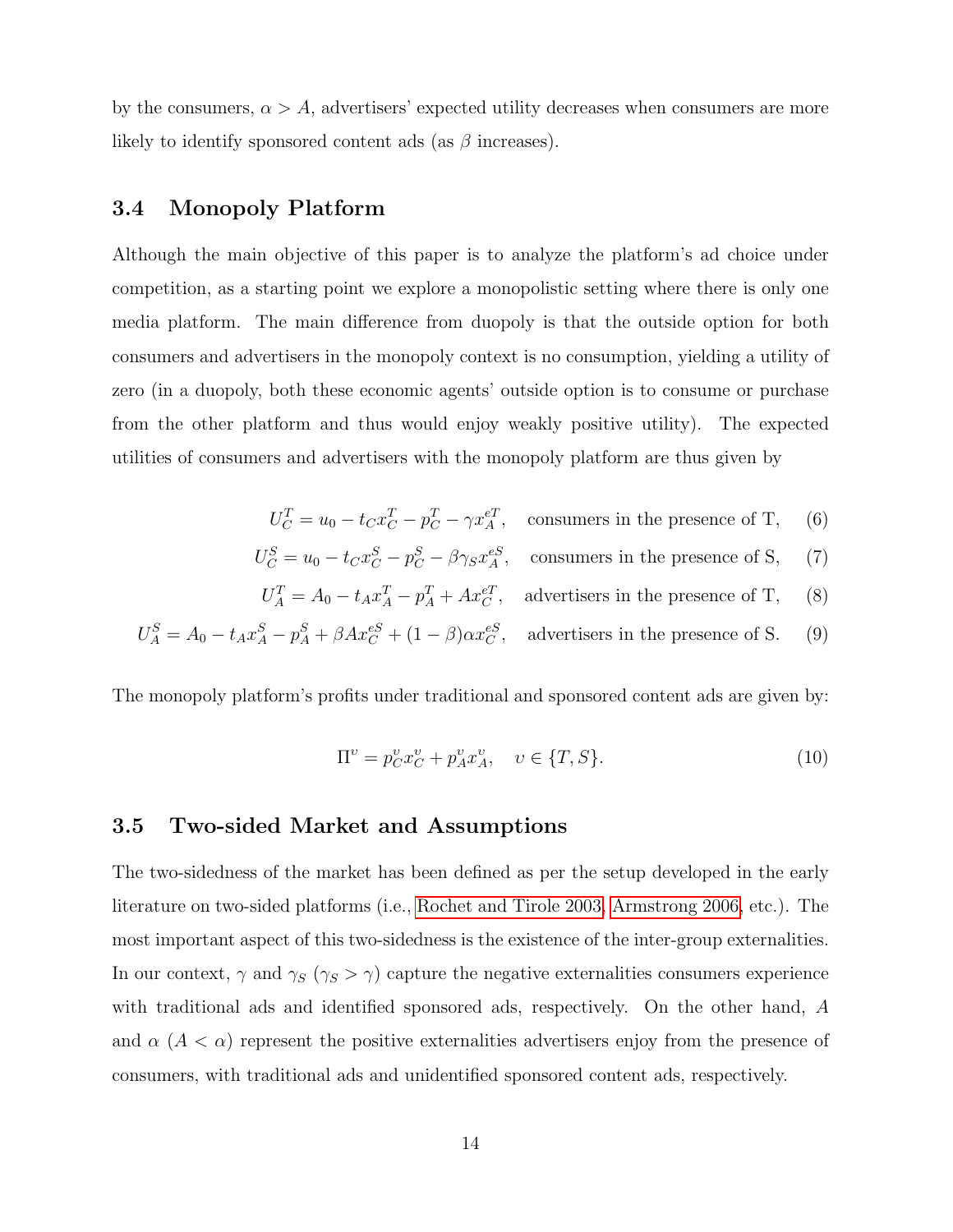by the consumers, $\alpha > A$, advertisers' expected utility decreases when consumers are more likely to identify sponsored content ads (as $\beta$ increases).

### 3.4 Monopoly Platform

Although the main objective of this paper is to analyze the platform's ad choice under competition, as a starting point we explore a monopolistic setting where there is only one media platform. The main difference from duopoly is that the outside option for both consumers and advertisers in the monopoly context is no consumption, yielding a utility of zero (in a duopoly, both these economic agents' outside option is to consume or purchase from the other platform and thus would enjoy weakly positive utility). The expected utilities of consumers and advertisers with the monopoly platform are thus given by

$$U_C^T = u_0 - t_C x_C^T - p_C^T - \gamma x_A^{eT}, \quad \text{consumers in the presence of T,} \tag{6}$$

$$U_C^S = u_0 - t_C x_C^S - p_C^S - \beta \gamma_S x_A^{eS}, \quad \text{consumers in the presence of S,} \tag{7}$$

$$U_A^T = A_0 - t_A x_A^T - p_A^T + A x_C^{eT}, \quad \text{advertisers in the presence of T,} \tag{8}$$

$$U_A^S = A_0 - t_A x_A^S - p_A^S + \beta A x_C^{eS} + (1-\beta)\alpha x_C^{eS}, \quad \text{advertisers in the presence of S.} \tag{9}$$

The monopoly platform's profits under traditional and sponsored content ads are given by:

$$\Pi^\upsilon = p_C^\upsilon x_C^\upsilon + p_A^\upsilon x_A^\upsilon, \quad \upsilon \in \{T, S\}. \tag{10}$$

### 3.5 Two-sided Market and Assumptions

The two-sidedness of the market has been defined as per the setup developed in the early literature on two-sided platforms (i.e., Rochet and Tirole 2003, Armstrong 2006, etc.). The most important aspect of this two-sidedness is the existence of the inter-group externalities. In our context, $\gamma$ and $\gamma_S$ ($\gamma_S > \gamma$) capture the negative externalities consumers experience with traditional ads and identified sponsored ads, respectively. On the other hand, $A$ and $\alpha$ ($A < \alpha$) represent the positive externalities advertisers enjoy from the presence of consumers, with traditional ads and unidentified sponsored content ads, respectively.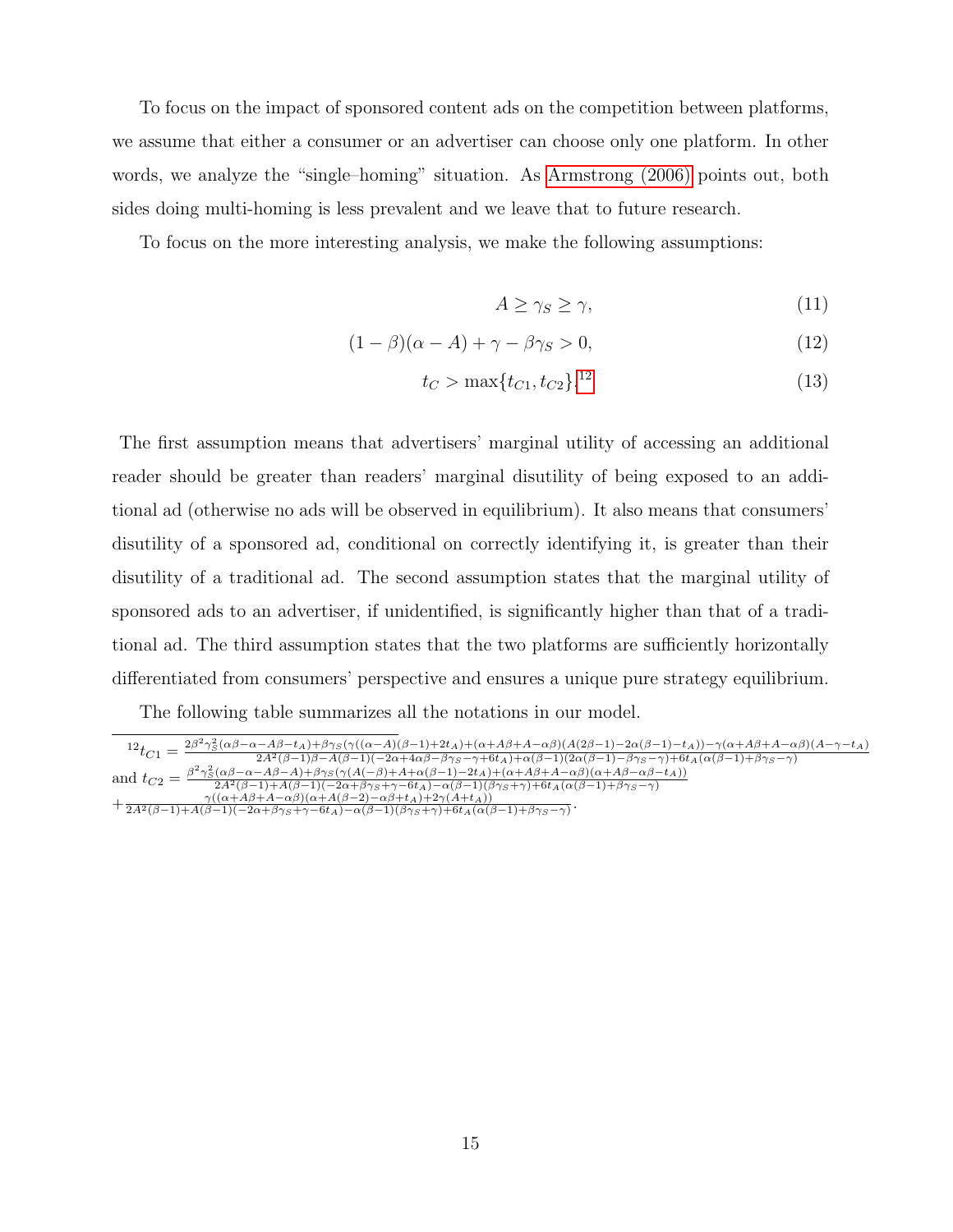To focus on the impact of sponsored content ads on the competition between platforms, we assume that either a consumer or an advertiser can choose only one platform. In other words, we analyze the "single–homing" situation. As Armstrong (2006) points out, both sides doing multi-homing is less prevalent and we leave that to future research.

To focus on the more interesting analysis, we make the following assumptions:

$$A \geq \gamma_S \geq \gamma, \tag{11}$$

$$(1-\beta)(\alpha - A) + \gamma - \beta\gamma_S > 0, \tag{12}$$

$$t_C > \max\{t_{C1}, t_{C2}\}.\text{[12]} \tag{13}$$

The first assumption means that advertisers' marginal utility of accessing an additional reader should be greater than readers' marginal disutility of being exposed to an additional ad (otherwise no ads will be observed in equilibrium). It also means that consumers' disutility of a sponsored ad, conditional on correctly identifying it, is greater than their disutility of a traditional ad. The second assumption states that the marginal utility of sponsored ads to an advertiser, if unidentified, is significantly higher than that of a traditional ad. The third assumption states that the two platforms are sufficiently horizontally differentiated from consumers' perspective and ensures a unique pure strategy equilibrium.

The following table summarizes all the notations in our model.

---

[12] $t_{C1} = \frac{2\beta^2\gamma_S^2(\alpha\beta-\alpha-A\beta-t_A)+\beta\gamma_S(\gamma((\alpha-A)(\beta-1)+2t_A)+(\alpha+A\beta+A-\alpha\beta)(A(2\beta-1)-2\alpha(\beta-1)-t_A))-\gamma(\alpha+A\beta+A-\alpha\beta)(A-\gamma-t_A)}{2A^2(\beta-1)\beta-A(\beta-1)(-2\alpha+4\alpha\beta-\beta\gamma_S-\gamma+6t_A)+\alpha(\beta-1)(2\alpha(\beta-1)-\beta\gamma_S-\gamma)+6t_A(\alpha(\beta-1)+\beta\gamma_S-\gamma)}$ and $t_{C2} = \frac{\beta^2\gamma_S^2(\alpha\beta-\alpha-A\beta-A)+\beta\gamma_S(\gamma(A(-\beta)+A+\alpha(\beta-1)-2t_A)+(\alpha+A\beta+A-\alpha\beta)(\alpha+A\beta-\alpha\beta-t_A))}{2A^2(\beta-1)+A(\beta-1)(-2\alpha+\beta\gamma_S+\gamma-6t_A)-\alpha(\beta-1)(\beta\gamma_S+\gamma)+6t_A(\alpha(\beta-1)+\beta\gamma_S-\gamma)} + \frac{\gamma((\alpha+A\beta+A-\alpha\beta)(\alpha+A(\beta-2)-\alpha\beta+t_A)+2\gamma(A+t_A))}{2A^2(\beta-1)+A(\beta-1)(-2\alpha+\beta\gamma_S+\gamma-6t_A)-\alpha(\beta-1)(\beta\gamma_S+\gamma)+6t_A(\alpha(\beta-1)+\beta\gamma_S-\gamma)}$.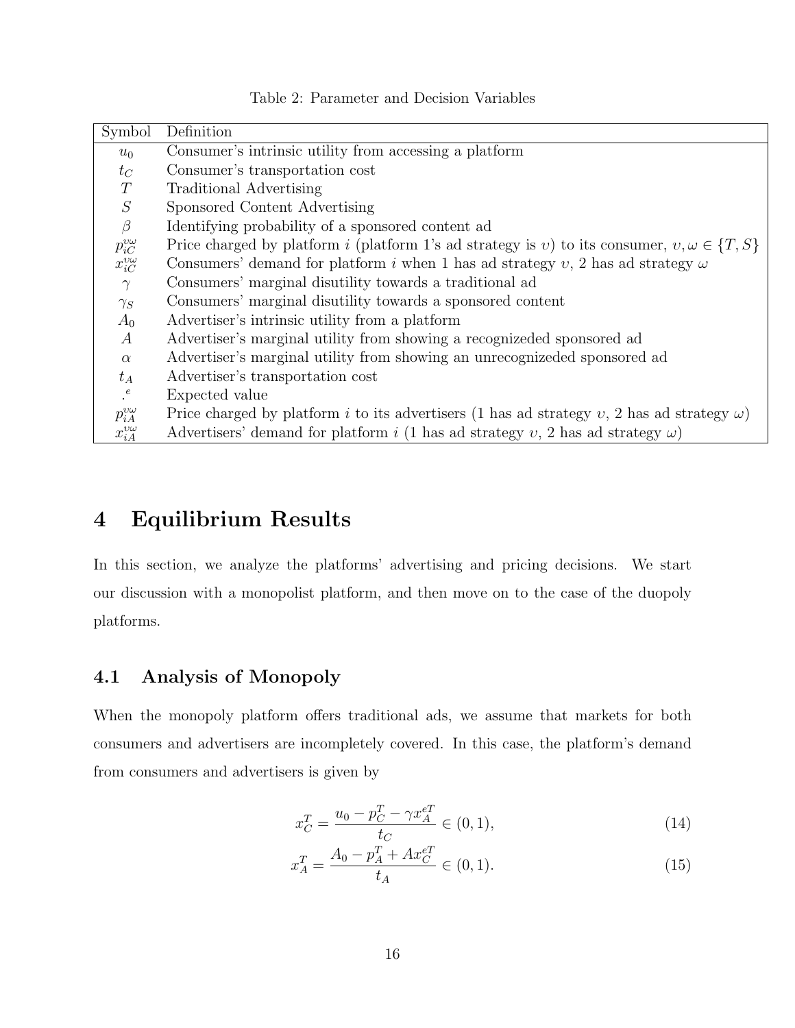Table 2: Parameter and Decision Variables

| Symbol | Definition |
|---|---|
| $u_0$ | Consumer's intrinsic utility from accessing a platform |
| $t_C$ | Consumer's transportation cost |
| $T$ | Traditional Advertising |
| $S$ | Sponsored Content Advertising |
| $\beta$ | Identifying probability of a sponsored content ad |
| $p_{iC}^{\upsilon\omega}$ | Price charged by platform $i$ (platform 1's ad strategy is $\upsilon$) to its consumer, $\upsilon, \omega \in \{T, S\}$ |
| $x_{iC}^{\upsilon\omega}$ | Consumers' demand for platform $i$ when 1 has ad strategy $\upsilon$, 2 has ad strategy $\omega$ |
| $\gamma$ | Consumers' marginal disutility towards a traditional ad |
| $\gamma_S$ | Consumers' marginal disutility towards a sponsored content |
| $A_0$ | Advertiser's intrinsic utility from a platform |
| $A$ | Advertiser's marginal utility from showing a recognizeded sponsored ad |
| $\alpha$ | Advertiser's marginal utility from showing an unrecognizeded sponsored ad |
| $t_A$ | Advertiser's transportation cost |
| $.^e$ | Expected value |
| $p_{iA}^{\upsilon\omega}$ | Price charged by platform $i$ to its advertisers (1 has ad strategy $\upsilon$, 2 has ad strategy $\omega$) |
| $x_{iA}^{\upsilon\omega}$ | Advertisers' demand for platform $i$ (1 has ad strategy $\upsilon$, 2 has ad strategy $\omega$) |

# 4 Equilibrium Results

In this section, we analyze the platforms' advertising and pricing decisions. We start our discussion with a monopolist platform, and then move on to the case of the duopoly platforms.

## 4.1 Analysis of Monopoly

When the monopoly platform offers traditional ads, we assume that markets for both consumers and advertisers are incompletely covered. In this case, the platform's demand from consumers and advertisers is given by

$$x_C^T = \frac{u_0 - p_C^T - \gamma x_A^{eT}}{t_C} \in (0, 1), \tag{14}$$

$$x_A^T = \frac{A_0 - p_A^T + A x_C^{eT}}{t_A} \in (0, 1). \tag{15}$$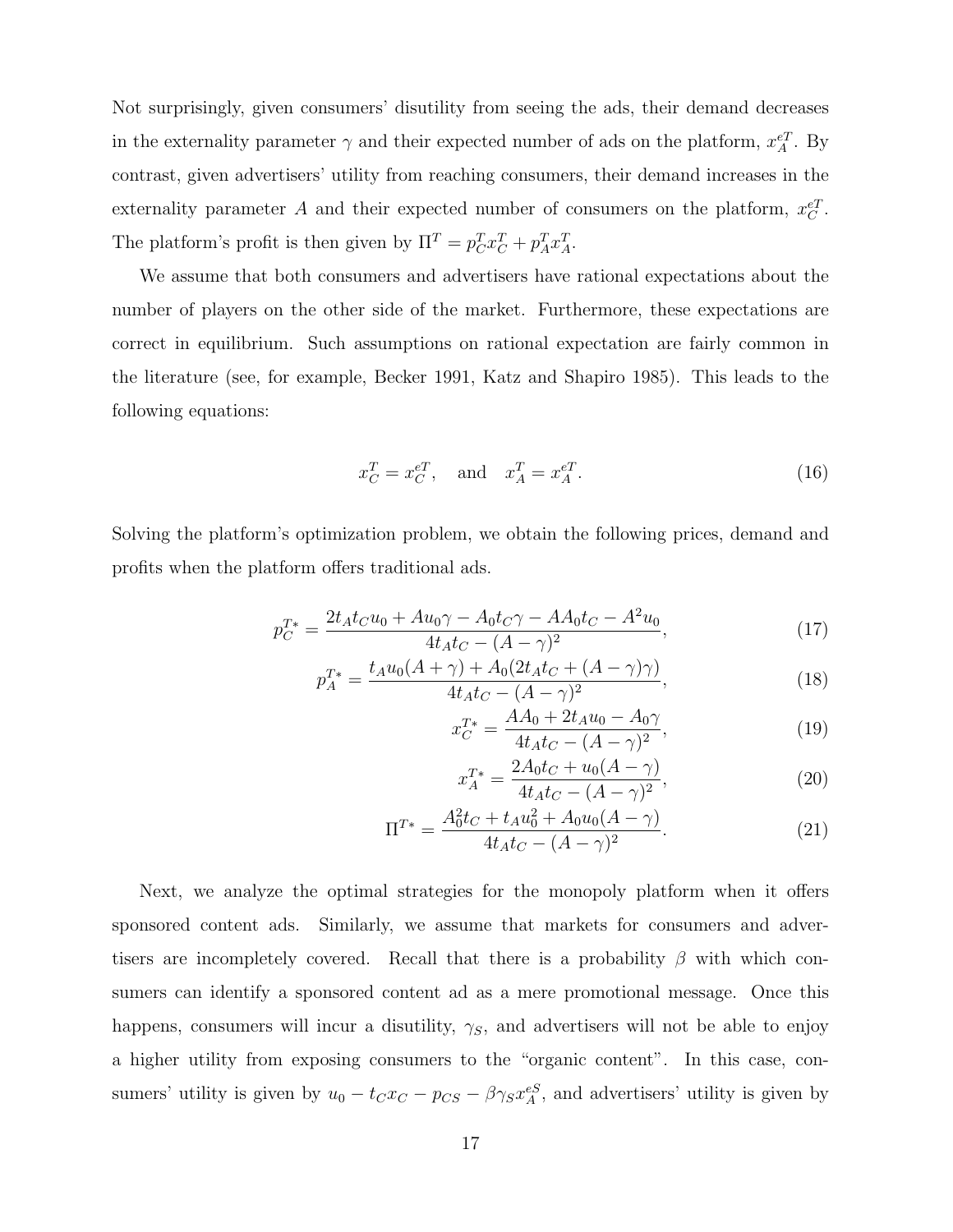Not surprisingly, given consumers' disutility from seeing the ads, their demand decreases in the externality parameter $\gamma$ and their expected number of ads on the platform, $x_A^{eT}$. By contrast, given advertisers' utility from reaching consumers, their demand increases in the externality parameter $A$ and their expected number of consumers on the platform, $x_C^{eT}$. The platform's profit is then given by $\Pi^T = p_C^T x_C^T + p_A^T x_A^T$.

We assume that both consumers and advertisers have rational expectations about the number of players on the other side of the market. Furthermore, these expectations are correct in equilibrium. Such assumptions on rational expectation are fairly common in the literature (see, for example, Becker 1991, Katz and Shapiro 1985). This leads to the following equations:

$$x_C^T = x_C^{eT}, \quad \text{and} \quad x_A^T = x_A^{eT}. \tag{16}$$

Solving the platform's optimization problem, we obtain the following prices, demand and profits when the platform offers traditional ads.

$$p_C^{T*} = \frac{2t_A t_C u_0 + A u_0 \gamma - A_0 t_C \gamma - A A_0 t_C - A^2 u_0}{4t_A t_C - (A-\gamma)^2}, \tag{17}$$

$$p_A^{T*} = \frac{t_A u_0 (A+\gamma) + A_0(2t_A t_C + (A-\gamma)\gamma)}{4t_A t_C - (A-\gamma)^2}, \tag{18}$$

$$x_C^{T*} = \frac{A A_0 + 2t_A u_0 - A_0 \gamma}{4t_A t_C - (A-\gamma)^2}, \tag{19}$$

$$x_A^{T*} = \frac{2A_0 t_C + u_0(A-\gamma)}{4t_A t_C - (A-\gamma)^2}, \tag{20}$$

$$\Pi^{T*} = \frac{A_0^2 t_C + t_A u_0^2 + A_0 u_0 (A-\gamma)}{4t_A t_C - (A-\gamma)^2}. \tag{21}$$

Next, we analyze the optimal strategies for the monopoly platform when it offers sponsored content ads. Similarly, we assume that markets for consumers and advertisers are incompletely covered. Recall that there is a probability $\beta$ with which consumers can identify a sponsored content ad as a mere promotional message. Once this happens, consumers will incur a disutility, $\gamma_S$, and advertisers will not be able to enjoy a higher utility from exposing consumers to the "organic content". In this case, consumers' utility is given by $u_0 - t_C x_C - p_{CS} - \beta \gamma_S x_A^{eS}$, and advertisers' utility is given by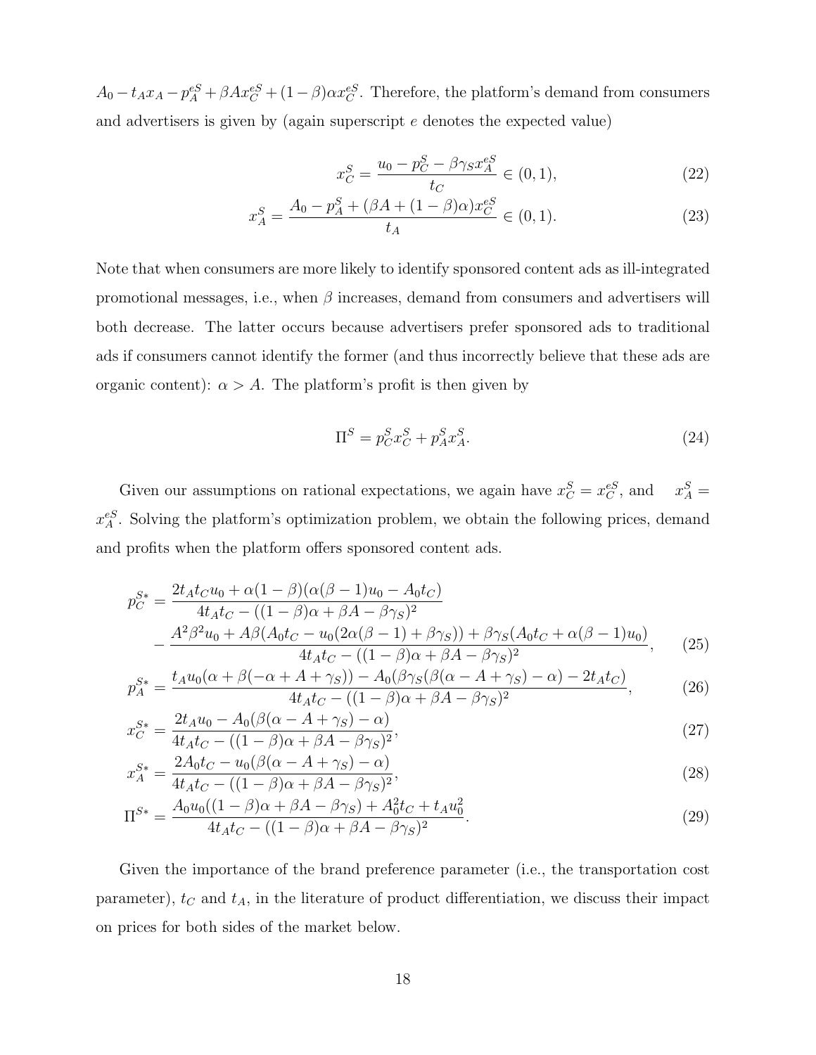$A_0 - t_A x_A - p_A^{eS} + \beta A x_C^{eS} + (1-\beta)\alpha x_C^{eS}$. Therefore, the platform's demand from consumers and advertisers is given by (again superscript $e$ denotes the expected value)

$$x_C^S = \frac{u_0 - p_C^S - \beta\gamma_S x_A^{eS}}{t_C} \in (0,1), \tag{22}$$

$$x_A^S = \frac{A_0 - p_A^S + (\beta A + (1-\beta)\alpha) x_C^{eS}}{t_A} \in (0,1). \tag{23}$$

Note that when consumers are more likely to identify sponsored content ads as ill-integrated promotional messages, i.e., when $\beta$ increases, demand from consumers and advertisers will both decrease. The latter occurs because advertisers prefer sponsored ads to traditional ads if consumers cannot identify the former (and thus incorrectly believe that these ads are organic content): $\alpha > A$. The platform's profit is then given by

$$\Pi^S = p_C^S x_C^S + p_A^S x_A^S. \tag{24}$$

Given our assumptions on rational expectations, we again have $x_C^S = x_C^{eS}$, and $x_A^S = x_A^{eS}$. Solving the platform's optimization problem, we obtain the following prices, demand and profits when the platform offers sponsored content ads.

$$p_C^{S*} = \frac{2t_A t_C u_0 + \alpha(1-\beta)(\alpha(\beta-1)u_0 - A_0 t_C)}{4t_A t_C - ((1-\beta)\alpha + \beta A - \beta\gamma_S)^2}$$
$$- \frac{A^2\beta^2 u_0 + A\beta(A_0 t_C - u_0(2\alpha(\beta-1) + \beta\gamma_S)) + \beta\gamma_S(A_0 t_C + \alpha(\beta-1)u_0)}{4t_A t_C - ((1-\beta)\alpha + \beta A - \beta\gamma_S)^2}, \tag{25}$$

$$p_A^{S*} = \frac{t_A u_0(\alpha + \beta(-\alpha + A + \gamma_S)) - A_0(\beta\gamma_S(\beta(\alpha - A + \gamma_S) - \alpha) - 2t_A t_C)}{4t_A t_C - ((1-\beta)\alpha + \beta A - \beta\gamma_S)^2}, \tag{26}$$

$$x_C^{S*} = \frac{2t_A u_0 - A_0(\beta(\alpha - A + \gamma_S) - \alpha)}{4t_A t_C - ((1-\beta)\alpha + \beta A - \beta\gamma_S)^2}, \tag{27}$$

$$x_A^{S*} = \frac{2A_0 t_C - u_0(\beta(\alpha - A + \gamma_S) - \alpha)}{4t_A t_C - ((1-\beta)\alpha + \beta A - \beta\gamma_S)^2}, \tag{28}$$

$$\Pi^{S*} = \frac{A_0 u_0((1-\beta)\alpha + \beta A - \beta\gamma_S) + A_0^2 t_C + t_A u_0^2}{4t_A t_C - ((1-\beta)\alpha + \beta A - \beta\gamma_S)^2}. \tag{29}$$

Given the importance of the brand preference parameter (i.e., the transportation cost parameter), $t_C$ and $t_A$, in the literature of product differentiation, we discuss their impact on prices for both sides of the market below.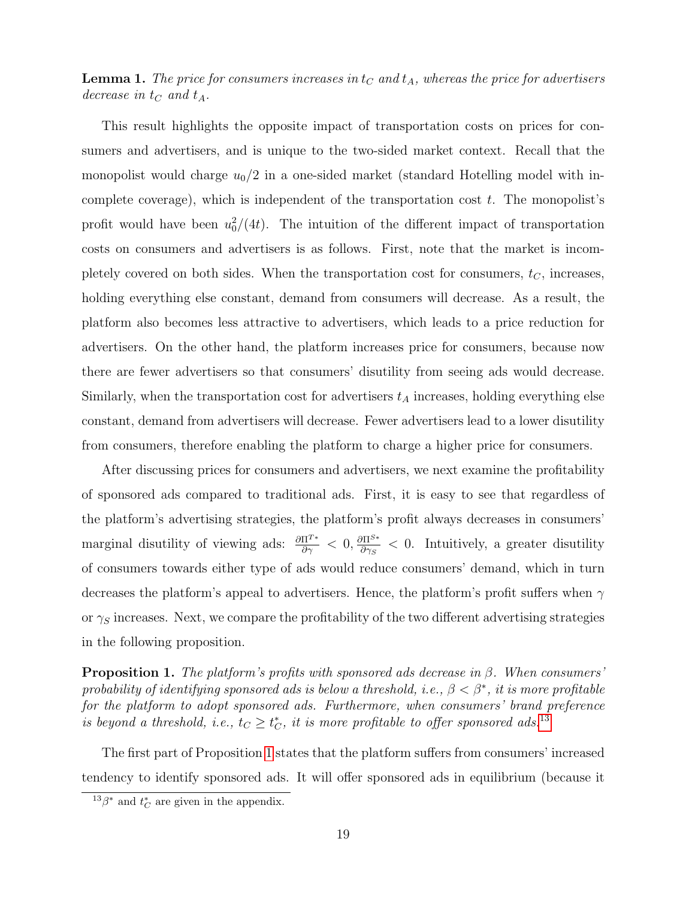**Lemma 1.** *The price for consumers increases in $t_C$ and $t_A$, whereas the price for advertisers decrease in $t_C$ and $t_A$.*

This result highlights the opposite impact of transportation costs on prices for consumers and advertisers, and is unique to the two-sided market context. Recall that the monopolist would charge $u_0/2$ in a one-sided market (standard Hotelling model with incomplete coverage), which is independent of the transportation cost $t$. The monopolist's profit would have been $u_0^2/(4t)$. The intuition of the different impact of transportation costs on consumers and advertisers is as follows. First, note that the market is incompletely covered on both sides. When the transportation cost for consumers, $t_C$, increases, holding everything else constant, demand from consumers will decrease. As a result, the platform also becomes less attractive to advertisers, which leads to a price reduction for advertisers. On the other hand, the platform increases price for consumers, because now there are fewer advertisers so that consumers' disutility from seeing ads would decrease. Similarly, when the transportation cost for advertisers $t_A$ increases, holding everything else constant, demand from advertisers will decrease. Fewer advertisers lead to a lower disutility from consumers, therefore enabling the platform to charge a higher price for consumers.

After discussing prices for consumers and advertisers, we next examine the profitability of sponsored ads compared to traditional ads. First, it is easy to see that regardless of the platform's advertising strategies, the platform's profit always decreases in consumers' marginal disutility of viewing ads: $\frac{\partial \Pi^{T*}}{\partial \gamma} < 0, \frac{\partial \Pi^{S*}}{\partial \gamma_S} < 0$. Intuitively, a greater disutility of consumers towards either type of ads would reduce consumers' demand, which in turn decreases the platform's appeal to advertisers. Hence, the platform's profit suffers when $\gamma$ or $\gamma_S$ increases. Next, we compare the profitability of the two different advertising strategies in the following proposition.

**Proposition 1.** *The platform's profits with sponsored ads decrease in $\beta$. When consumers' probability of identifying sponsored ads is below a threshold, i.e., $\beta < \beta^*$, it is more profitable for the platform to adopt sponsored ads. Furthermore, when consumers' brand preference is beyond a threshold, i.e., $t_C \geq t_C^*$, it is more profitable to offer sponsored ads.*[13]

The first part of Proposition 1 states that the platform suffers from consumers' increased tendency to identify sponsored ads. It will offer sponsored ads in equilibrium (because it

[13] $\beta^*$ and $t_C^*$ are given in the appendix.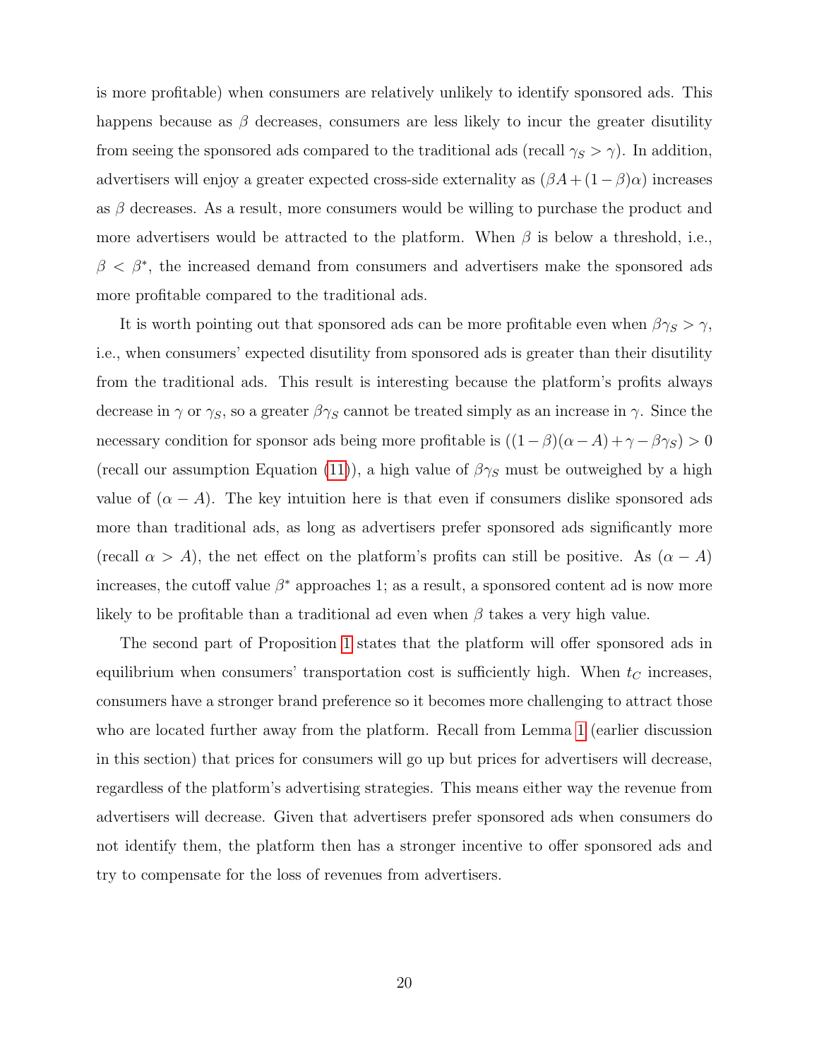is more profitable) when consumers are relatively unlikely to identify sponsored ads. This happens because as $\beta$ decreases, consumers are less likely to incur the greater disutility from seeing the sponsored ads compared to the traditional ads (recall $\gamma_S > \gamma$). In addition, advertisers will enjoy a greater expected cross-side externality as $(\beta A + (1-\beta)\alpha)$ increases as $\beta$ decreases. As a result, more consumers would be willing to purchase the product and more advertisers would be attracted to the platform. When $\beta$ is below a threshold, i.e., $\beta < \beta^*$, the increased demand from consumers and advertisers make the sponsored ads more profitable compared to the traditional ads.

It is worth pointing out that sponsored ads can be more profitable even when $\beta\gamma_S > \gamma$, i.e., when consumers' expected disutility from sponsored ads is greater than their disutility from the traditional ads. This result is interesting because the platform's profits always decrease in $\gamma$ or $\gamma_S$, so a greater $\beta\gamma_S$ cannot be treated simply as an increase in $\gamma$. Since the necessary condition for sponsor ads being more profitable is $((1-\beta)(\alpha - A) + \gamma - \beta\gamma_S) > 0$ (recall our assumption Equation (11)), a high value of $\beta\gamma_S$ must be outweighed by a high value of $(\alpha - A)$. The key intuition here is that even if consumers dislike sponsored ads more than traditional ads, as long as advertisers prefer sponsored ads significantly more (recall $\alpha > A$), the net effect on the platform's profits can still be positive. As $(\alpha - A)$ increases, the cutoff value $\beta^*$ approaches 1; as a result, a sponsored content ad is now more likely to be profitable than a traditional ad even when $\beta$ takes a very high value.

The second part of Proposition 1 states that the platform will offer sponsored ads in equilibrium when consumers' transportation cost is sufficiently high. When $t_C$ increases, consumers have a stronger brand preference so it becomes more challenging to attract those who are located further away from the platform. Recall from Lemma 1 (earlier discussion in this section) that prices for consumers will go up but prices for advertisers will decrease, regardless of the platform's advertising strategies. This means either way the revenue from advertisers will decrease. Given that advertisers prefer sponsored ads when consumers do not identify them, the platform then has a stronger incentive to offer sponsored ads and try to compensate for the loss of revenues from advertisers.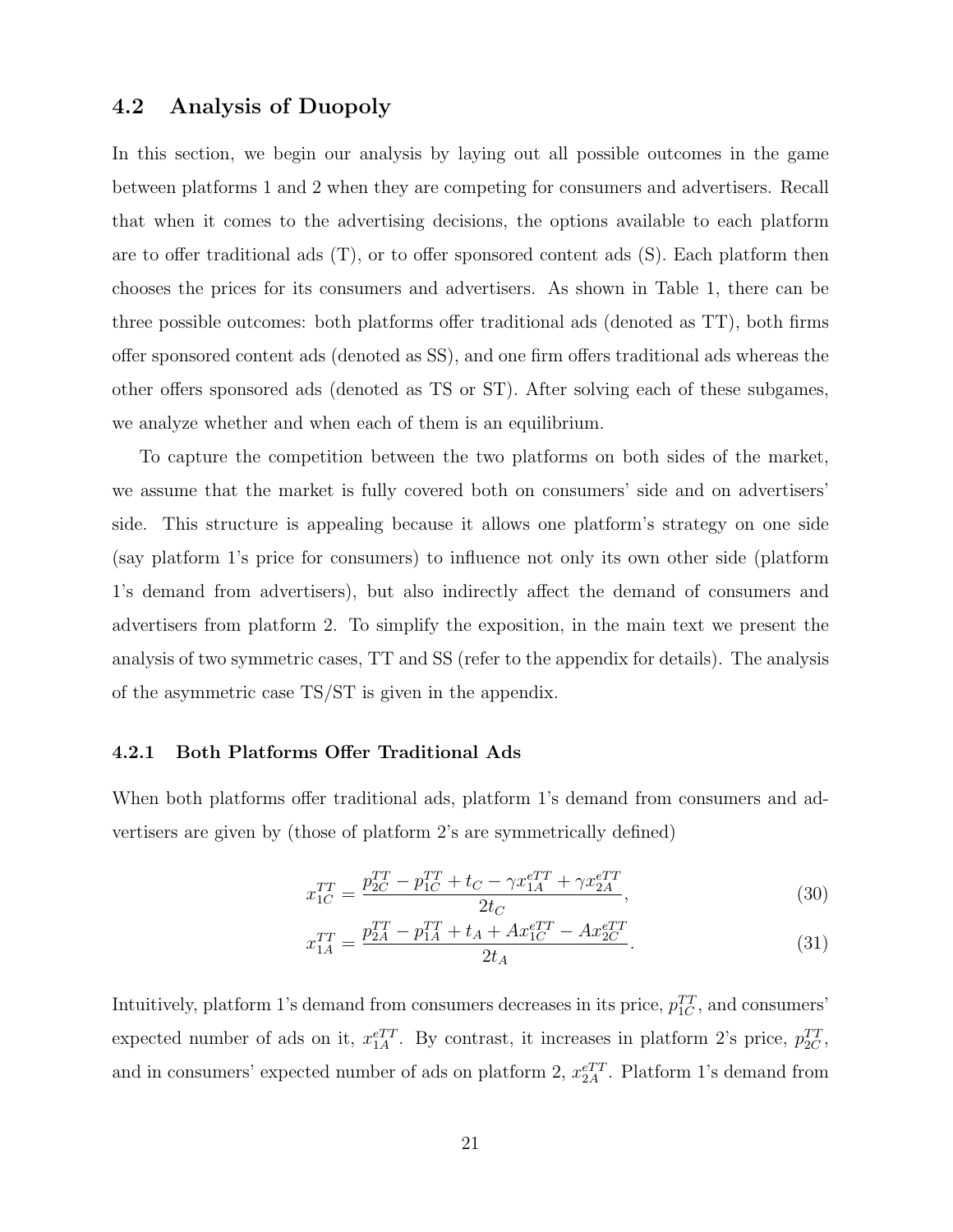## 4.2 Analysis of Duopoly

In this section, we begin our analysis by laying out all possible outcomes in the game between platforms 1 and 2 when they are competing for consumers and advertisers. Recall that when it comes to the advertising decisions, the options available to each platform are to offer traditional ads (T), or to offer sponsored content ads (S). Each platform then chooses the prices for its consumers and advertisers. As shown in Table 1, there can be three possible outcomes: both platforms offer traditional ads (denoted as TT), both firms offer sponsored content ads (denoted as SS), and one firm offers traditional ads whereas the other offers sponsored ads (denoted as TS or ST). After solving each of these subgames, we analyze whether and when each of them is an equilibrium.

To capture the competition between the two platforms on both sides of the market, we assume that the market is fully covered both on consumers' side and on advertisers' side. This structure is appealing because it allows one platform's strategy on one side (say platform 1's price for consumers) to influence not only its own other side (platform 1's demand from advertisers), but also indirectly affect the demand of consumers and advertisers from platform 2. To simplify the exposition, in the main text we present the analysis of two symmetric cases, TT and SS (refer to the appendix for details). The analysis of the asymmetric case TS/ST is given in the appendix.

### 4.2.1 Both Platforms Offer Traditional Ads

When both platforms offer traditional ads, platform 1's demand from consumers and advertisers are given by (those of platform 2's are symmetrically defined)

$$x_{1C}^{TT} = \frac{p_{2C}^{TT} - p_{1C}^{TT} + t_C - \gamma x_{1A}^{eTT} + \gamma x_{2A}^{eTT}}{2t_C}, \tag{30}$$

$$x_{1A}^{TT} = \frac{p_{2A}^{TT} - p_{1A}^{TT} + t_A + A x_{1C}^{eTT} - A x_{2C}^{eTT}}{2t_A}. \tag{31}$$

Intuitively, platform 1's demand from consumers decreases in its price, $p_{1C}^{TT}$, and consumers' expected number of ads on it, $x_{1A}^{eTT}$. By contrast, it increases in platform 2's price, $p_{2C}^{TT}$, and in consumers' expected number of ads on platform 2, $x_{2A}^{eTT}$. Platform 1's demand from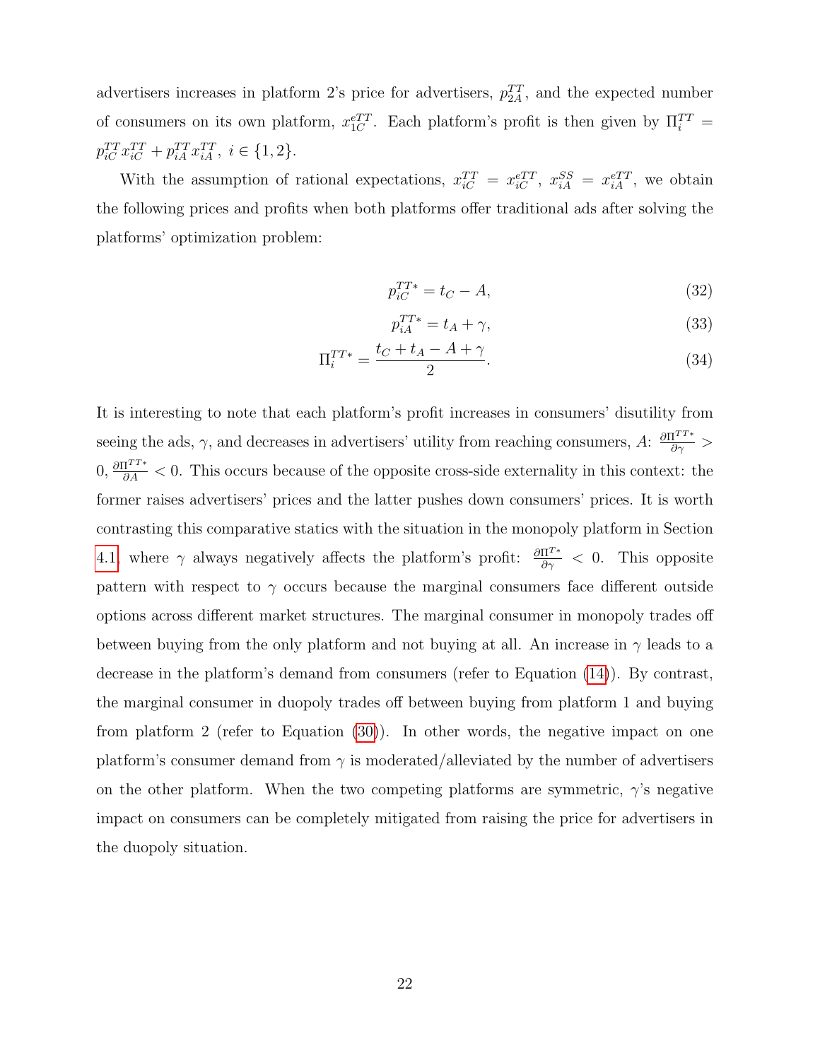advertisers increases in platform 2's price for advertisers, $p_{2A}^{TT}$, and the expected number of consumers on its own platform, $x_{1C}^{eTT}$. Each platform's profit is then given by $\Pi_i^{TT} = p_{iC}^{TT} x_{iC}^{TT} + p_{iA}^{TT} x_{iA}^{TT}$, $i \in \{1, 2\}$.

With the assumption of rational expectations, $x_{iC}^{TT} = x_{iC}^{eTT}$, $x_{iA}^{SS} = x_{iA}^{eTT}$, we obtain the following prices and profits when both platforms offer traditional ads after solving the platforms' optimization problem:

$$p_{iC}^{TT*} = t_C - A, \tag{32}$$

$$p_{iA}^{TT*} = t_A + \gamma, \tag{33}$$

$$\Pi_i^{TT*} = \frac{t_C + t_A - A + \gamma}{2}. \tag{34}$$

It is interesting to note that each platform's profit increases in consumers' disutility from seeing the ads, $\gamma$, and decreases in advertisers' utility from reaching consumers, $A$: $\frac{\partial \Pi^{TT*}}{\partial \gamma} > 0$, $\frac{\partial \Pi^{TT*}}{\partial A} < 0$. This occurs because of the opposite cross-side externality in this context: the former raises advertisers' prices and the latter pushes down consumers' prices. It is worth contrasting this comparative statics with the situation in the monopoly platform in Section 4.1, where $\gamma$ always negatively affects the platform's profit: $\frac{\partial \Pi^{T*}}{\partial \gamma} < 0$. This opposite pattern with respect to $\gamma$ occurs because the marginal consumers face different outside options across different market structures. The marginal consumer in monopoly trades off between buying from the only platform and not buying at all. An increase in $\gamma$ leads to a decrease in the platform's demand from consumers (refer to Equation (14)). By contrast, the marginal consumer in duopoly trades off between buying from platform 1 and buying from platform 2 (refer to Equation (30)). In other words, the negative impact on one platform's consumer demand from $\gamma$ is moderated/alleviated by the number of advertisers on the other platform. When the two competing platforms are symmetric, $\gamma$'s negative impact on consumers can be completely mitigated from raising the price for advertisers in the duopoly situation.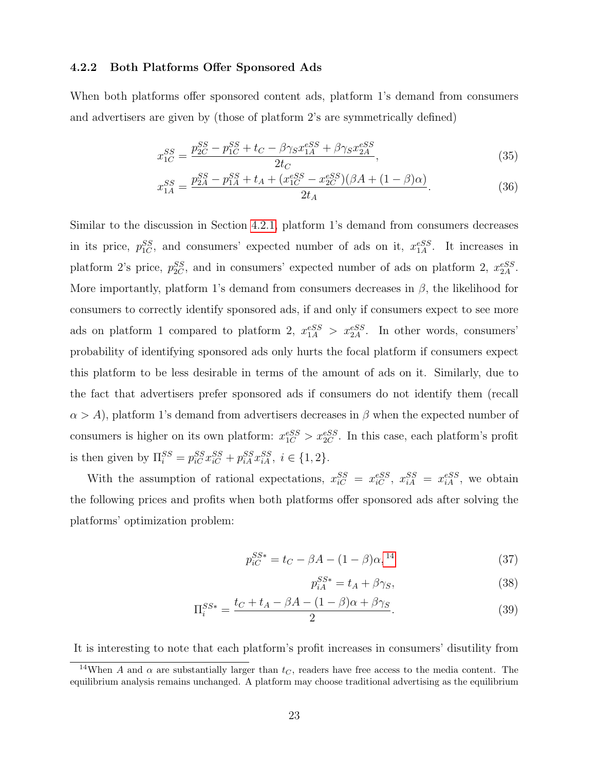### 4.2.2 Both Platforms Offer Sponsored Ads

When both platforms offer sponsored content ads, platform 1's demand from consumers and advertisers are given by (those of platform 2's are symmetrically defined)

$$x_{1C}^{SS} = \frac{p_{2C}^{SS} - p_{1C}^{SS} + t_C - \beta\gamma_S x_{1A}^{eSS} + \beta\gamma_S x_{2A}^{eSS}}{2t_C}, \tag{35}$$

$$x_{1A}^{SS} = \frac{p_{2A}^{SS} - p_{1A}^{SS} + t_A + (x_{1C}^{eSS} - x_{2C}^{eSS})(\beta A + (1-\beta)\alpha)}{2t_A}. \tag{36}$$

Similar to the discussion in Section 4.2.1, platform 1's demand from consumers decreases in its price, $p_{1C}^{SS}$, and consumers' expected number of ads on it, $x_{1A}^{eSS}$. It increases in platform 2's price, $p_{2C}^{SS}$, and in consumers' expected number of ads on platform 2, $x_{2A}^{eSS}$. More importantly, platform 1's demand from consumers decreases in $\beta$, the likelihood for consumers to correctly identify sponsored ads, if and only if consumers expect to see more ads on platform 1 compared to platform 2, $x_{1A}^{eSS} > x_{2A}^{eSS}$. In other words, consumers' probability of identifying sponsored ads only hurts the focal platform if consumers expect this platform to be less desirable in terms of the amount of ads on it. Similarly, due to the fact that advertisers prefer sponsored ads if consumers do not identify them (recall $\alpha > A$), platform 1's demand from advertisers decreases in $\beta$ when the expected number of consumers is higher on its own platform: $x_{1C}^{eSS} > x_{2C}^{eSS}$. In this case, each platform's profit is then given by $\Pi_i^{SS} = p_{iC}^{SS} x_{iC}^{SS} + p_{iA}^{SS} x_{iA}^{SS}$, $i \in \{1, 2\}$.

With the assumption of rational expectations, $x_{iC}^{SS} = x_{iC}^{eSS}$, $x_{iA}^{SS} = x_{iA}^{eSS}$, we obtain the following prices and profits when both platforms offer sponsored ads after solving the platforms' optimization problem:

$$p_{iC}^{SS*} = t_C - \beta A - (1-\beta)\alpha,\text{[14]} \tag{37}$$

$$p_{iA}^{SS*} = t_A + \beta\gamma_S, \tag{38}$$

$$\Pi_i^{SS*} = \frac{t_C + t_A - \beta A - (1-\beta)\alpha + \beta\gamma_S}{2}. \tag{39}$$

It is interesting to note that each platform's profit increases in consumers' disutility from

[14] When $A$ and $\alpha$ are substantially larger than $t_C$, readers have free access to the media content. The equilibrium analysis remains unchanged. A platform may choose traditional advertising as the equilibrium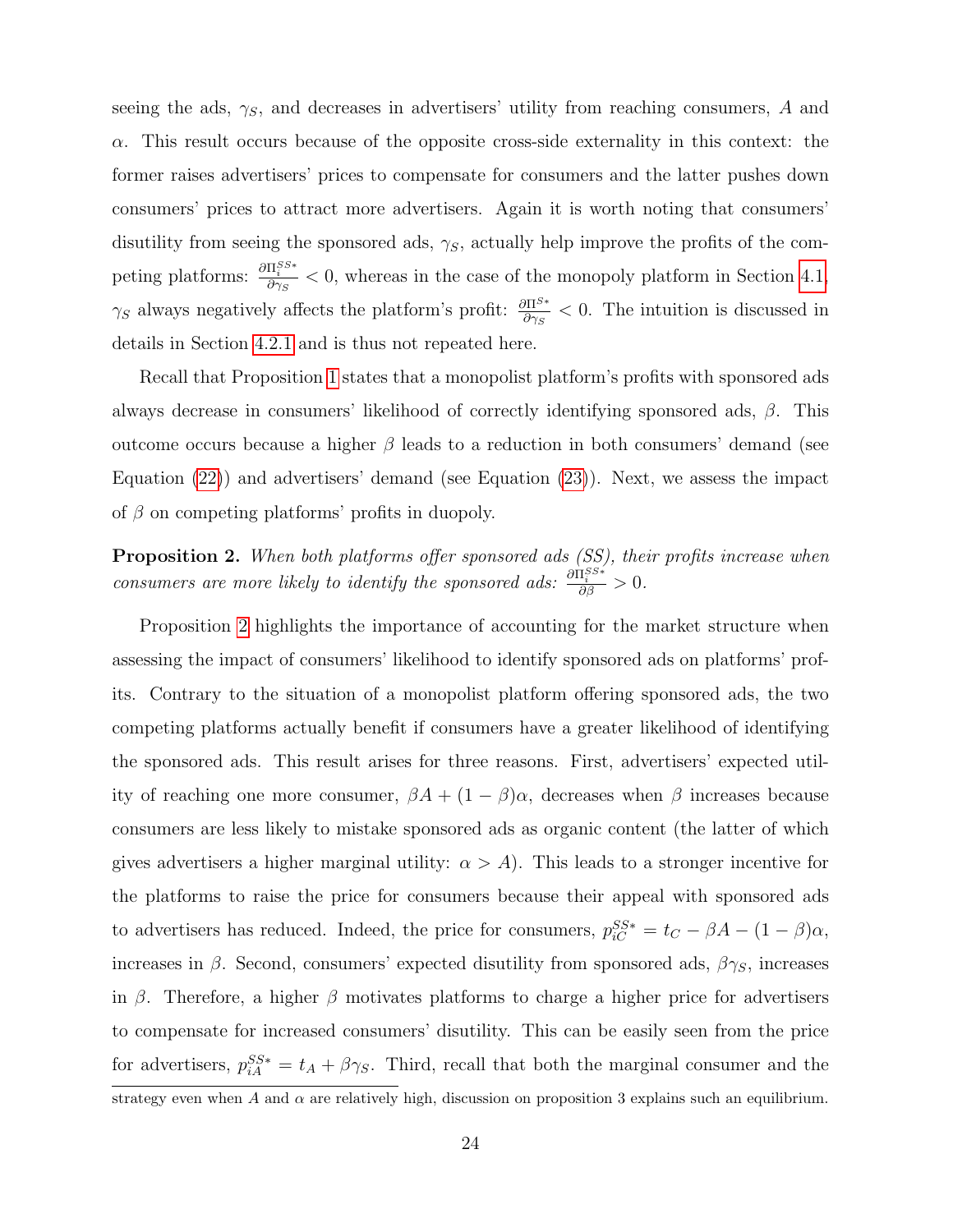seeing the ads, $\gamma_S$, and decreases in advertisers' utility from reaching consumers, $A$ and $\alpha$. This result occurs because of the opposite cross-side externality in this context: the former raises advertisers' prices to compensate for consumers and the latter pushes down consumers' prices to attract more advertisers. Again it is worth noting that consumers' disutility from seeing the sponsored ads, $\gamma_S$, actually help improve the profits of the competing platforms: $\frac{\partial \Pi_i^{SS*}}{\partial \gamma_S} < 0$, whereas in the case of the monopoly platform in Section 4.1, $\gamma_S$ always negatively affects the platform's profit: $\frac{\partial \Pi^{S*}}{\partial \gamma_S} < 0$. The intuition is discussed in details in Section 4.2.1 and is thus not repeated here.

Recall that Proposition 1 states that a monopolist platform's profits with sponsored ads always decrease in consumers' likelihood of correctly identifying sponsored ads, $\beta$. This outcome occurs because a higher $\beta$ leads to a reduction in both consumers' demand (see Equation (22)) and advertisers' demand (see Equation (23)). Next, we assess the impact of $\beta$ on competing platforms' profits in duopoly.

**Proposition 2.** *When both platforms offer sponsored ads (SS), their profits increase when consumers are more likely to identify the sponsored ads:* $\frac{\partial \Pi_i^{SS*}}{\partial \beta} > 0$.

Proposition 2 highlights the importance of accounting for the market structure when assessing the impact of consumers' likelihood to identify sponsored ads on platforms' profits. Contrary to the situation of a monopolist platform offering sponsored ads, the two competing platforms actually benefit if consumers have a greater likelihood of identifying the sponsored ads. This result arises for three reasons. First, advertisers' expected utility of reaching one more consumer, $\beta A + (1-\beta)\alpha$, decreases when $\beta$ increases because consumers are less likely to mistake sponsored ads as organic content (the latter of which gives advertisers a higher marginal utility: $\alpha > A$). This leads to a stronger incentive for the platforms to raise the price for consumers because their appeal with sponsored ads to advertisers has reduced. Indeed, the price for consumers, $p_{iC}^{SS*} = t_C - \beta A - (1-\beta)\alpha$, increases in $\beta$. Second, consumers' expected disutility from sponsored ads, $\beta \gamma_S$, increases in $\beta$. Therefore, a higher $\beta$ motivates platforms to charge a higher price for advertisers to compensate for increased consumers' disutility. This can be easily seen from the price for advertisers, $p_{iA}^{SS*} = t_A + \beta \gamma_S$. Third, recall that both the marginal consumer and the

strategy even when $A$ and $\alpha$ are relatively high, discussion on proposition 3 explains such an equilibrium.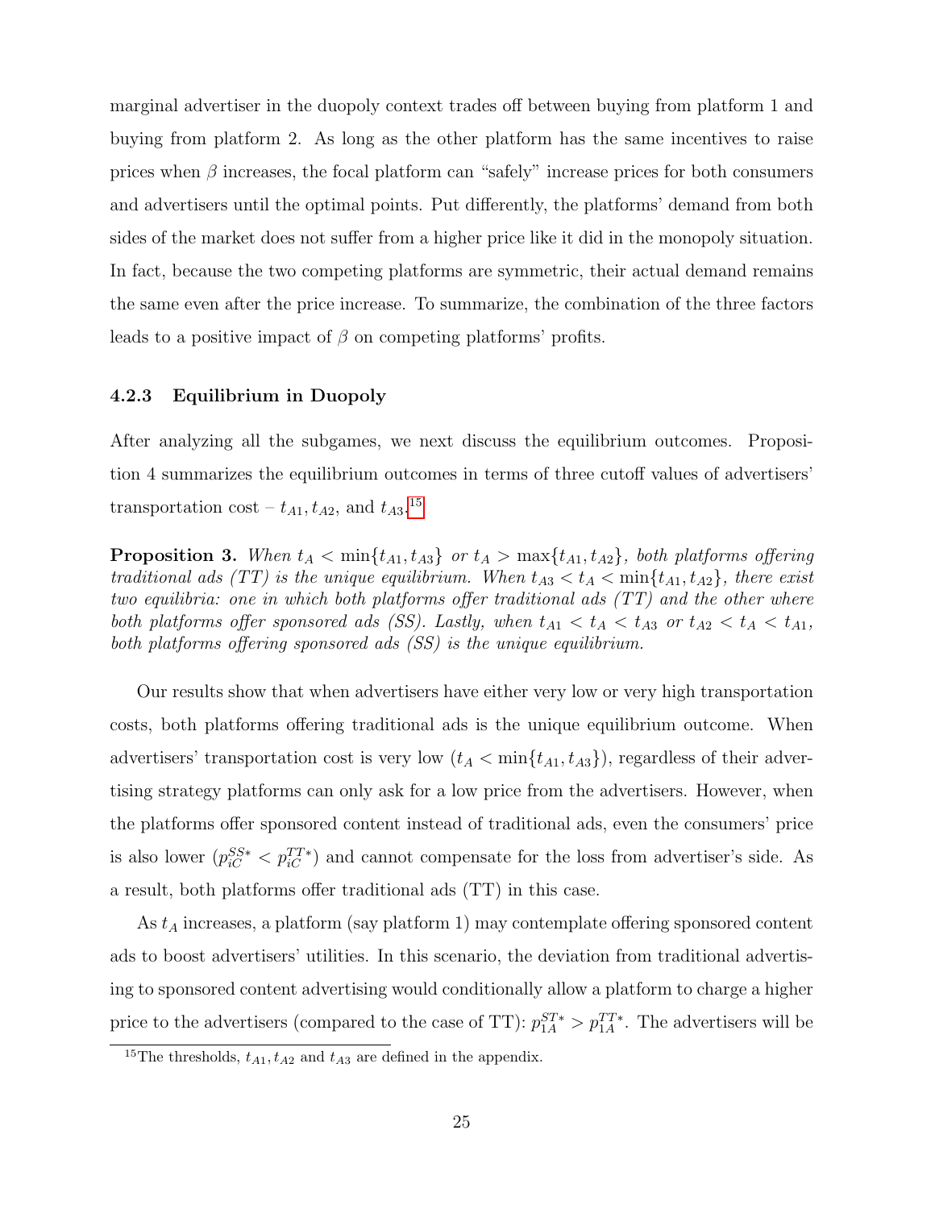marginal advertiser in the duopoly context trades off between buying from platform 1 and buying from platform 2. As long as the other platform has the same incentives to raise prices when $\beta$ increases, the focal platform can "safely" increase prices for both consumers and advertisers until the optimal points. Put differently, the platforms' demand from both sides of the market does not suffer from a higher price like it did in the monopoly situation. In fact, because the two competing platforms are symmetric, their actual demand remains the same even after the price increase. To summarize, the combination of the three factors leads to a positive impact of $\beta$ on competing platforms' profits.

### 4.2.3 Equilibrium in Duopoly

After analyzing all the subgames, we next discuss the equilibrium outcomes. Proposition 4 summarizes the equilibrium outcomes in terms of three cutoff values of advertisers' transportation cost – $t_{A1}, t_{A2}$, and $t_{A3}$.[15]

**Proposition 3.** *When $t_A < \min\{t_{A1}, t_{A3}\}$ or $t_A > \max\{t_{A1}, t_{A2}\}$, both platforms offering traditional ads (TT) is the unique equilibrium. When $t_{A3} < t_A < \min\{t_{A1}, t_{A2}\}$, there exist two equilibria: one in which both platforms offer traditional ads (TT) and the other where both platforms offer sponsored ads (SS). Lastly, when $t_{A1} < t_A < t_{A3}$ or $t_{A2} < t_A < t_{A1}$, both platforms offering sponsored ads (SS) is the unique equilibrium.*

Our results show that when advertisers have either very low or very high transportation costs, both platforms offering traditional ads is the unique equilibrium outcome. When advertisers' transportation cost is very low ($t_A < \min\{t_{A1}, t_{A3}\}$), regardless of their advertising strategy platforms can only ask for a low price from the advertisers. However, when the platforms offer sponsored content instead of traditional ads, even the consumers' price is also lower ($p_{iC}^{SS*} < p_{iC}^{TT*}$) and cannot compensate for the loss from advertiser's side. As a result, both platforms offer traditional ads (TT) in this case.

As $t_A$ increases, a platform (say platform 1) may contemplate offering sponsored content ads to boost advertisers' utilities. In this scenario, the deviation from traditional advertising to sponsored content advertising would conditionally allow a platform to charge a higher price to the advertisers (compared to the case of TT): $p_{1A}^{ST*} > p_{1A}^{TT*}$. The advertisers will be

[15] The thresholds, $t_{A1}, t_{A2}$ and $t_{A3}$ are defined in the appendix.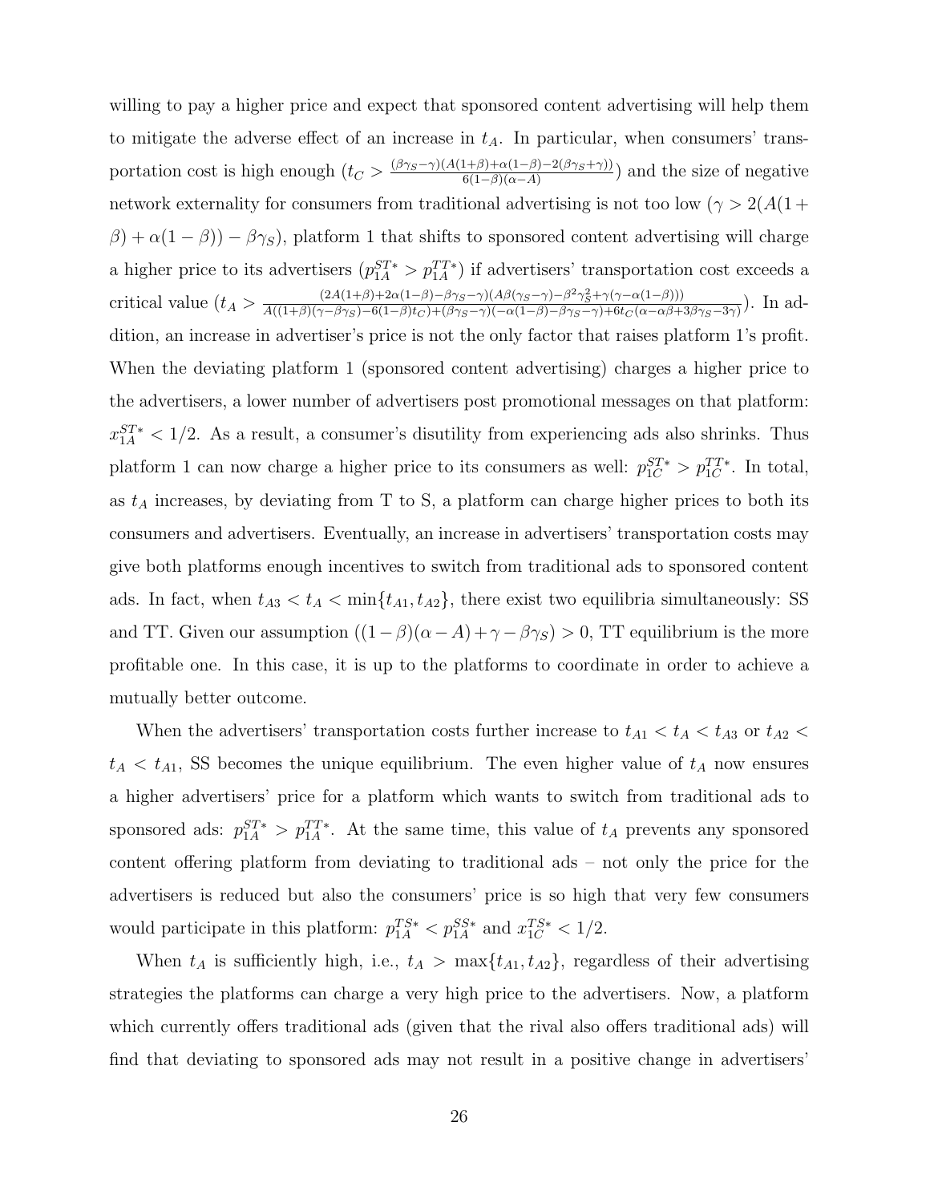willing to pay a higher price and expect that sponsored content advertising will help them to mitigate the adverse effect of an increase in $t_A$. In particular, when consumers' transportation cost is high enough ($t_C > \frac{(\beta\gamma_S-\gamma)(A(1+\beta)+\alpha(1-\beta)-2(\beta\gamma_S+\gamma))}{6(1-\beta)(\alpha-A)}$) and the size of negative network externality for consumers from traditional advertising is not too low ($\gamma > 2(A(1+\beta)+\alpha(1-\beta))-\beta\gamma_S$), platform 1 that shifts to sponsored content advertising will charge a higher price to its advertisers ($p_{1A}^{ST*} > p_{1A}^{TT*}$) if advertisers' transportation cost exceeds a critical value ($t_A > \frac{(2A(1+\beta)+2\alpha(1-\beta)-\beta\gamma_S-\gamma)(A\beta(\gamma_S-\gamma)-\beta^2\gamma_S^2+\gamma(\gamma-\alpha(1-\beta)))}{A((1+\beta)(\gamma-\beta\gamma_S)-6(1-\beta)t_C)+(\beta\gamma_S-\gamma)(-\alpha(1-\beta)-\beta\gamma_S-\gamma)+6t_C(\alpha-\alpha\beta+3\beta\gamma_S-3\gamma)}$). In addition, an increase in advertiser's price is not the only factor that raises platform 1's profit. When the deviating platform 1 (sponsored content advertising) charges a higher price to the advertisers, a lower number of advertisers post promotional messages on that platform: $x_{1A}^{ST*} < 1/2$. As a result, a consumer's disutility from experiencing ads also shrinks. Thus platform 1 can now charge a higher price to its consumers as well: $p_{1C}^{ST*} > p_{1C}^{TT*}$. In total, as $t_A$ increases, by deviating from T to S, a platform can charge higher prices to both its consumers and advertisers. Eventually, an increase in advertisers' transportation costs may give both platforms enough incentives to switch from traditional ads to sponsored content ads. In fact, when $t_{A3} < t_A < \min\{t_{A1}, t_{A2}\}$, there exist two equilibria simultaneously: SS and TT. Given our assumption $((1-\beta)(\alpha-A)+\gamma-\beta\gamma_S) > 0$, TT equilibrium is the more profitable one. In this case, it is up to the platforms to coordinate in order to achieve a mutually better outcome.

When the advertisers' transportation costs further increase to $t_{A1} < t_A < t_{A3}$ or $t_{A2} < t_A < t_{A1}$, SS becomes the unique equilibrium. The even higher value of $t_A$ now ensures a higher advertisers' price for a platform which wants to switch from traditional ads to sponsored ads: $p_{1A}^{ST*} > p_{1A}^{TT*}$. At the same time, this value of $t_A$ prevents any sponsored content offering platform from deviating to traditional ads – not only the price for the advertisers is reduced but also the consumers' price is so high that very few consumers would participate in this platform: $p_{1A}^{TS*} < p_{1A}^{SS*}$ and $x_{1C}^{TS*} < 1/2$.

When $t_A$ is sufficiently high, i.e., $t_A > \max\{t_{A1}, t_{A2}\}$, regardless of their advertising strategies the platforms can charge a very high price to the advertisers. Now, a platform which currently offers traditional ads (given that the rival also offers traditional ads) will find that deviating to sponsored ads may not result in a positive change in advertisers'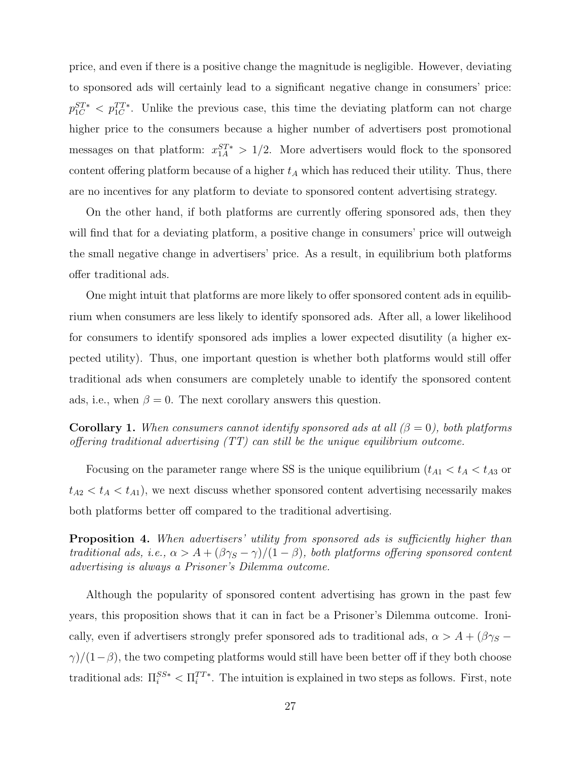price, and even if there is a positive change the magnitude is negligible. However, deviating to sponsored ads will certainly lead to a significant negative change in consumers' price: $p_{1C}^{ST*} < p_{1C}^{TT*}$. Unlike the previous case, this time the deviating platform can not charge higher price to the consumers because a higher number of advertisers post promotional messages on that platform: $x_{1A}^{ST*} > 1/2$. More advertisers would flock to the sponsored content offering platform because of a higher $t_A$ which has reduced their utility. Thus, there are no incentives for any platform to deviate to sponsored content advertising strategy.

On the other hand, if both platforms are currently offering sponsored ads, then they will find that for a deviating platform, a positive change in consumers' price will outweigh the small negative change in advertisers' price. As a result, in equilibrium both platforms offer traditional ads.

One might intuit that platforms are more likely to offer sponsored content ads in equilibrium when consumers are less likely to identify sponsored ads. After all, a lower likelihood for consumers to identify sponsored ads implies a lower expected disutility (a higher expected utility). Thus, one important question is whether both platforms would still offer traditional ads when consumers are completely unable to identify the sponsored content ads, i.e., when $\beta = 0$. The next corollary answers this question.

**Corollary 1.** *When consumers cannot identify sponsored ads at all ($\beta = 0$), both platforms offering traditional advertising (TT) can still be the unique equilibrium outcome.*

Focusing on the parameter range where SS is the unique equilibrium ($t_{A1} < t_A < t_{A3}$ or $t_{A2} < t_A < t_{A1}$), we next discuss whether sponsored content advertising necessarily makes both platforms better off compared to the traditional advertising.

**Proposition 4.** *When advertisers' utility from sponsored ads is sufficiently higher than traditional ads, i.e., $\alpha > A + (\beta\gamma_S - \gamma)/(1-\beta)$, both platforms offering sponsored content advertising is always a Prisoner's Dilemma outcome.*

Although the popularity of sponsored content advertising has grown in the past few years, this proposition shows that it can in fact be a Prisoner's Dilemma outcome. Ironically, even if advertisers strongly prefer sponsored ads to traditional ads, $\alpha > A + (\beta\gamma_S - \gamma)/(1-\beta)$, the two competing platforms would still have been better off if they both choose traditional ads: $\Pi_i^{SS*} < \Pi_i^{TT*}$. The intuition is explained in two steps as follows. First, note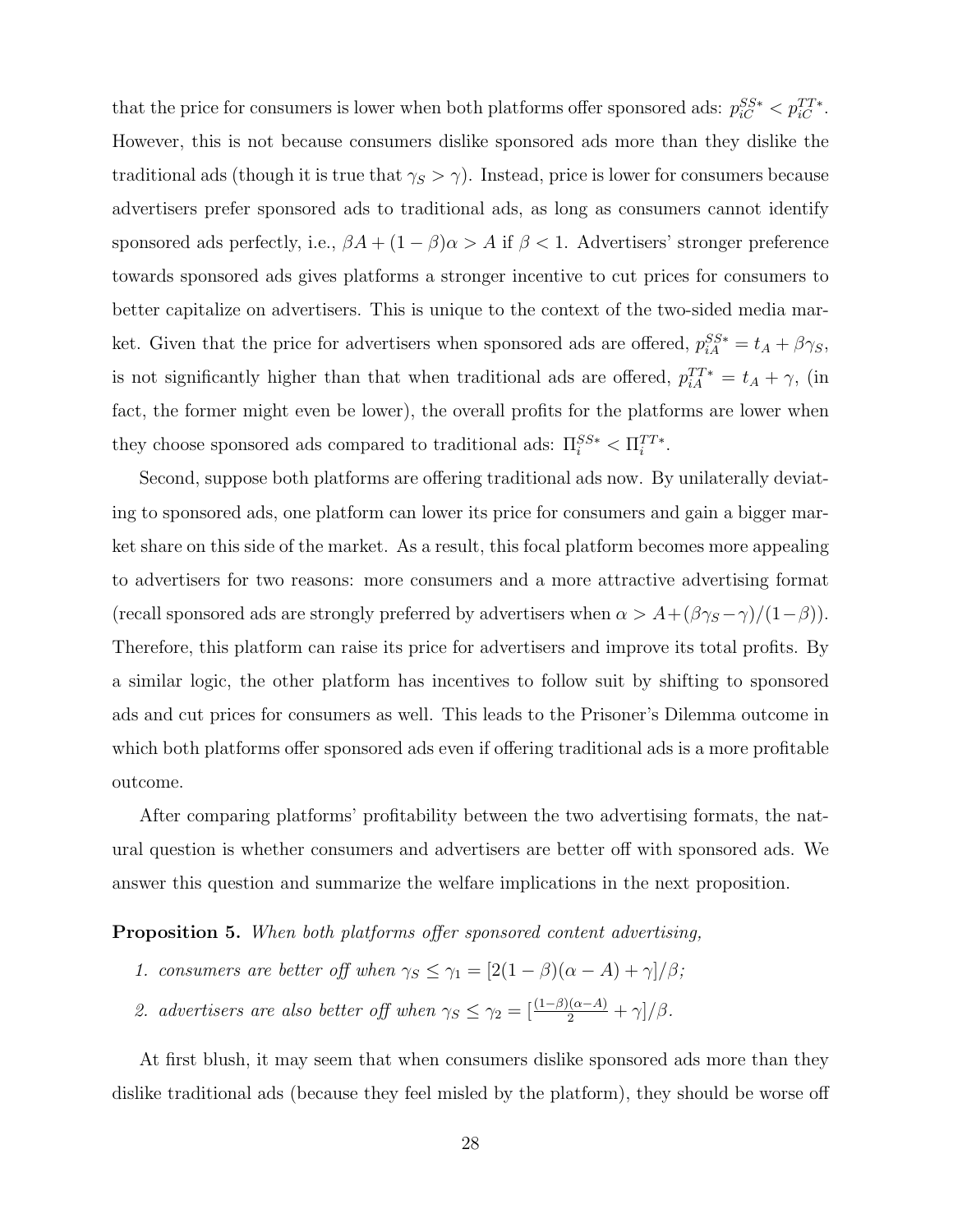that the price for consumers is lower when both platforms offer sponsored ads: $p_{iC}^{SS*} < p_{iC}^{TT*}$. However, this is not because consumers dislike sponsored ads more than they dislike the traditional ads (though it is true that $\gamma_S > \gamma$). Instead, price is lower for consumers because advertisers prefer sponsored ads to traditional ads, as long as consumers cannot identify sponsored ads perfectly, i.e., $\beta A + (1-\beta)\alpha > A$ if $\beta < 1$. Advertisers' stronger preference towards sponsored ads gives platforms a stronger incentive to cut prices for consumers to better capitalize on advertisers. This is unique to the context of the two-sided media market. Given that the price for advertisers when sponsored ads are offered, $p_{iA}^{SS*} = t_A + \beta\gamma_S$, is not significantly higher than that when traditional ads are offered, $p_{iA}^{TT*} = t_A + \gamma$, (in fact, the former might even be lower), the overall profits for the platforms are lower when they choose sponsored ads compared to traditional ads: $\Pi_i^{SS*} < \Pi_i^{TT*}$.

Second, suppose both platforms are offering traditional ads now. By unilaterally deviating to sponsored ads, one platform can lower its price for consumers and gain a bigger market share on this side of the market. As a result, this focal platform becomes more appealing to advertisers for two reasons: more consumers and a more attractive advertising format (recall sponsored ads are strongly preferred by advertisers when $\alpha > A + (\beta\gamma_S - \gamma)/(1-\beta)$). Therefore, this platform can raise its price for advertisers and improve its total profits. By a similar logic, the other platform has incentives to follow suit by shifting to sponsored ads and cut prices for consumers as well. This leads to the Prisoner's Dilemma outcome in which both platforms offer sponsored ads even if offering traditional ads is a more profitable outcome.

After comparing platforms' profitability between the two advertising formats, the natural question is whether consumers and advertisers are better off with sponsored ads. We answer this question and summarize the welfare implications in the next proposition.

**Proposition 5.** *When both platforms offer sponsored content advertising,*

1. *consumers are better off when* $\gamma_S \leq \gamma_1 = [2(1-\beta)(\alpha - A) + \gamma]/\beta$*;*
2. *advertisers are also better off when* $\gamma_S \leq \gamma_2 = [\frac{(1-\beta)(\alpha-A)}{2} + \gamma]/\beta$*.*

At first blush, it may seem that when consumers dislike sponsored ads more than they dislike traditional ads (because they feel misled by the platform), they should be worse off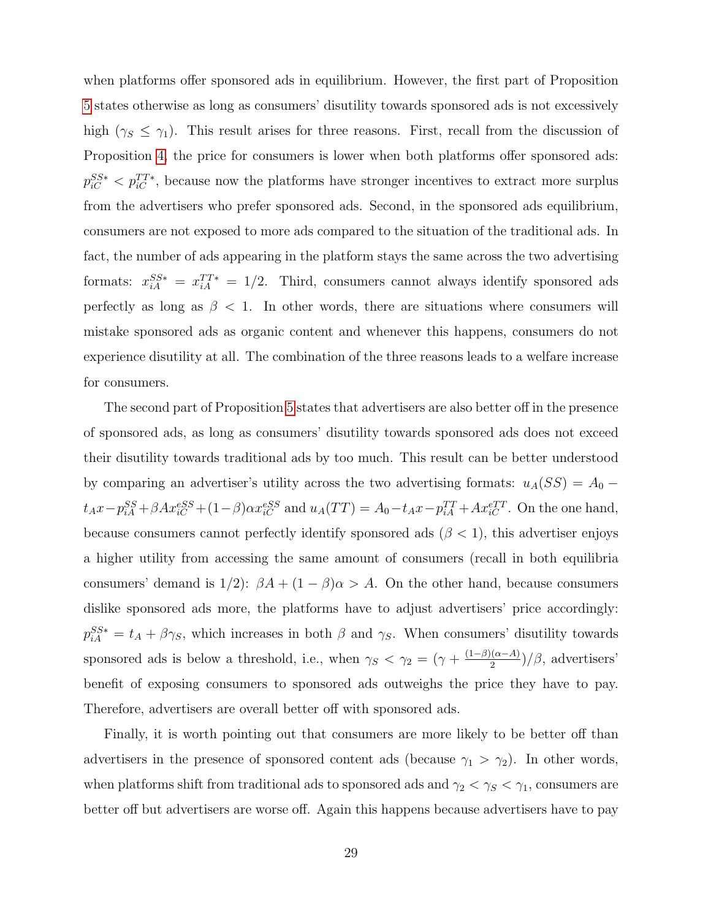when platforms offer sponsored ads in equilibrium. However, the first part of Proposition 5 states otherwise as long as consumers' disutility towards sponsored ads is not excessively high ($\gamma_S \leq \gamma_1$). This result arises for three reasons. First, recall from the discussion of Proposition 4, the price for consumers is lower when both platforms offer sponsored ads: $p_{iC}^{SS*} < p_{iC}^{TT*}$, because now the platforms have stronger incentives to extract more surplus from the advertisers who prefer sponsored ads. Second, in the sponsored ads equilibrium, consumers are not exposed to more ads compared to the situation of the traditional ads. In fact, the number of ads appearing in the platform stays the same across the two advertising formats: $x_{iA}^{SS*} = x_{iA}^{TT*} = 1/2$. Third, consumers cannot always identify sponsored ads perfectly as long as $\beta < 1$. In other words, there are situations where consumers will mistake sponsored ads as organic content and whenever this happens, consumers do not experience disutility at all. The combination of the three reasons leads to a welfare increase for consumers.

The second part of Proposition 5 states that advertisers are also better off in the presence of sponsored ads, as long as consumers' disutility towards sponsored ads does not exceed their disutility towards traditional ads by too much. This result can be better understood by comparing an advertiser's utility across the two advertising formats: $u_A(SS) = A_0 - t_A x - p_{iA}^{SS} + \beta A x_{iC}^{eSS} + (1-\beta)\alpha x_{iC}^{eSS}$ and $u_A(TT) = A_0 - t_A x - p_{iA}^{TT} + A x_{iC}^{eTT}$. On the one hand, because consumers cannot perfectly identify sponsored ads ($\beta < 1$), this advertiser enjoys a higher utility from accessing the same amount of consumers (recall in both equilibria consumers' demand is 1/2): $\beta A + (1-\beta)\alpha > A$. On the other hand, because consumers dislike sponsored ads more, the platforms have to adjust advertisers' price accordingly: $p_{iA}^{SS*} = t_A + \beta\gamma_S$, which increases in both $\beta$ and $\gamma_S$. When consumers' disutility towards sponsored ads is below a threshold, i.e., when $\gamma_S < \gamma_2 = (\gamma + \frac{(1-\beta)(\alpha - A)}{2})/\beta$, advertisers' benefit of exposing consumers to sponsored ads outweighs the price they have to pay. Therefore, advertisers are overall better off with sponsored ads.

Finally, it is worth pointing out that consumers are more likely to be better off than advertisers in the presence of sponsored content ads (because $\gamma_1 > \gamma_2$). In other words, when platforms shift from traditional ads to sponsored ads and $\gamma_2 < \gamma_S < \gamma_1$, consumers are better off but advertisers are worse off. Again this happens because advertisers have to pay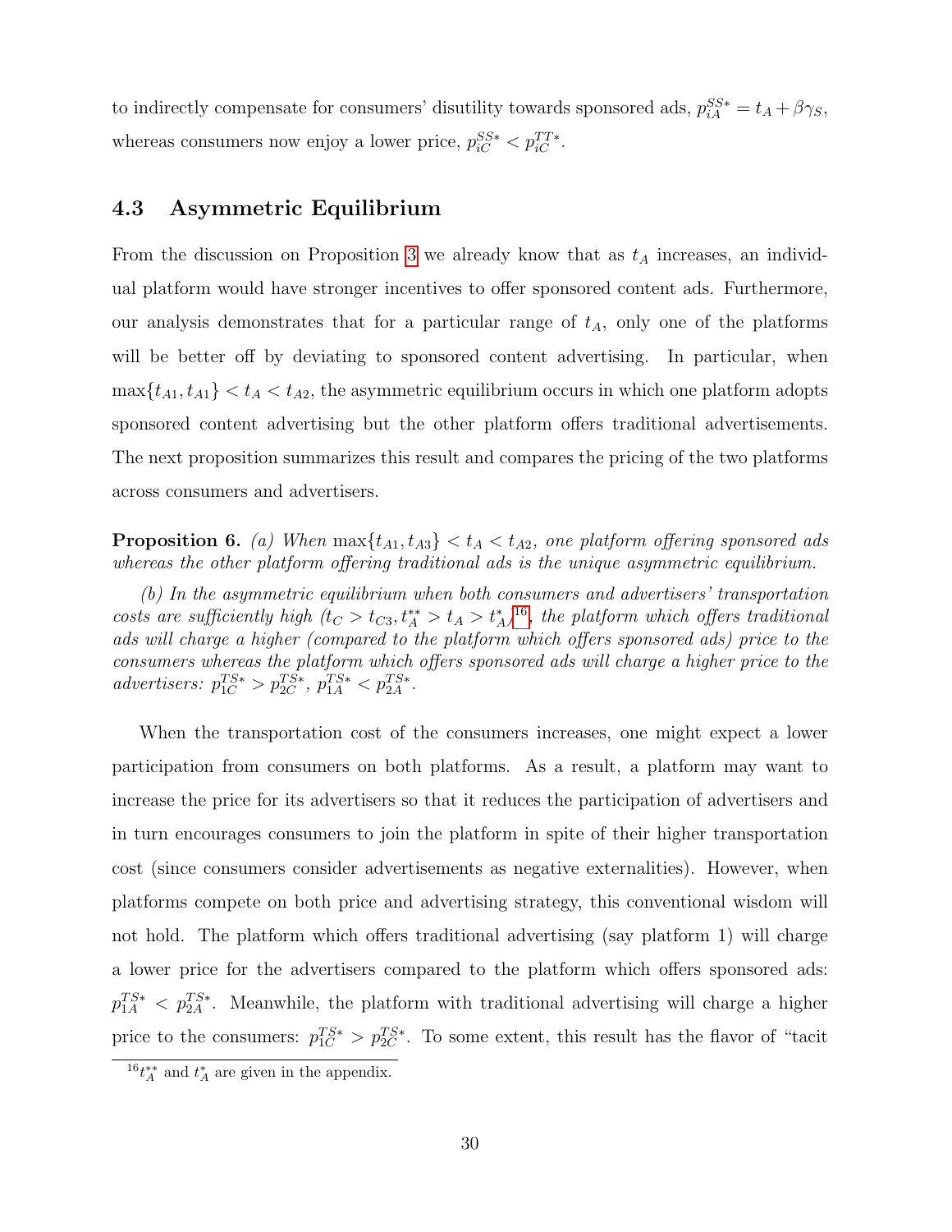to indirectly compensate for consumers' disutility towards sponsored ads, $p_{iA}^{SS*} = t_A + \beta\gamma_S$, whereas consumers now enjoy a lower price, $p_{iC}^{SS*} < p_{iC}^{TT*}$.

### 4.3 Asymmetric Equilibrium

From the discussion on Proposition 3 we already know that as $t_A$ increases, an individual platform would have stronger incentives to offer sponsored content ads. Furthermore, our analysis demonstrates that for a particular range of $t_A$, only one of the platforms will be better off by deviating to sponsored content advertising. In particular, when $\max\{t_{A1}, t_{A1}\} < t_A < t_{A2}$, the asymmetric equilibrium occurs in which one platform adopts sponsored content advertising but the other platform offers traditional advertisements. The next proposition summarizes this result and compares the pricing of the two platforms across consumers and advertisers.

**Proposition 6.** *(a) When* $\max\{t_{A1}, t_{A3}\} < t_A < t_{A2}$*, one platform offering sponsored ads whereas the other platform offering traditional ads is the unique asymmetric equilibrium.*

*(b) In the asymmetric equilibrium when both consumers and advertisers' transportation costs are sufficiently high (*$t_C > t_{C3}, t_A^{**} > t_A > t_A^{*}$*)*[16]*, the platform which offers traditional ads will charge a higher (compared to the platform which offers sponsored ads) price to the consumers whereas the platform which offers sponsored ads will charge a higher price to the advertisers:* $p_{1C}^{TS*} > p_{2C}^{TS*}$*,* $p_{1A}^{TS*} < p_{2A}^{TS*}$*.*

When the transportation cost of the consumers increases, one might expect a lower participation from consumers on both platforms. As a result, a platform may want to increase the price for its advertisers so that it reduces the participation of advertisers and in turn encourages consumers to join the platform in spite of their higher transportation cost (since consumers consider advertisements as negative externalities). However, when platforms compete on both price and advertising strategy, this conventional wisdom will not hold. The platform which offers traditional advertising (say platform 1) will charge a lower price for the advertisers compared to the platform which offers sponsored ads: $p_{1A}^{TS*} < p_{2A}^{TS*}$. Meanwhile, the platform with traditional advertising will charge a higher price to the consumers: $p_{1C}^{TS*} > p_{2C}^{TS*}$. To some extent, this result has the flavor of "tacit

[16] $t_A^{**}$ and $t_A^{*}$ are given in the appendix.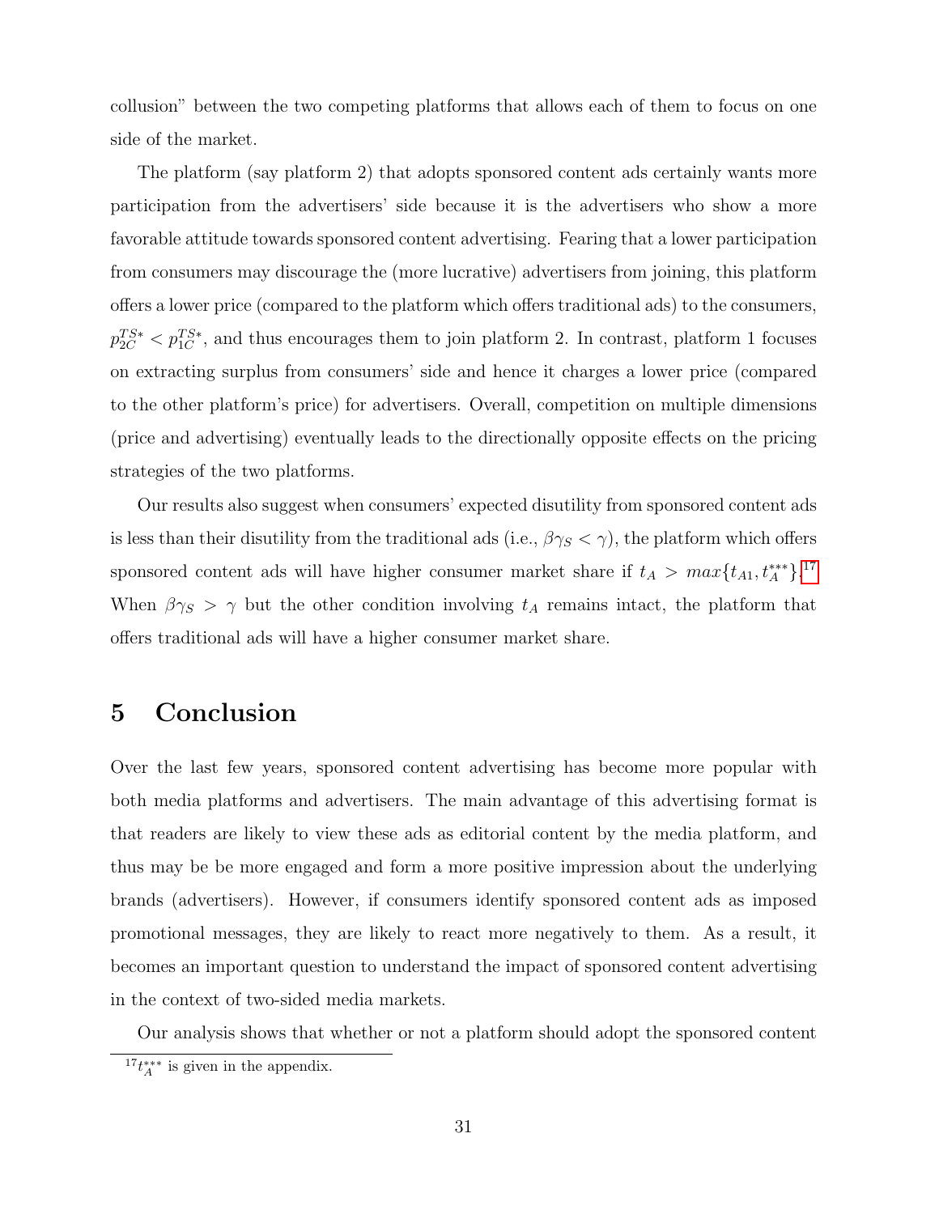collusion" between the two competing platforms that allows each of them to focus on one side of the market.

The platform (say platform 2) that adopts sponsored content ads certainly wants more participation from the advertisers' side because it is the advertisers who show a more favorable attitude towards sponsored content advertising. Fearing that a lower participation from consumers may discourage the (more lucrative) advertisers from joining, this platform offers a lower price (compared to the platform which offers traditional ads) to the consumers, $p_{2C}^{TS*} < p_{1C}^{TS*}$, and thus encourages them to join platform 2. In contrast, platform 1 focuses on extracting surplus from consumers' side and hence it charges a lower price (compared to the other platform's price) for advertisers. Overall, competition on multiple dimensions (price and advertising) eventually leads to the directionally opposite effects on the pricing strategies of the two platforms.

Our results also suggest when consumers' expected disutility from sponsored content ads is less than their disutility from the traditional ads (i.e., $\beta\gamma_S < \gamma$), the platform which offers sponsored content ads will have higher consumer market share if $t_A > max\{t_{A1}, t_A^{***}\}$.[17] When $\beta\gamma_S > \gamma$ but the other condition involving $t_A$ remains intact, the platform that offers traditional ads will have a higher consumer market share.

# 5 Conclusion

Over the last few years, sponsored content advertising has become more popular with both media platforms and advertisers. The main advantage of this advertising format is that readers are likely to view these ads as editorial content by the media platform, and thus may be be more engaged and form a more positive impression about the underlying brands (advertisers). However, if consumers identify sponsored content ads as imposed promotional messages, they are likely to react more negatively to them. As a result, it becomes an important question to understand the impact of sponsored content advertising in the context of two-sided media markets.

Our analysis shows that whether or not a platform should adopt the sponsored content

[17] $t_A^{***}$ is given in the appendix.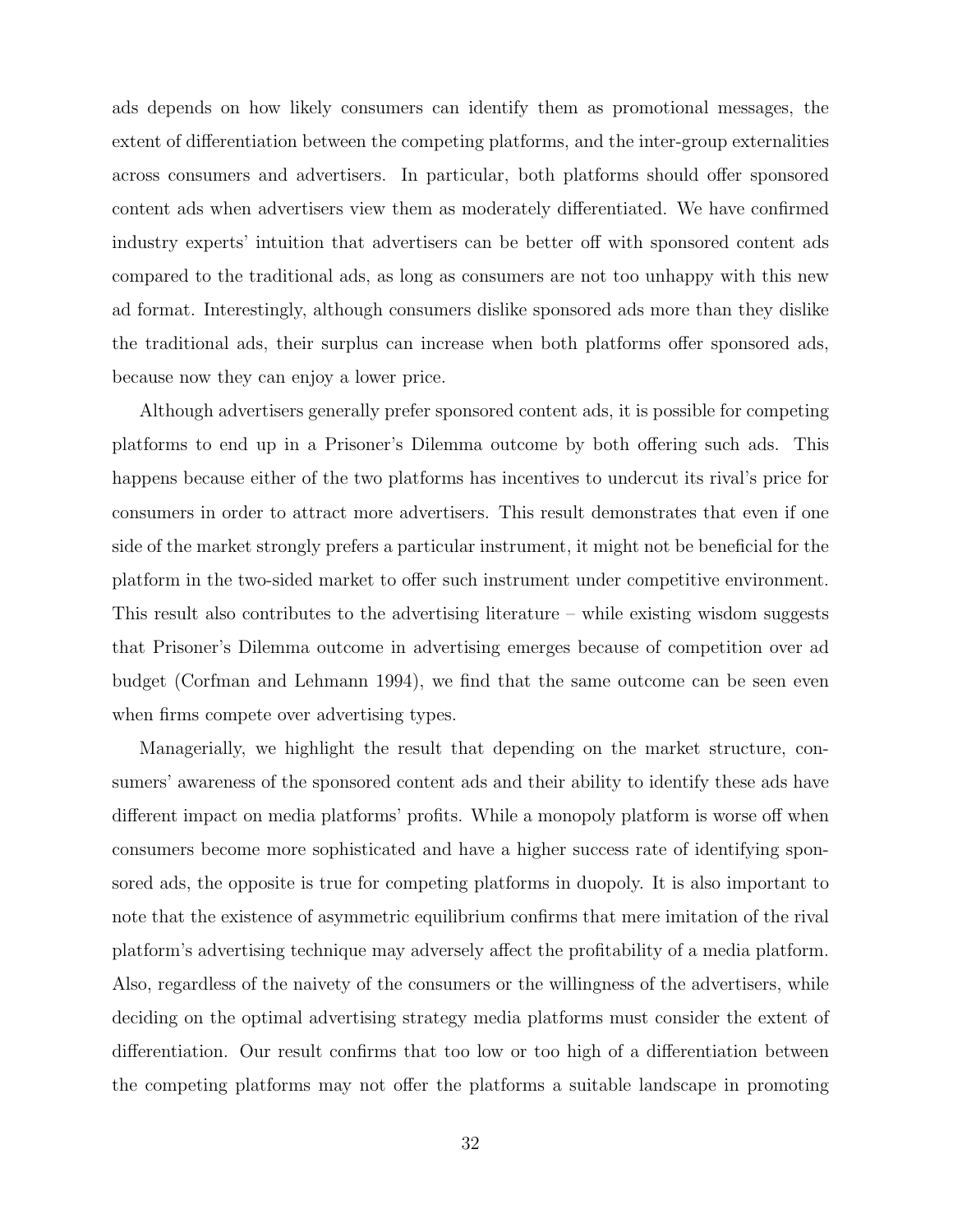ads depends on how likely consumers can identify them as promotional messages, the extent of differentiation between the competing platforms, and the inter-group externalities across consumers and advertisers. In particular, both platforms should offer sponsored content ads when advertisers view them as moderately differentiated. We have confirmed industry experts' intuition that advertisers can be better off with sponsored content ads compared to the traditional ads, as long as consumers are not too unhappy with this new ad format. Interestingly, although consumers dislike sponsored ads more than they dislike the traditional ads, their surplus can increase when both platforms offer sponsored ads, because now they can enjoy a lower price.

Although advertisers generally prefer sponsored content ads, it is possible for competing platforms to end up in a Prisoner's Dilemma outcome by both offering such ads. This happens because either of the two platforms has incentives to undercut its rival's price for consumers in order to attract more advertisers. This result demonstrates that even if one side of the market strongly prefers a particular instrument, it might not be beneficial for the platform in the two-sided market to offer such instrument under competitive environment. This result also contributes to the advertising literature – while existing wisdom suggests that Prisoner's Dilemma outcome in advertising emerges because of competition over ad budget (Corfman and Lehmann 1994), we find that the same outcome can be seen even when firms compete over advertising types.

Managerially, we highlight the result that depending on the market structure, consumers' awareness of the sponsored content ads and their ability to identify these ads have different impact on media platforms' profits. While a monopoly platform is worse off when consumers become more sophisticated and have a higher success rate of identifying sponsored ads, the opposite is true for competing platforms in duopoly. It is also important to note that the existence of asymmetric equilibrium confirms that mere imitation of the rival platform's advertising technique may adversely affect the profitability of a media platform. Also, regardless of the naivety of the consumers or the willingness of the advertisers, while deciding on the optimal advertising strategy media platforms must consider the extent of differentiation. Our result confirms that too low or too high of a differentiation between the competing platforms may not offer the platforms a suitable landscape in promoting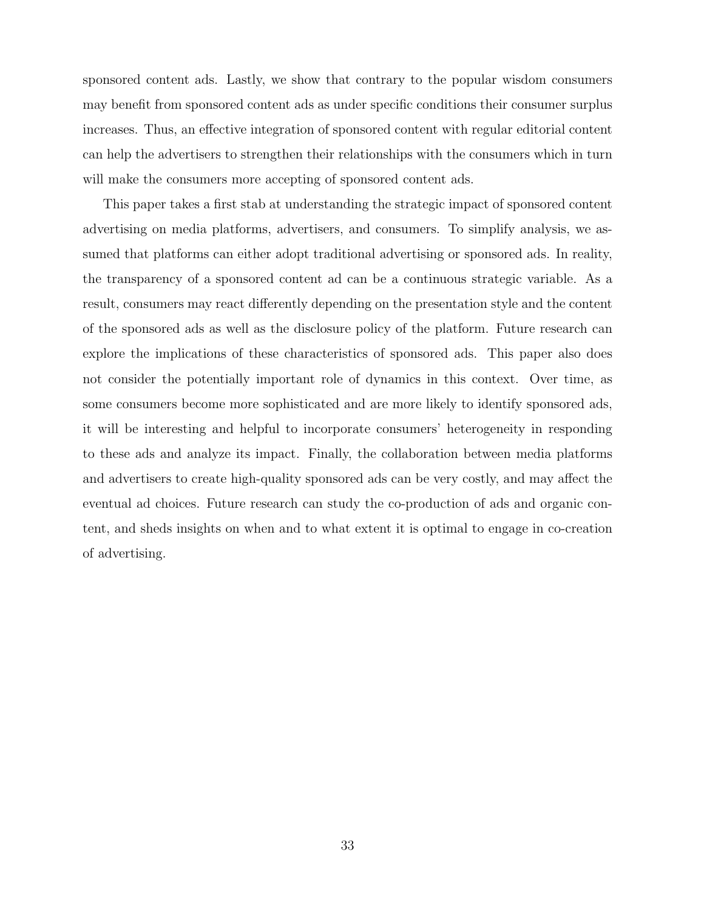sponsored content ads. Lastly, we show that contrary to the popular wisdom consumers may benefit from sponsored content ads as under specific conditions their consumer surplus increases. Thus, an effective integration of sponsored content with regular editorial content can help the advertisers to strengthen their relationships with the consumers which in turn will make the consumers more accepting of sponsored content ads.

This paper takes a first stab at understanding the strategic impact of sponsored content advertising on media platforms, advertisers, and consumers. To simplify analysis, we assumed that platforms can either adopt traditional advertising or sponsored ads. In reality, the transparency of a sponsored content ad can be a continuous strategic variable. As a result, consumers may react differently depending on the presentation style and the content of the sponsored ads as well as the disclosure policy of the platform. Future research can explore the implications of these characteristics of sponsored ads. This paper also does not consider the potentially important role of dynamics in this context. Over time, as some consumers become more sophisticated and are more likely to identify sponsored ads, it will be interesting and helpful to incorporate consumers' heterogeneity in responding to these ads and analyze its impact. Finally, the collaboration between media platforms and advertisers to create high-quality sponsored ads can be very costly, and may affect the eventual ad choices. Future research can study the co-production of ads and organic content, and sheds insights on when and to what extent it is optimal to engage in co-creation of advertising.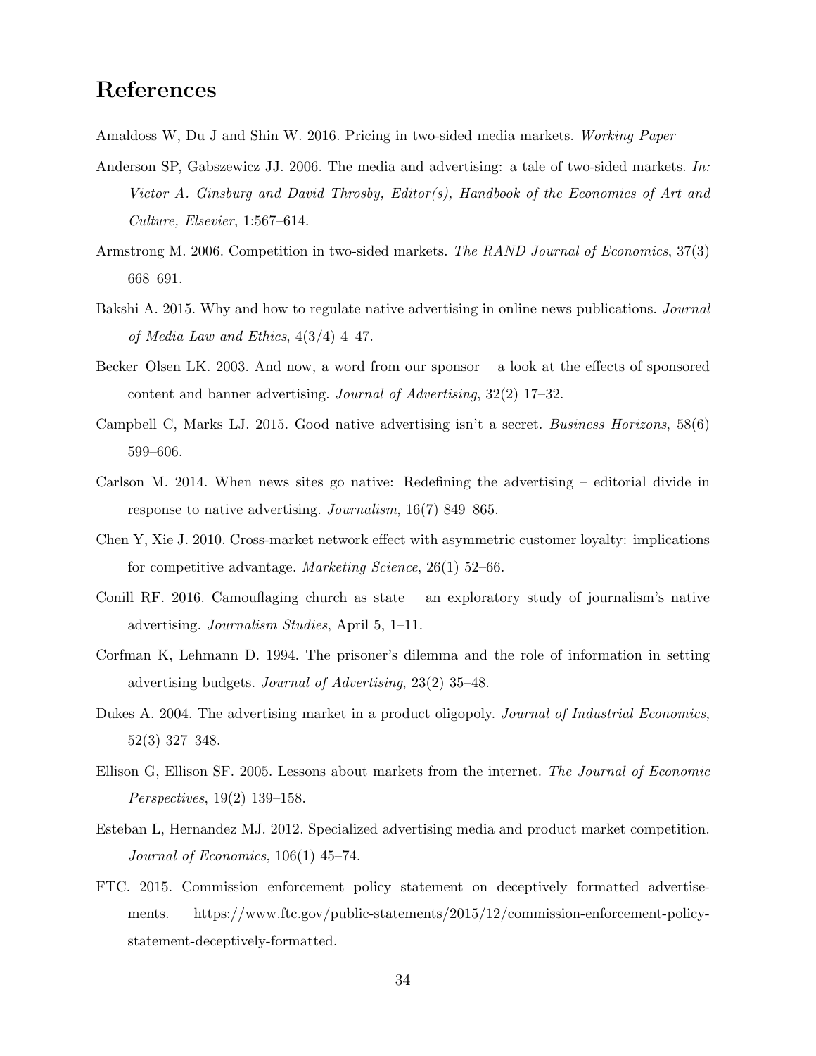## References

Amaldoss W, Du J and Shin W. 2016. Pricing in two-sided media markets. *Working Paper*

Anderson SP, Gabszewicz JJ. 2006. The media and advertising: a tale of two-sided markets. *In: Victor A. Ginsburg and David Throsby, Editor(s), Handbook of the Economics of Art and Culture, Elsevier*, 1:567–614.

Armstrong M. 2006. Competition in two-sided markets. *The RAND Journal of Economics*, 37(3) 668–691.

Bakshi A. 2015. Why and how to regulate native advertising in online news publications. *Journal of Media Law and Ethics*, 4(3/4) 4–47.

Becker–Olsen LK. 2003. And now, a word from our sponsor – a look at the effects of sponsored content and banner advertising. *Journal of Advertising*, 32(2) 17–32.

Campbell C, Marks LJ. 2015. Good native advertising isn't a secret. *Business Horizons*, 58(6) 599–606.

Carlson M. 2014. When news sites go native: Redefining the advertising – editorial divide in response to native advertising. *Journalism*, 16(7) 849–865.

Chen Y, Xie J. 2010. Cross-market network effect with asymmetric customer loyalty: implications for competitive advantage. *Marketing Science*, 26(1) 52–66.

Conill RF. 2016. Camouflaging church as state – an exploratory study of journalism's native advertising. *Journalism Studies*, April 5, 1–11.

Corfman K, Lehmann D. 1994. The prisoner's dilemma and the role of information in setting advertising budgets. *Journal of Advertising*, 23(2) 35–48.

Dukes A. 2004. The advertising market in a product oligopoly. *Journal of Industrial Economics*, 52(3) 327–348.

Ellison G, Ellison SF. 2005. Lessons about markets from the internet. *The Journal of Economic Perspectives*, 19(2) 139–158.

Esteban L, Hernandez MJ. 2012. Specialized advertising media and product market competition. *Journal of Economics*, 106(1) 45–74.

FTC. 2015. Commission enforcement policy statement on deceptively formatted advertisements. https://www.ftc.gov/public-statements/2015/12/commission-enforcement-policy-statement-deceptively-formatted.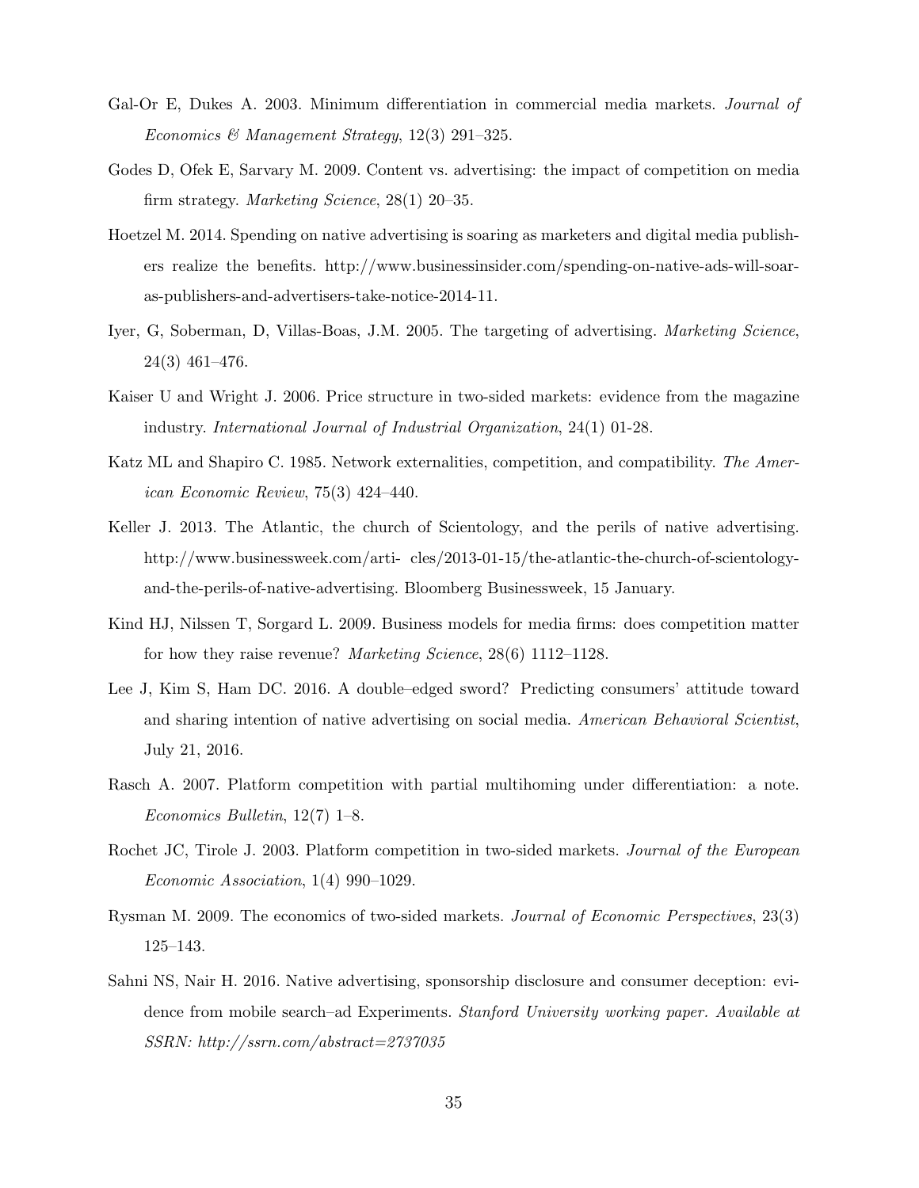Gal-Or E, Dukes A. 2003. Minimum differentiation in commercial media markets. *Journal of Economics & Management Strategy*, 12(3) 291–325.

Godes D, Ofek E, Sarvary M. 2009. Content vs. advertising: the impact of competition on media firm strategy. *Marketing Science*, 28(1) 20–35.

Hoetzel M. 2014. Spending on native advertising is soaring as marketers and digital media publishers realize the benefits. http://www.businessinsider.com/spending-on-native-ads-will-soar-as-publishers-and-advertisers-take-notice-2014-11.

Iyer, G, Soberman, D, Villas-Boas, J.M. 2005. The targeting of advertising. *Marketing Science*, 24(3) 461–476.

Kaiser U and Wright J. 2006. Price structure in two-sided markets: evidence from the magazine industry. *International Journal of Industrial Organization*, 24(1) 01-28.

Katz ML and Shapiro C. 1985. Network externalities, competition, and compatibility. *The American Economic Review*, 75(3) 424–440.

Keller J. 2013. The Atlantic, the church of Scientology, and the perils of native advertising. http://www.businessweek.com/arti- cles/2013-01-15/the-atlantic-the-church-of-scientology-and-the-perils-of-native-advertising. Bloomberg Businessweek, 15 January.

Kind HJ, Nilssen T, Sorgard L. 2009. Business models for media firms: does competition matter for how they raise revenue? *Marketing Science*, 28(6) 1112–1128.

Lee J, Kim S, Ham DC. 2016. A double–edged sword? Predicting consumers' attitude toward and sharing intention of native advertising on social media. *American Behavioral Scientist*, July 21, 2016.

Rasch A. 2007. Platform competition with partial multihoming under differentiation: a note. *Economics Bulletin*, 12(7) 1–8.

Rochet JC, Tirole J. 2003. Platform competition in two-sided markets. *Journal of the European Economic Association*, 1(4) 990–1029.

Rysman M. 2009. The economics of two-sided markets. *Journal of Economic Perspectives*, 23(3) 125–143.

Sahni NS, Nair H. 2016. Native advertising, sponsorship disclosure and consumer deception: evidence from mobile search–ad Experiments. *Stanford University working paper. Available at SSRN: http://ssrn.com/abstract=2737035*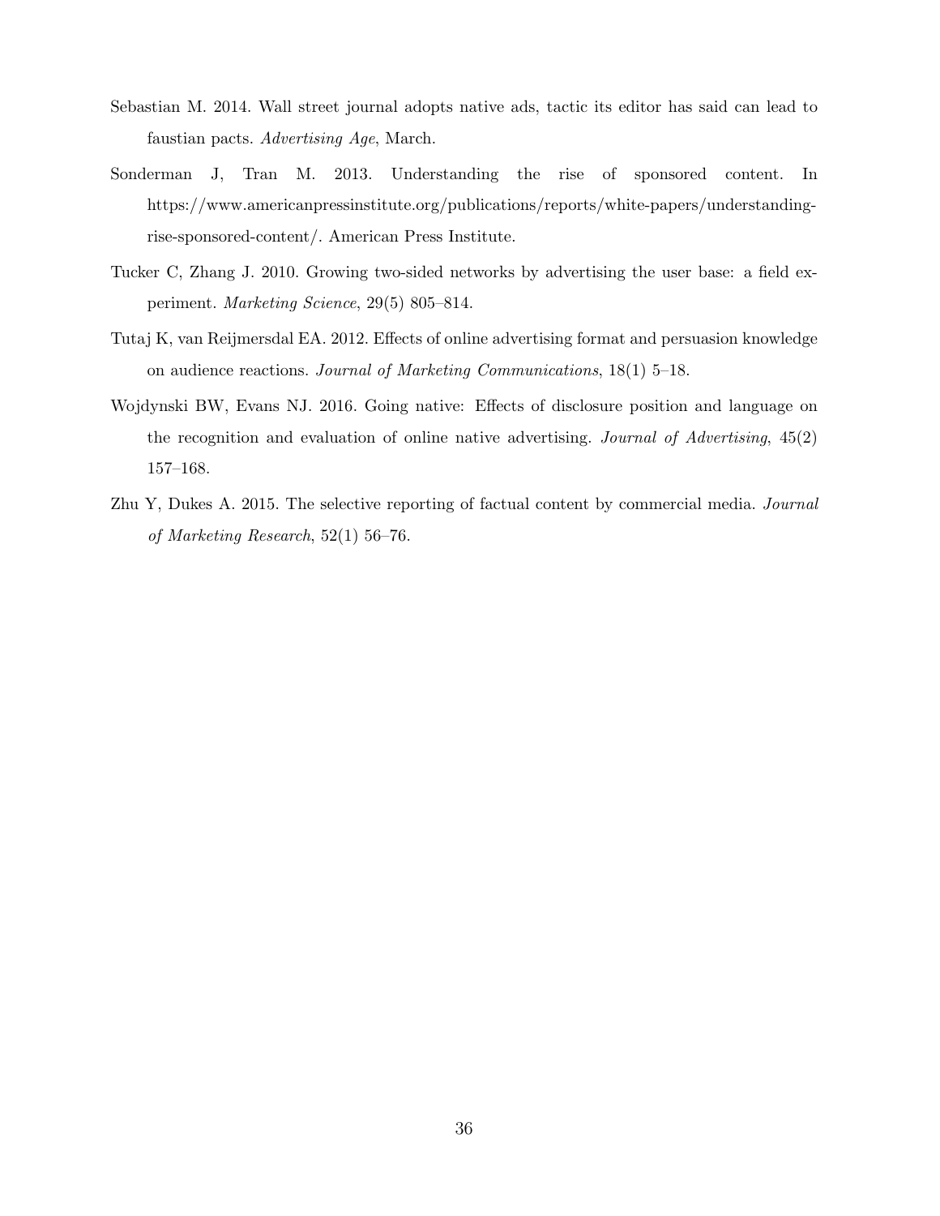Sebastian M. 2014. Wall street journal adopts native ads, tactic its editor has said can lead to faustian pacts. *Advertising Age*, March.

Sonderman J, Tran M. 2013. Understanding the rise of sponsored content. In https://www.americanpressinstitute.org/publications/reports/white-papers/understanding-rise-sponsored-content/. American Press Institute.

Tucker C, Zhang J. 2010. Growing two-sided networks by advertising the user base: a field experiment. *Marketing Science*, 29(5) 805–814.

Tutaj K, van Reijmersdal EA. 2012. Effects of online advertising format and persuasion knowledge on audience reactions. *Journal of Marketing Communications*, 18(1) 5–18.

Wojdynski BW, Evans NJ. 2016. Going native: Effects of disclosure position and language on the recognition and evaluation of online native advertising. *Journal of Advertising*, 45(2) 157–168.

Zhu Y, Dukes A. 2015. The selective reporting of factual content by commercial media. *Journal of Marketing Research*, 52(1) 56–76.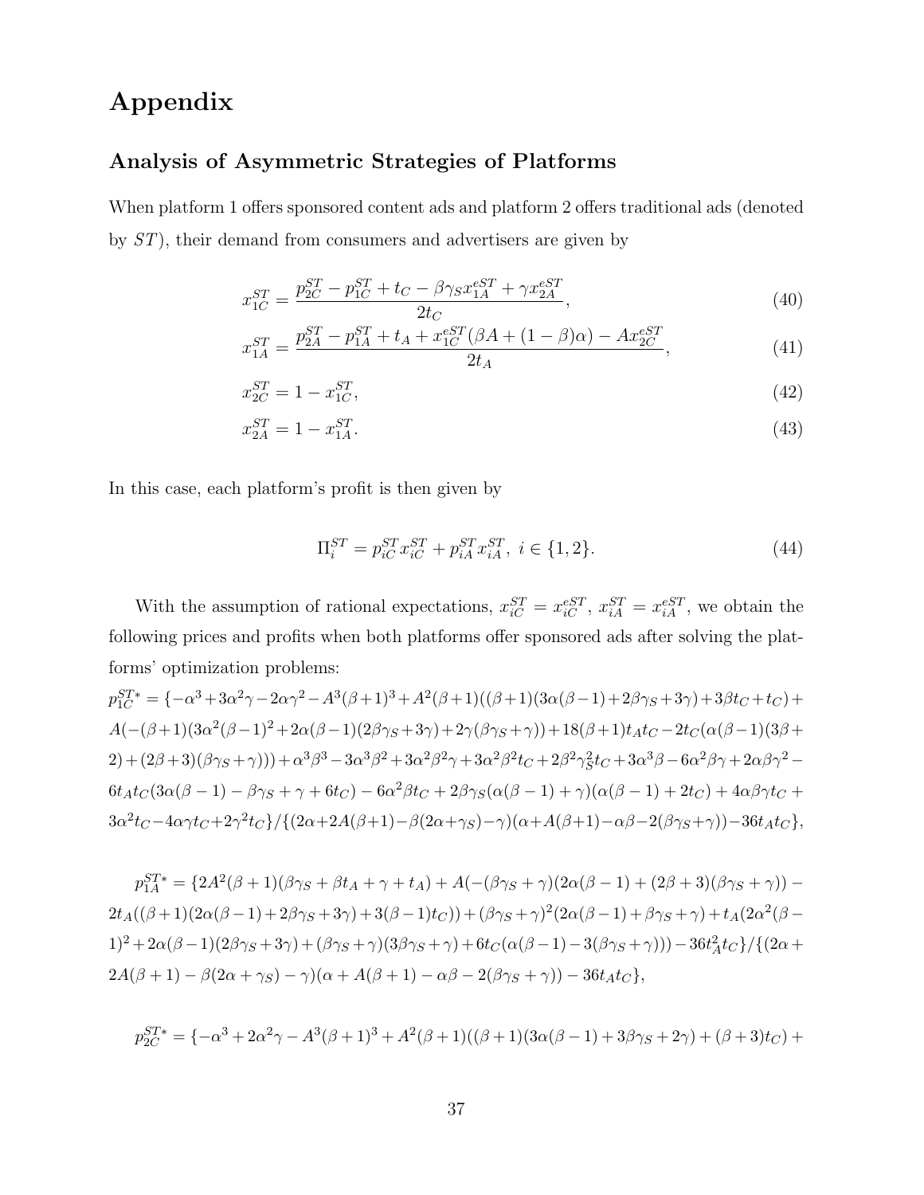# Appendix

## Analysis of Asymmetric Strategies of Platforms

When platform 1 offers sponsored content ads and platform 2 offers traditional ads (denoted by $ST$), their demand from consumers and advertisers are given by

$$x_{1C}^{ST} = \frac{p_{2C}^{ST} - p_{1C}^{ST} + t_C - \beta\gamma_S x_{1A}^{eST} + \gamma x_{2A}^{eST}}{2t_C}, \tag{40}$$

$$x_{1A}^{ST} = \frac{p_{2A}^{ST} - p_{1A}^{ST} + t_A + x_{1C}^{eST}(\beta A + (1-\beta)\alpha) - A x_{2C}^{eST}}{2t_A}, \tag{41}$$

$$x_{2C}^{ST} = 1 - x_{1C}^{ST}, \tag{42}$$

$$x_{2A}^{ST} = 1 - x_{1A}^{ST}. \tag{43}$$

In this case, each platform's profit is then given by

$$\Pi_i^{ST} = p_{iC}^{ST} x_{iC}^{ST} + p_{iA}^{ST} x_{iA}^{ST},\ i \in \{1, 2\}. \tag{44}$$

With the assumption of rational expectations, $x_{iC}^{ST} = x_{iC}^{eST}$, $x_{iA}^{ST} = x_{iA}^{eST}$, we obtain the following prices and profits when both platforms offer sponsored ads after solving the platforms' optimization problems:

$p_{1C}^{ST*} = \{-\alpha^3 + 3\alpha^2\gamma - 2\alpha\gamma^2 - A^3(\beta+1)^3 + A^2(\beta+1)((\beta+1)(3\alpha(\beta-1) + 2\beta\gamma_S + 3\gamma) + 3\beta t_C + t_C) + A(-(\beta+1)(3\alpha^2(\beta-1)^2 + 2\alpha(\beta-1)(2\beta\gamma_S + 3\gamma) + 2\gamma(\beta\gamma_S + \gamma)) + 18(\beta+1)t_A t_C - 2t_C(\alpha(\beta-1)(3\beta + 2) + (2\beta+3)(\beta\gamma_S + \gamma))) + \alpha^3\beta^3 - 3\alpha^3\beta^2 + 3\alpha^2\beta^2\gamma + 3\alpha^2\beta^2 t_C + 2\beta^2\gamma_S^2 t_C + 3\alpha^3\beta - 6\alpha^2\beta\gamma + 2\alpha\beta\gamma^2 - 6t_A t_C(3\alpha(\beta-1) - \beta\gamma_S + \gamma + 6t_C) - 6\alpha^2\beta t_C + 2\beta\gamma_S(\alpha(\beta-1) + \gamma)(\alpha(\beta-1) + 2t_C) + 4\alpha\beta\gamma t_C + 3\alpha^2 t_C - 4\alpha\gamma t_C + 2\gamma^2 t_C\}/\{(2\alpha + 2A(\beta+1) - \beta(2\alpha + \gamma_S) - \gamma)(\alpha + A(\beta+1) - \alpha\beta - 2(\beta\gamma_S + \gamma)) - 36t_A t_C\}$,

$p_{1A}^{ST*} = \{2A^2(\beta+1)(\beta\gamma_S + \beta t_A + \gamma + t_A) + A(-(\beta\gamma_S + \gamma)(2\alpha(\beta-1) + (2\beta+3)(\beta\gamma_S + \gamma)) - 2t_A((\beta+1)(2\alpha(\beta-1) + 2\beta\gamma_S + 3\gamma) + 3(\beta-1)t_C)) + (\beta\gamma_S + \gamma)^2(2\alpha(\beta-1) + \beta\gamma_S + \gamma) + t_A(2\alpha^2(\beta-1)^2 + 2\alpha(\beta-1)(2\beta\gamma_S + 3\gamma) + (\beta\gamma_S + \gamma)(3\beta\gamma_S + \gamma) + 6t_C(\alpha(\beta-1) - 3(\beta\gamma_S + \gamma))) - 36t_A^2 t_C\}/\{(2\alpha + 2A(\beta+1) - \beta(2\alpha + \gamma_S) - \gamma)(\alpha + A(\beta+1) - \alpha\beta - 2(\beta\gamma_S + \gamma)) - 36t_A t_C\}$,

$p_{2C}^{ST*} = \{-\alpha^3 + 2\alpha^2\gamma - A^3(\beta+1)^3 + A^2(\beta+1)((\beta+1)(3\alpha(\beta-1) + 3\beta\gamma_S + 2\gamma) + (\beta+3)t_C) +$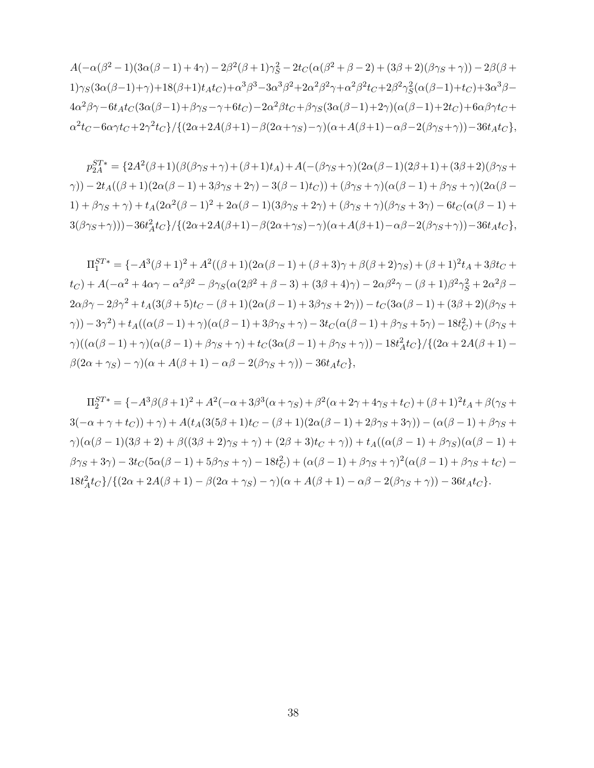$A(-\alpha(\beta^2-1)(3\alpha(\beta-1)+4\gamma)-2\beta^2(\beta+1)\gamma_S^2-2t_C(\alpha(\beta^2+\beta-2)+(3\beta+2)(\beta\gamma_S+\gamma))-2\beta(\beta+1)\gamma_S(3\alpha(\beta-1)+\gamma)+18(\beta+1)t_At_C)+\alpha^3\beta^3-3\alpha^3\beta^2+2\alpha^2\beta^2\gamma+\alpha^2\beta^2t_C+2\beta^2\gamma_S^2(\alpha(\beta-1)+t_C)+3\alpha^3\beta-4\alpha^2\beta\gamma-6t_At_C(3\alpha(\beta-1)+\beta\gamma_S-\gamma+6t_C)-2\alpha^2\beta t_C+\beta\gamma_S(3\alpha(\beta-1)+2\gamma)(\alpha(\beta-1)+2t_C)+6\alpha\beta\gamma t_C+\alpha^2t_C-6\alpha\gamma t_C+2\gamma^2t_C\}/\{(2\alpha+2A(\beta+1)-\beta(2\alpha+\gamma_S)-\gamma)(\alpha+A(\beta+1)-\alpha\beta-2(\beta\gamma_S+\gamma))-36t_At_C\}$,

$p_{2A}^{ST*}=\{2A^2(\beta+1)(\beta(\beta\gamma_S+\gamma)+(\beta+1)t_A)+A(-(\beta\gamma_S+\gamma)(2\alpha(\beta-1)(2\beta+1)+(3\beta+2)(\beta\gamma_S+\gamma))-2t_A((\beta+1)(2\alpha(\beta-1)+3\beta\gamma_S+2\gamma)-3(\beta-1)t_C))+(\beta\gamma_S+\gamma)(\alpha(\beta-1)+\beta\gamma_S+\gamma)(2\alpha(\beta-1)+\beta\gamma_S+\gamma)+t_A(2\alpha^2(\beta-1)^2+2\alpha(\beta-1)(3\beta\gamma_S+2\gamma)+(\beta\gamma_S+\gamma)(\beta\gamma_S+3\gamma)-6t_C(\alpha(\beta-1)+3(\beta\gamma_S+\gamma)))-36t_A^2t_C\}/\{(2\alpha+2A(\beta+1)-\beta(2\alpha+\gamma_S)-\gamma)(\alpha+A(\beta+1)-\alpha\beta-2(\beta\gamma_S+\gamma))-36t_At_C\}$,

$\Pi_1^{ST*}=\{-A^3(\beta+1)^2+A^2((\beta+1)(2\alpha(\beta-1)+(\beta+3)\gamma+\beta(\beta+2)\gamma_S)+(\beta+1)^2t_A+3\beta t_C+t_C)+A(-\alpha^2+4\alpha\gamma-\alpha^2\beta^2-\beta\gamma_S(\alpha(2\beta^2+\beta-3)+(3\beta+4)\gamma)-2\alpha\beta^2\gamma-(\beta+1)\beta^2\gamma_S^2+2\alpha^2\beta-2\alpha\beta\gamma-2\beta\gamma^2+t_A(3(\beta+5)t_C-(\beta+1)(2\alpha(\beta-1)+3\beta\gamma_S+2\gamma))-t_C(3\alpha(\beta-1)+(3\beta+2)(\beta\gamma_S+\gamma))-3\gamma^2)+t_A((\alpha(\beta-1)+\gamma)(\alpha(\beta-1)+3\beta\gamma_S+\gamma)-3t_C(\alpha(\beta-1)+\beta\gamma_S+5\gamma)-18t_C^2)+(\beta\gamma_S+\gamma)((\alpha(\beta-1)+\gamma)(\alpha(\beta-1)+\beta\gamma_S+\gamma)+t_C(3\alpha(\beta-1)+\beta\gamma_S+\gamma))-18t_A^2t_C\}/\{(2\alpha+2A(\beta+1)-\beta(2\alpha+\gamma_S)-\gamma)(\alpha+A(\beta+1)-\alpha\beta-2(\beta\gamma_S+\gamma))-36t_At_C\}$,

$\Pi_2^{ST*}=\{-A^3\beta(\beta+1)^2+A^2(-\alpha+3\beta^3(\alpha+\gamma_S)+\beta^2(\alpha+2\gamma+4\gamma_S+t_C)+(\beta+1)^2t_A+\beta(\gamma_S+3(-\alpha+\gamma+t_C))+\gamma)+A(t_A(3(5\beta+1)t_C-(\beta+1)(2\alpha(\beta-1)+2\beta\gamma_S+3\gamma))-(\alpha(\beta-1)+\beta\gamma_S+\gamma)(\alpha(\beta-1)(3\beta+2)+\beta((3\beta+2)\gamma_S+\gamma)+(2\beta+3)t_C+\gamma))+t_A((\alpha(\beta-1)+\beta\gamma_S)(\alpha(\beta-1)+\beta\gamma_S+3\gamma)-3t_C(5\alpha(\beta-1)+5\beta\gamma_S+\gamma)-18t_C^2)+(\alpha(\beta-1)+\beta\gamma_S+\gamma)^2(\alpha(\beta-1)+\beta\gamma_S+t_C)-18t_A^2t_C\}/\{(2\alpha+2A(\beta+1)-\beta(2\alpha+\gamma_S)-\gamma)(\alpha+A(\beta+1)-\alpha\beta-2(\beta\gamma_S+\gamma))-36t_At_C\}$.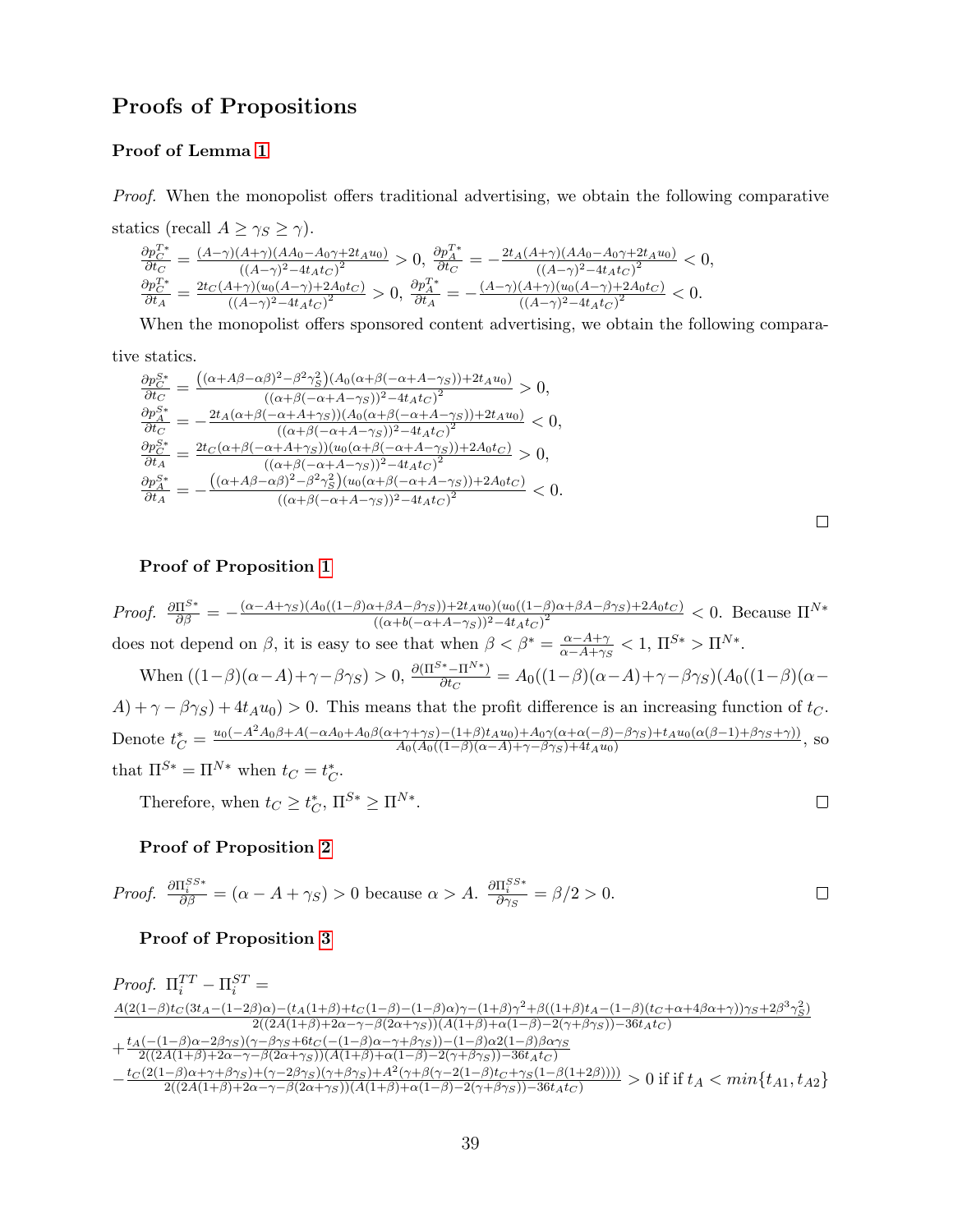## Proofs of Propositions

### Proof of Lemma 1

*Proof.* When the monopolist offers traditional advertising, we obtain the following comparative statics (recall $A \geq \gamma_S \geq \gamma$).

$\frac{\partial p_C^{T*}}{\partial t_C} = \frac{(A-\gamma)(A+\gamma)(AA_0 - A_0\gamma + 2t_A u_0)}{((A-\gamma)^2 - 4t_A t_C)^2} > 0$, $\frac{\partial p_A^{T*}}{\partial t_C} = -\frac{2t_A(A+\gamma)(AA_0 - A_0\gamma + 2t_A u_0)}{((A-\gamma)^2 - 4t_A t_C)^2} < 0$,
$\frac{\partial p_C^{T*}}{\partial t_A} = \frac{2t_C(A+\gamma)(u_0(A-\gamma)+2A_0 t_C)}{((A-\gamma)^2 - 4t_A t_C)^2} > 0$, $\frac{\partial p_A^{T*}}{\partial t_A} = -\frac{(A-\gamma)(A+\gamma)(u_0(A-\gamma)+2A_0 t_C)}{((A-\gamma)^2 - 4t_A t_C)^2} < 0$.

When the monopolist offers sponsored content advertising, we obtain the following comparative statics.

$\frac{\partial p_C^{S*}}{\partial t_C} = \frac{\left((\alpha + A\beta - \alpha\beta)^2 - \beta^2\gamma_S^2\right)(A_0(\alpha + \beta(-\alpha + A - \gamma_S)) + 2t_A u_0)}{((\alpha + b(-\alpha + A - \gamma_S))^2 - 4t_A t_C)^2} > 0$,
$\frac{\partial p_A^{S*}}{\partial t_C} = -\frac{2t_A(\alpha + \beta(-\alpha + A + \gamma_S))(A_0(\alpha + \beta(-\alpha + A - \gamma_S)) + 2t_A u_0)}{((\alpha + \beta(-\alpha + A - \gamma_S))^2 - 4t_A t_C)^2} < 0$,
$\frac{\partial p_C^{S*}}{\partial t_A} = \frac{2t_C(\alpha + \beta(-\alpha + A + \gamma_S))(u_0(\alpha + \beta(-\alpha + A - \gamma_S)) + 2A_0 t_C)}{((\alpha + \beta(-\alpha + A - \gamma_S))^2 - 4t_A t_C)^2} > 0$,
$\frac{\partial p_A^{S*}}{\partial t_A} = -\frac{\left((\alpha + A\beta - \alpha\beta)^2 - \beta^2\gamma_S^2\right)(u_0(\alpha + \beta(-\alpha + A - \gamma_S)) + 2A_0 t_C)}{((\alpha + \beta(-\alpha + A - \gamma_S))^2 - 4t_A t_C)^2} < 0$.

□

### Proof of Proposition 1

*Proof.* $\frac{\partial \Pi^{S*}}{\partial \beta} = -\frac{(\alpha - A + \gamma_S)(A_0((1-\beta)\alpha + \beta A - \beta\gamma_S)) + 2t_A u_0)(u_0((1-\beta)\alpha + \beta A - \beta\gamma_S) + 2A_0 t_C)}{((\alpha + \beta(-\alpha + A - \gamma_S))^2 - 4t_A t_C)^2} < 0$. Because $\Pi^{N*}$ does not depend on $\beta$, it is easy to see that when $\beta < \beta^* = \frac{\alpha - A + \gamma}{\alpha - A + \gamma_S} < 1$, $\Pi^{S*} > \Pi^{N*}$.

When $((1-\beta)(\alpha - A) + \gamma - \beta\gamma_S) > 0$, $\frac{\partial(\Pi^{S*} - \Pi^{N*})}{\partial t_C} = A_0((1-\beta)(\alpha - A) + \gamma - \beta\gamma_S)(A_0((1-\beta)(\alpha - A) + \gamma - \beta\gamma_S) + 4t_A u_0) > 0$. This means that the profit difference is an increasing function of $t_C$. Denote $t_C^* = \frac{u_0(-A^2 A_0\beta + A(-\alpha A_0 + A_0\beta(\alpha + \gamma + \gamma_S) - (1+\beta)t_A u_0) + A_0\gamma(\alpha + \alpha(-\beta) - \beta\gamma_S) + t_A u_0(\alpha(\beta - 1) + \beta\gamma_S + \gamma))}{A_0(A_0((1-\beta)(\alpha - A) + \gamma - \beta\gamma_S) + 4t_A u_0)}$, so that $\Pi^{S*} = \Pi^{N*}$ when $t_C = t_C^*$.

Therefore, when $t_C \geq t_C^*$, $\Pi^{S*} \geq \Pi^{N*}$. □

### Proof of Proposition 2

*Proof.* $\frac{\partial \Pi_i^{SS*}}{\partial \beta} = (\alpha - A + \gamma_S) > 0$ because $\alpha > A$. $\frac{\partial \Pi_i^{SS*}}{\partial \gamma_S} = \beta/2 > 0$. □

### Proof of Proposition 3

*Proof.* $\Pi_i^{TT} - \Pi_i^{ST} =$

$$\frac{A(2(1-\beta)t_C(3t_A - (1-2\beta)\alpha) - (t_A(1+\beta) + t_C(1-\beta) - (1-\beta)\alpha)\gamma - (1+\beta)\gamma^2 + \beta((1+\beta)t_A - (1-\beta)(t_C + \alpha + 4\beta\alpha + \gamma))\gamma_S + 2\beta^3\gamma_S^2)}{2((2A(1+\beta) + 2\alpha - \gamma - \beta(2\alpha + \gamma_S))(A(1+\beta) + \alpha(1-\beta) - 2(\gamma + \beta\gamma_S)) - 36t_A t_C)}$$
$$+ \frac{t_A(-(1-\beta)\alpha - 2\beta\gamma_S)(\gamma - \beta\gamma_S + 6t_C(-(1-\beta)\alpha - \gamma + \beta\gamma_S)) - (1-\beta)\alpha 2(1-\beta)\beta\alpha\gamma_S}{2((2A(1+\beta) + 2\alpha - \gamma - \beta(2\alpha + \gamma_S))(A(1+\beta) + \alpha(1-\beta) - 2(\gamma + \beta\gamma_S)) - 36t_A t_C)}$$
$$- \frac{t_C(2(1-\beta)\alpha + \gamma + \beta\gamma_S) + (\gamma - 2\beta\gamma_S)(\gamma + \beta\gamma_S) + A^2(\gamma + \beta(\gamma - 2(1-\beta)t_C + \gamma_S(1 - \beta(1+2\beta))))}{2((2A(1+\beta) + 2\alpha - \gamma - \beta(2\alpha + \gamma_S))(A(1+\beta) + \alpha(1-\beta) - 2(\gamma + \beta\gamma_S)) - 36t_A t_C)} > 0 \text{ if if } t_A < \min\{t_{A1}, t_{A2}\}$$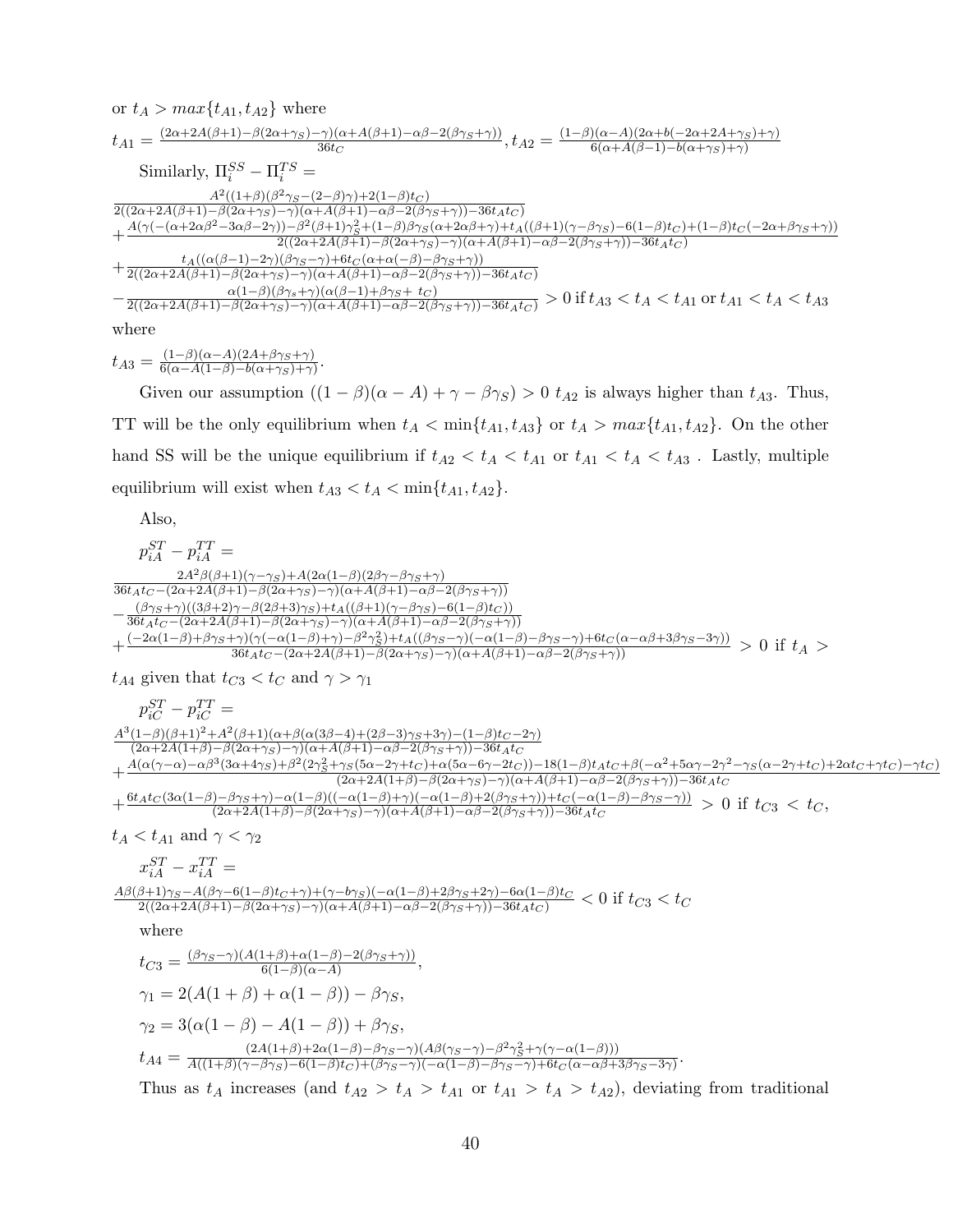or $t_A > max\{t_{A1}, t_{A2}\}$ where

$t_{A1} = \frac{(2\alpha+2A(\beta+1)-\beta(2\alpha+\gamma_S)-\gamma)(\alpha+A(\beta+1)-\alpha\beta-2(\beta\gamma_S+\gamma))}{36t_C}, t_{A2} = \frac{(1-\beta)(\alpha-A)(2\alpha+b(-2\alpha+2A+\gamma_S)+\gamma)}{6(\alpha+A(\beta-1)-b(\alpha+\gamma_S)+\gamma)}$

Similarly, $\Pi_i^{SS} - \Pi_i^{TS} =$

$$\frac{A^2((1+\beta)(\beta^2\gamma_S-(2-\beta)\gamma)+2(1-\beta)t_C)}{2((2\alpha+2A(\beta+1)-\beta(2\alpha+\gamma_S)-\gamma)(\alpha+A(\beta+1)-\alpha\beta-2(\beta\gamma_S+\gamma))-36t_At_C)}$$
$$+\frac{A(\gamma(-(\alpha+2\alpha\beta^2-3\alpha\beta-2\gamma))-\beta^2(\beta+1)\gamma_S^2+(1-\beta)\beta\gamma_S(\alpha+2\alpha\beta+\gamma)+t_A((\beta+1)(\gamma-\beta\gamma_S)-6(1-\beta)t_C)+(1-\beta)t_C(-2\alpha+\beta\gamma_S+\gamma))}{2((2\alpha+2A(\beta+1)-\beta(2\alpha+\gamma_S)-\gamma)(\alpha+A(\beta+1)-\alpha\beta-2(\beta\gamma_S+\gamma))-36t_At_C)}$$
$$+\frac{t_A((\alpha(\beta-1)-2\gamma)(\beta\gamma_S-\gamma)+6t_C(\alpha+\alpha(-\beta)-\beta\gamma_S+\gamma))}{2((2\alpha+2A(\beta+1)-\beta(2\alpha+\gamma_S)-\gamma)(\alpha+A(\beta+1)-\alpha\beta-2(\beta\gamma_S+\gamma))-36t_At_C)}$$
$$-\frac{\alpha(1-\beta)(\beta\gamma_s+\gamma)(\alpha(\beta-1)+\beta\gamma_S+t_C)}{2((2\alpha+2A(\beta+1)-\beta(2\alpha+\gamma_S)-\gamma)(\alpha+A(\beta+1)-\alpha\beta-2(\beta\gamma_S+\gamma))-36t_At_C)} > 0 \text{ if } t_{A3} < t_A < t_{A1} \text{ or } t_{A1} < t_A < t_{A3}$$

where

$t_{A3} = \frac{(1-\beta)(\alpha-A)(2A+\beta\gamma_S+\gamma)}{6(\alpha-A(1-\beta)-b(\alpha+\gamma_S)+\gamma)}$.

Given our assumption $((1-\beta)(\alpha-A)+\gamma-\beta\gamma_S) > 0$ $t_{A2}$ is always higher than $t_{A3}$. Thus, TT will be the only equilibrium when $t_A < \min\{t_{A1}, t_{A3}\}$ or $t_A > max\{t_{A1}, t_{A2}\}$. On the other hand SS will be the unique equilibrium if $t_{A2} < t_A < t_{A1}$ or $t_{A1} < t_A < t_{A3}$ . Lastly, multiple equilibrium will exist when $t_{A3} < t_A < \min\{t_{A1}, t_{A2}\}$.

Also,

$p_{iA}^{ST} - p_{iA}^{TT} =$

$$\frac{2A^2\beta(\beta+1)(\gamma-\gamma_S)+A(2\alpha(1-\beta)(2\beta\gamma-\beta\gamma_S+\gamma)}{36t_At_C-(2\alpha+2A(\beta+1)-\beta(2\alpha+\gamma_S)-\gamma)(\alpha+A(\beta+1)-\alpha\beta-2(\beta\gamma_S+\gamma))}$$
$$-\frac{(\beta\gamma_S+\gamma)((3\beta+2)\gamma-\beta(2\beta+3)\gamma_S)+t_A((\beta+1)(\gamma-\beta\gamma_S)-6(1-\beta)t_C))}{36t_At_C-(2\alpha+2A(\beta+1)-\beta(2\alpha+\gamma_S)-\gamma)(\alpha+A(\beta+1)-\alpha\beta-2(\beta\gamma_S+\gamma))}$$
$$+\frac{(-2\alpha(1-\beta)+\beta\gamma_S+\gamma)(\gamma(-\alpha(1-\beta)+\gamma)-\beta^2\gamma_S^2)+t_A((\beta\gamma_S-\gamma)(-\alpha(1-\beta)-\beta\gamma_S-\gamma)+6t_C(\alpha-\alpha\beta+3\beta\gamma_S-3\gamma))}{36t_At_C-(2\alpha+2A(\beta+1)-\beta(2\alpha+\gamma_S)-\gamma)(\alpha+A(\beta+1)-\alpha\beta-2(\beta\gamma_S+\gamma))} > 0 \text{ if } t_A >$$

$t_{A4}$ given that $t_{C3} < t_C$ and $\gamma > \gamma_1$

$p_{iC}^{ST} - p_{iC}^{TT} =$

$$\frac{A^3(1-\beta)(\beta+1)^2+A^2(\beta+1)(\alpha+\beta(\alpha(3\beta-4)+(2\beta-3)\gamma_S+3\gamma)-(1-\beta)t_C-2\gamma)}{(2\alpha+2A(1+\beta)-\beta(2\alpha+\gamma_S)-\gamma)(\alpha+A(\beta+1)-\alpha\beta-2(\beta\gamma_S+\gamma))-36t_At_C}$$
$$+\frac{A(\alpha(\gamma-\alpha)-\alpha\beta^3(3\alpha+4\gamma_S)+\beta^2(2\gamma_S^2+\gamma_S(5\alpha-2\gamma+t_C)+\alpha(5\alpha-6\gamma-2t_C))-18(1-\beta)t_At_C+\beta(-\alpha^2+5\alpha\gamma-2\gamma^2-\gamma_S(\alpha-2\gamma+t_C)+2\alpha t_C+\gamma t_C)-\gamma t_C)}{(2\alpha+2A(1+\beta)-\beta(2\alpha+\gamma_S)-\gamma)(\alpha+A(\beta+1)-\alpha\beta-2(\beta\gamma_S+\gamma))-36t_At_C}$$
$$+\frac{6t_At_C(3\alpha(1-\beta)-\beta\gamma_S+\gamma)-\alpha(1-\beta)((-\alpha(1-\beta)+\gamma)(-\alpha(1-\beta)+2(\beta\gamma_S+\gamma))+t_C(-\alpha(1-\beta)-\beta\gamma_S-\gamma))}{(2\alpha+2A(1+\beta)-\beta(2\alpha+\gamma_S)-\gamma)(\alpha+A(\beta+1)-\alpha\beta-2(\beta\gamma_S+\gamma))-36t_At_C} > 0 \text{ if } t_{C3} < t_C,$$

$t_A < t_{A1}$ and $\gamma < \gamma_2$

$x_{iA}^{ST} - x_{iA}^{TT} =$

$$\frac{A\beta(\beta+1)\gamma_S-A(\beta\gamma-6(1-\beta)t_C+\gamma)+(\gamma-b\gamma_S)(-\alpha(1-\beta)+2\beta\gamma_S+2\gamma)-6\alpha(1-\beta)t_C}{2((2\alpha+2A(\beta+1)-\beta(2\alpha+\gamma_S)-\gamma)(\alpha+A(\beta+1)-\alpha\beta-2(\beta\gamma_S+\gamma))-36t_At_C)} < 0 \text{ if } t_{C3} < t_C$$

where

$t_{C3} = \frac{(\beta\gamma_S-\gamma)(A(1+\beta)+\alpha(1-\beta)-2(\beta\gamma_S+\gamma))}{6(1-\beta)(\alpha-A)}$,

$\gamma_1 = 2(A(1+\beta)+\alpha(1-\beta))-\beta\gamma_S$,

$\gamma_2 = 3(\alpha(1-\beta)-A(1-\beta))+\beta\gamma_S$,

$t_{A4} = \frac{(2A(1+\beta)+2\alpha(1-\beta)-\beta\gamma_S-\gamma)(A\beta(\gamma_S-\gamma)-\beta^2\gamma_S^2+\gamma(\gamma-\alpha(1-\beta)))}{A((1+\beta)(\gamma-\beta\gamma_S)-6(1-\beta)t_C)+(\beta\gamma_S-\gamma)(-\alpha(1-\beta)-\beta\gamma_S-\gamma)+6t_C(\alpha-\alpha\beta+3\beta\gamma_S-3\gamma)}$.

Thus as $t_A$ increases (and $t_{A2} > t_A > t_{A1}$ or $t_{A1} > t_A > t_{A2}$), deviating from traditional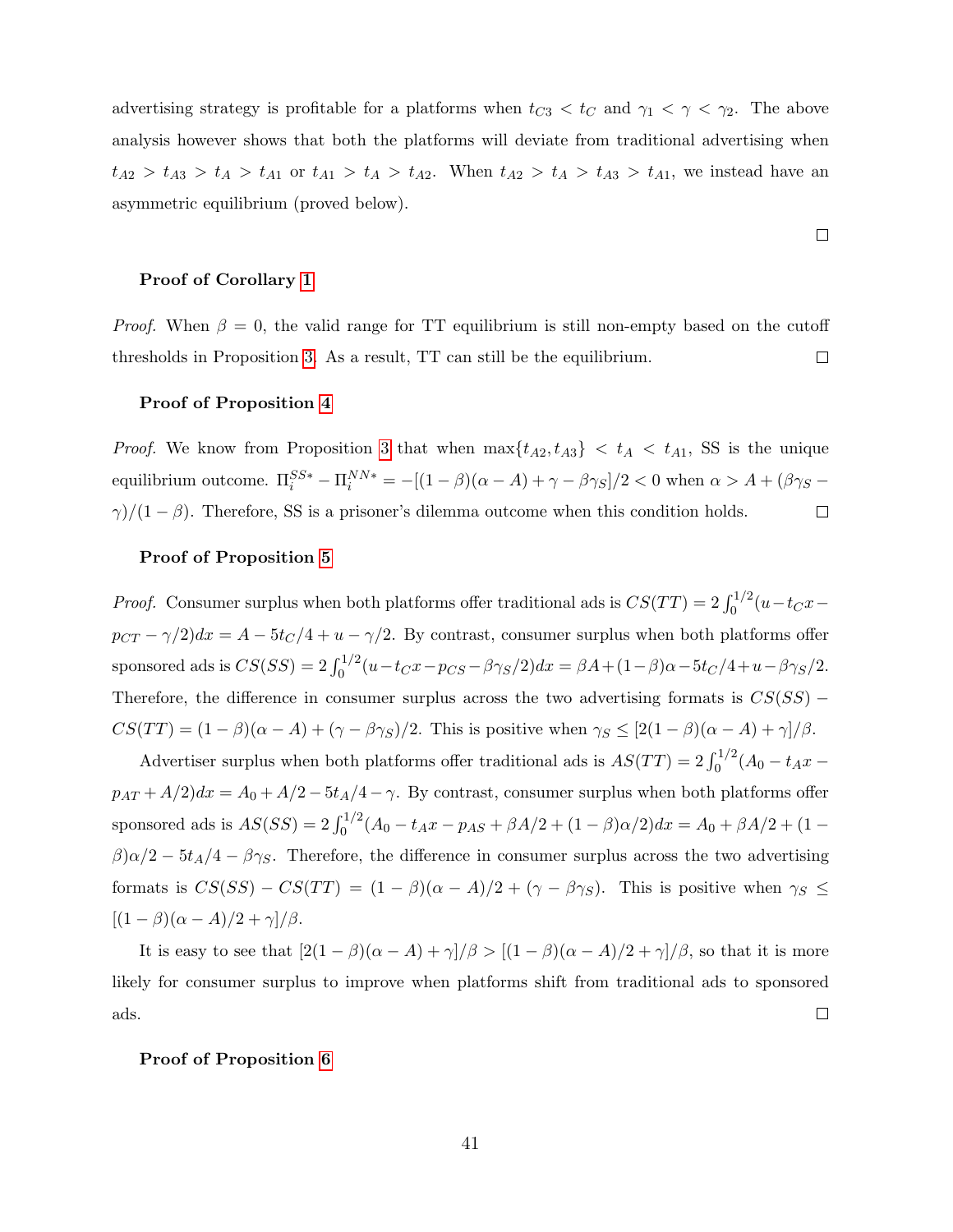advertising strategy is profitable for a platforms when $t_{C3} < t_C$ and $\gamma_1 < \gamma < \gamma_2$. The above analysis however shows that both the platforms will deviate from traditional advertising when $t_{A2} > t_{A3} > t_A > t_{A1}$ or $t_{A1} > t_A > t_{A2}$. When $t_{A2} > t_A > t_{A3} > t_{A1}$, we instead have an asymmetric equilibrium (proved below).

□

**Proof of Corollary 1**

*Proof.* When $\beta = 0$, the valid range for TT equilibrium is still non-empty based on the cutoff thresholds in Proposition 3. As a result, TT can still be the equilibrium. □

**Proof of Proposition 4**

*Proof.* We know from Proposition 3 that when $\max\{t_{A2}, t_{A3}\} < t_A < t_{A1}$, SS is the unique equilibrium outcome. $\Pi_i^{SS*} - \Pi_i^{NN*} = -[(1-\beta)(\alpha - A) + \gamma - \beta\gamma_S]/2 < 0$ when $\alpha > A + (\beta\gamma_S - \gamma)/(1-\beta)$. Therefore, SS is a prisoner's dilemma outcome when this condition holds. □

**Proof of Proposition 5**

*Proof.* Consumer surplus when both platforms offer traditional ads is $CS(TT) = 2\int_0^{1/2}(u - t_C x - p_{CT} - \gamma/2)dx = A - 5t_C/4 + u - \gamma/2$. By contrast, consumer surplus when both platforms offer sponsored ads is $CS(SS) = 2\int_0^{1/2}(u - t_C x - p_{CS} - \beta\gamma_S/2)dx = \beta A + (1-\beta)\alpha - 5t_C/4 + u - \beta\gamma_S/2$. Therefore, the difference in consumer surplus across the two advertising formats is $CS(SS) - CS(TT) = (1-\beta)(\alpha - A) + (\gamma - \beta\gamma_S)/2$. This is positive when $\gamma_S \leq [2(1-\beta)(\alpha - A) + \gamma]/\beta$.

Advertiser surplus when both platforms offer traditional ads is $AS(TT) = 2\int_0^{1/2}(A_0 - t_A x - p_{AT} + A/2)dx = A_0 + A/2 - 5t_A/4 - \gamma$. By contrast, consumer surplus when both platforms offer sponsored ads is $AS(SS) = 2\int_0^{1/2}(A_0 - t_A x - p_{AS} + \beta A/2 + (1-\beta)\alpha/2)dx = A_0 + \beta A/2 + (1-\beta)\alpha/2 - 5t_A/4 - \beta\gamma_S$. Therefore, the difference in consumer surplus across the two advertising formats is $CS(SS) - CS(TT) = (1-\beta)(\alpha - A)/2 + (\gamma - \beta\gamma_S)$. This is positive when $\gamma_S \leq [(1-\beta)(\alpha - A)/2 + \gamma]/\beta$.

It is easy to see that $[2(1-\beta)(\alpha - A) + \gamma]/\beta > [(1-\beta)(\alpha - A)/2 + \gamma]/\beta$, so that it is more likely for consumer surplus to improve when platforms shift from traditional ads to sponsored ads. □

**Proof of Proposition 6**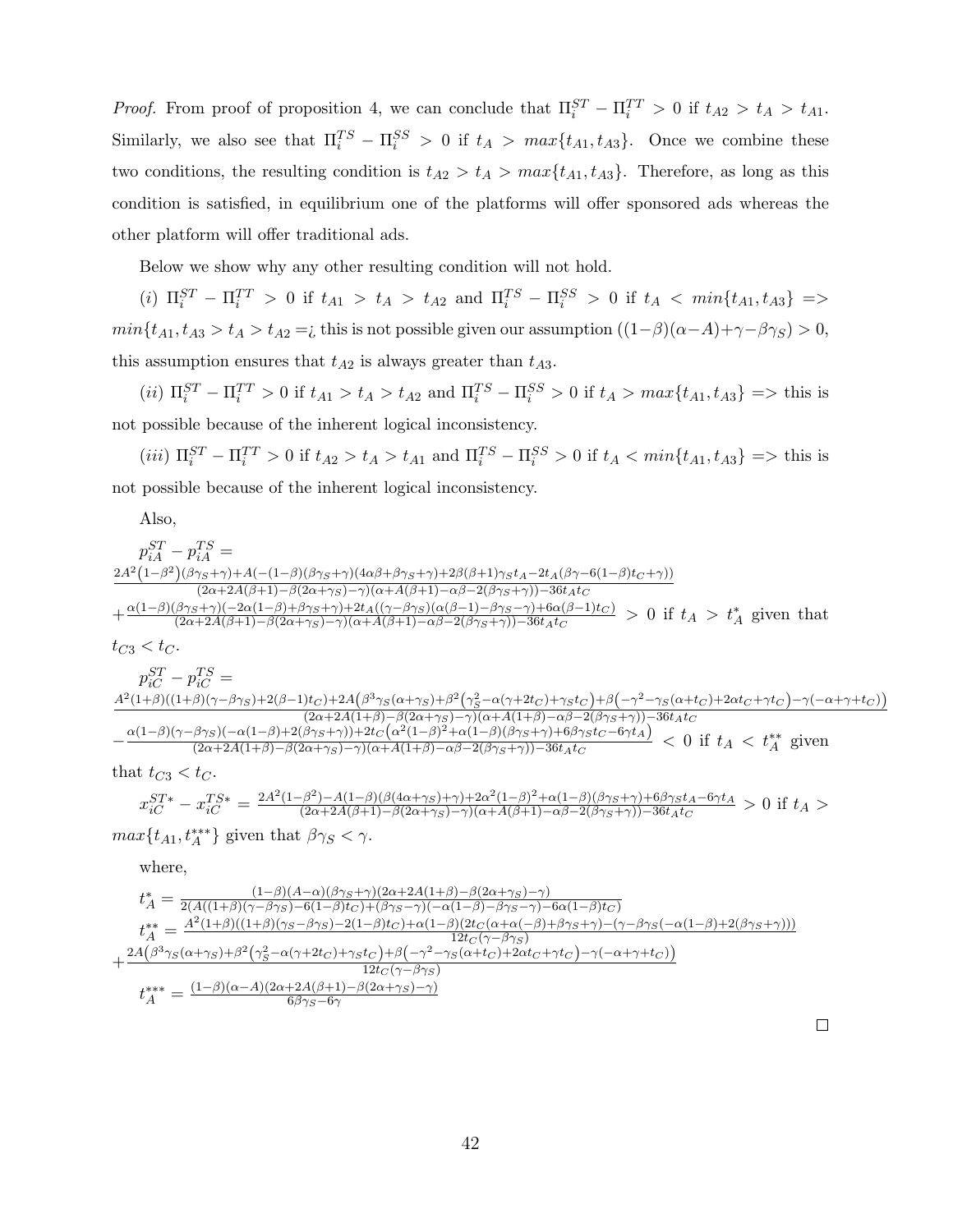*Proof.* From proof of proposition 4, we can conclude that $\Pi_i^{ST} - \Pi_i^{TT} > 0$ if $t_{A2} > t_A > t_{A1}$. Similarly, we also see that $\Pi_i^{TS} - \Pi_i^{SS} > 0$ if $t_A > max\{t_{A1}, t_{A3}\}$. Once we combine these two conditions, the resulting condition is $t_{A2} > t_A > max\{t_{A1}, t_{A3}\}$. Therefore, as long as this condition is satisfied, in equilibrium one of the platforms will offer sponsored ads whereas the other platform will offer traditional ads.

Below we show why any other resulting condition will not hold.

(*i*) $\Pi_i^{ST} - \Pi_i^{TT} > 0$ if $t_{A1} > t_A > t_{A2}$ and $\Pi_i^{TS} - \Pi_i^{SS} > 0$ if $t_A < min\{t_{A1}, t_{A3}\}$ => $min\{t_{A1}, t_{A3} > t_A > t_{A2}$ =¿ this is not possible given our assumption $((1-\beta)(\alpha - A) + \gamma - \beta\gamma_S) > 0$, this assumption ensures that $t_{A2}$ is always greater than $t_{A3}$.

(*ii*) $\Pi_i^{ST} - \Pi_i^{TT} > 0$ if $t_{A1} > t_A > t_{A2}$ and $\Pi_i^{TS} - \Pi_i^{SS} > 0$ if $t_A > max\{t_{A1}, t_{A3}\}$ => this is not possible because of the inherent logical inconsistency.

(*iii*) $\Pi_i^{ST} - \Pi_i^{TT} > 0$ if $t_{A2} > t_A > t_{A1}$ and $\Pi_i^{TS} - \Pi_i^{SS} > 0$ if $t_A < min\{t_{A1}, t_{A3}\}$ => this is not possible because of the inherent logical inconsistency.

Also,

$$p_{iA}^{ST} - p_{iA}^{TS} = \frac{2A^2(1-\beta^2)(\beta\gamma_S+\gamma) + A(-(1-\beta)(\beta\gamma_S+\gamma)(4\alpha\beta+\beta\gamma_S+\gamma) + 2\beta(\beta+1)\gamma_S t_A - 2t_A(\beta\gamma - 6(1-\beta)t_C + \gamma))}{(2\alpha+2A(\beta+1)-\beta(2\alpha+\gamma_S)-\gamma)(\alpha+A(\beta+1)-\alpha\beta-2(\beta\gamma_S+\gamma)) - 36t_A t_C}$$
$$+ \frac{\alpha(1-\beta)(\beta\gamma_S+\gamma)(-2\alpha(1-\beta)+\beta\gamma_S+\gamma) + 2t_A((\gamma-\beta\gamma_S)(\alpha(\beta-1)-\beta\gamma_S-\gamma) + 6\alpha(\beta-1)t_C)}{(2\alpha+2A(\beta+1)-\beta(2\alpha+\gamma_S)-\gamma)(\alpha+A(\beta+1)-\alpha\beta-2(\beta\gamma_S+\gamma)) - 36t_A t_C} > 0 \text{ if } t_A > t_A^* \text{ given that }$$

$t_{C3} < t_C$.

$$p_{iC}^{ST} - p_{iC}^{TS} = \frac{A^2(1+\beta)((1+\beta)(\gamma-\beta\gamma_S) + 2(\beta-1)t_C) + 2A\left(\beta^3\gamma_S(\alpha+\gamma_S) + \beta^2\left(\gamma_S^2 - \alpha(\gamma+2t_C) + \gamma_S t_C\right) + \beta\left(-\gamma^2 - \gamma_S(\alpha+t_C) + 2\alpha t_C + \gamma t_C\right) - \gamma(-\alpha+\gamma+t_C)\right)}{(2\alpha+2A(1+\beta)-\beta(2\alpha+\gamma_S)-\gamma)(\alpha+A(1+\beta)-\alpha\beta-2(\beta\gamma_S+\gamma)) - 36t_A t_C}$$
$$- \frac{\alpha(1-\beta)(\gamma-\beta\gamma_S)(-\alpha(1-\beta)+2(\beta\gamma_S+\gamma)) + 2t_C\left(\alpha^2(1-\beta)^2 + \alpha(1-\beta)(\beta\gamma_S+\gamma) + 6\beta\gamma_S t_C - 6\gamma t_A\right)}{(2\alpha+2A(1+\beta)-\beta(2\alpha+\gamma_S)-\gamma)(\alpha+A(1+\beta)-\alpha\beta-2(\beta\gamma_S+\gamma)) - 36t_A t_C} < 0 \text{ if } t_A < t_A^{**} \text{ given}$$

that $t_{C3} < t_C$.

$$x_{iC}^{ST*} - x_{iC}^{TS*} = \frac{2A^2(1-\beta^2) - A(1-\beta)(\beta(4\alpha+\gamma_S)+\gamma) + 2\alpha^2(1-\beta)^2 + \alpha(1-\beta)(\beta\gamma_S+\gamma) + 6\beta\gamma_S t_A - 6\gamma t_A}{(2\alpha+2A(\beta+1)-\beta(2\alpha+\gamma_S)-\gamma)(\alpha+A(\beta+1)-\alpha\beta-2(\beta\gamma_S+\gamma)) - 36t_A t_C} > 0 \text{ if } t_A >$$

$max\{t_{A1}, t_A^{***}\}$ given that $\beta\gamma_S < \gamma$.

where,

$$t_A^* = \frac{(1-\beta)(A-\alpha)(\beta\gamma_S+\gamma)(2\alpha+2A(1+\beta)-\beta(2\alpha+\gamma_S)-\gamma)}{2(A((1+\beta)(\gamma-\beta\gamma_S)-6(1-\beta)t_C) + (\beta\gamma_S-\gamma)(-\alpha(1-\beta)-\beta\gamma_S-\gamma) - 6\alpha(1-\beta)t_C)}$$

$$t_A^{**} = \frac{A^2(1+\beta)((1+\beta)(\gamma_S-\beta\gamma_S) - 2(1-\beta)t_C) + \alpha(1-\beta)(2t_C(\alpha+\alpha(-\beta)+\beta\gamma_S+\gamma) - (\gamma-\beta\gamma_S(-\alpha(1-\beta)+2(\beta\gamma_S+\gamma)))}{12t_C(\gamma-\beta\gamma_S)}$$
$$+ \frac{2A\left(\beta^3\gamma_S(\alpha+\gamma_S) + \beta^2\left(\gamma_S^2 - \alpha(\gamma+2t_C) + \gamma_S t_C\right) + \beta\left(-\gamma^2 - \gamma_S(\alpha+t_C) + 2\alpha t_C + \gamma t_C\right) - \gamma(-\alpha+\gamma+t_C)\right)}{12t_C(\gamma-\beta\gamma_S)}$$

$$t_A^{***} = \frac{(1-\beta)(\alpha-A)(2\alpha+2A(\beta+1)-\beta(2\alpha+\gamma_S)-\gamma)}{6\beta\gamma_S - 6\gamma}$$

□